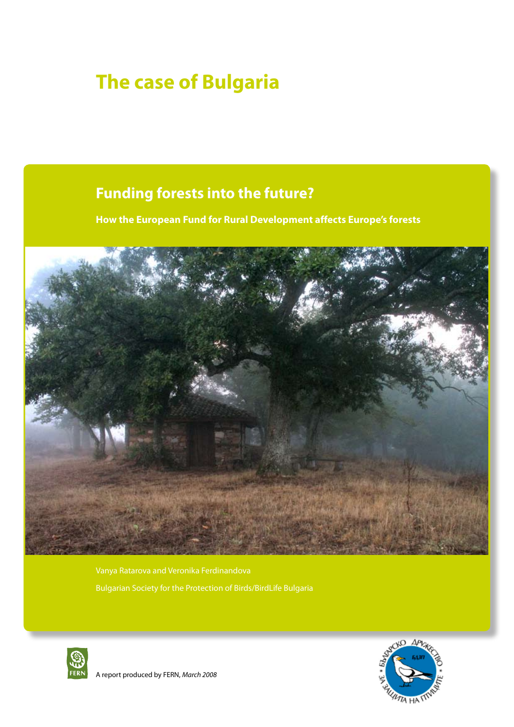# The case of Bulgaria

## Funding forests into the future?

**How the European Fund for Rural Development affects Europe's forests**

Vanya Ratarova and Veronika Ferdinandova

Bulgarian Society for the Protection of Birds/BirdLife Bulgaria

A report produced by FERN, *March 2008*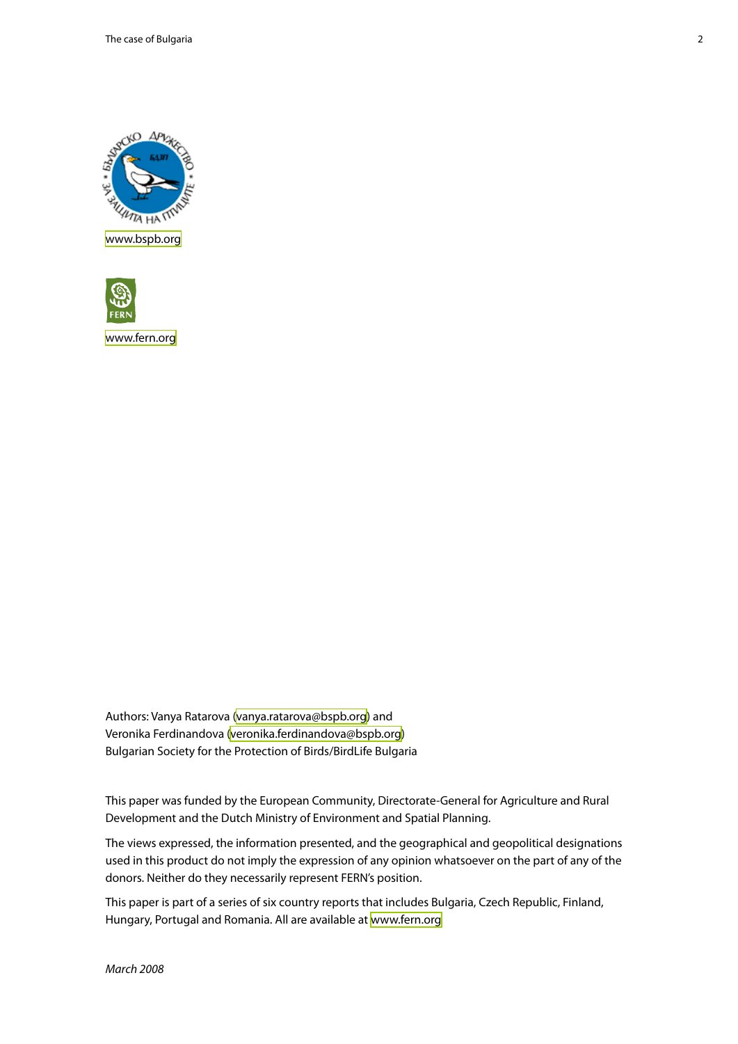www.bspb.org

www.fern.org

Authors: Vanya Ratarova (vanya.ratarova@bspb.org) and
Veronika Ferdinandova (veronika.ferdinandova@bspb.org)
Bulgarian Society for the Protection of Birds/BirdLife Bulgaria

This paper was funded by the European Community, Directorate-General for Agriculture and Rural Development and the Dutch Ministry of Environment and Spatial Planning.

The views expressed, the information presented, and the geographical and geopolitical designations used in this product do not imply the expression of any opinion whatsoever on the part of any of the donors. Neither do they necessarily represent FERN's position.

This paper is part of a series of six country reports that includes Bulgaria, Czech Republic, Finland, Hungary, Portugal and Romania. All are available at www.fern.org

*March 2008*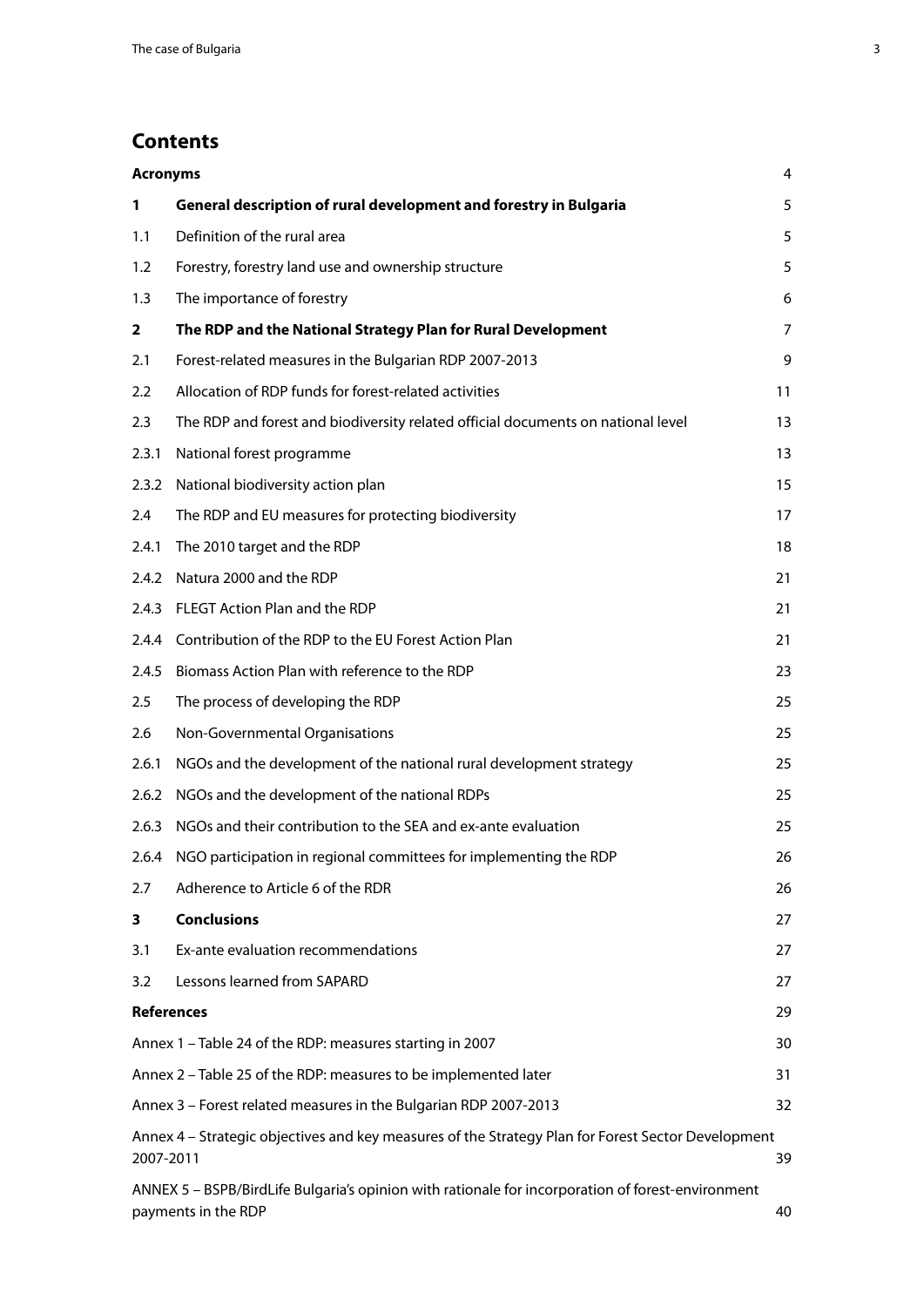# Contents

| | | |
|---|---|---|
| **Acronyms** | | 4 |
| **1** | **General description of rural development and forestry in Bulgaria** | 5 |
| 1.1 | Definition of the rural area | 5 |
| 1.2 | Forestry, forestry land use and ownership structure | 5 |
| 1.3 | The importance of forestry | 6 |
| **2** | **The RDP and the National Strategy Plan for Rural Development** | 7 |
| 2.1 | Forest-related measures in the Bulgarian RDP 2007-2013 | 9 |
| 2.2 | Allocation of RDP funds for forest-related activities | 11 |
| 2.3 | The RDP and forest and biodiversity related official documents on national level | 13 |
| 2.3.1 | National forest programme | 13 |
| 2.3.2 | National biodiversity action plan | 15 |
| 2.4 | The RDP and EU measures for protecting biodiversity | 17 |
| 2.4.1 | The 2010 target and the RDP | 18 |
| 2.4.2 | Natura 2000 and the RDP | 21 |
| 2.4.3 | FLEGT Action Plan and the RDP | 21 |
| 2.4.4 | Contribution of the RDP to the EU Forest Action Plan | 21 |
| 2.4.5 | Biomass Action Plan with reference to the RDP | 23 |
| 2.5 | The process of developing the RDP | 25 |
| 2.6 | Non-Governmental Organisations | 25 |
| 2.6.1 | NGOs and the development of the national rural development strategy | 25 |
| 2.6.2 | NGOs and the development of the national RDPs | 25 |
| 2.6.3 | NGOs and their contribution to the SEA and ex-ante evaluation | 25 |
| 2.6.4 | NGO participation in regional committees for implementing the RDP | 26 |
| 2.7 | Adherence to Article 6 of the RDR | 26 |
| **3** | **Conclusions** | 27 |
| 3.1 | Ex-ante evaluation recommendations | 27 |
| 3.2 | Lessons learned from SAPARD | 27 |
| **References** | | 29 |
| Annex 1 – Table 24 of the RDP: measures starting in 2007 | | 30 |
| Annex 2 – Table 25 of the RDP: measures to be implemented later | | 31 |
| Annex 3 – Forest related measures in the Bulgarian RDP 2007-2013 | | 32 |
| Annex 4 – Strategic objectives and key measures of the Strategy Plan for Forest Sector Development 2007-2011 | | 39 |
| ANNEX 5 – BSPB/BirdLife Bulgaria's opinion with rationale for incorporation of forest-environment payments in the RDP | | 40 |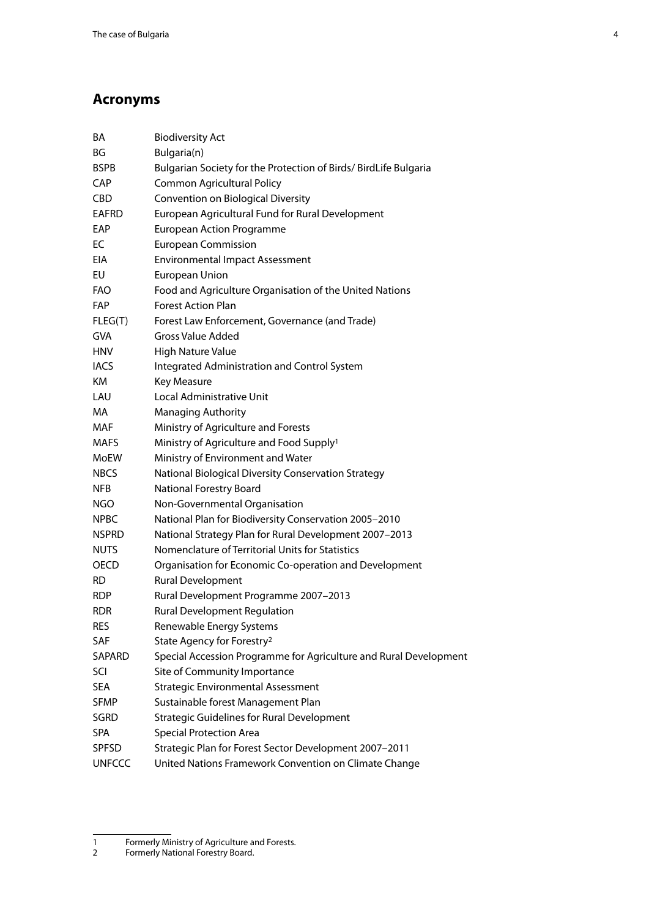## Acronyms

| | |
|---|---|
| BA | Biodiversity Act |
| BG | Bulgaria(n) |
| BSPB | Bulgarian Society for the Protection of Birds/ BirdLife Bulgaria |
| CAP | Common Agricultural Policy |
| CBD | Convention on Biological Diversity |
| EAFRD | European Agricultural Fund for Rural Development |
| EAP | European Action Programme |
| EC | European Commission |
| EIA | Environmental Impact Assessment |
| EU | European Union |
| FAO | Food and Agriculture Organisation of the United Nations |
| FAP | Forest Action Plan |
| FLEG(T) | Forest Law Enforcement, Governance (and Trade) |
| GVA | Gross Value Added |
| HNV | High Nature Value |
| IACS | Integrated Administration and Control System |
| KM | Key Measure |
| LAU | Local Administrative Unit |
| MA | Managing Authority |
| MAF | Ministry of Agriculture and Forests |
| MAFS | Ministry of Agriculture and Food Supply[1] |
| MoEW | Ministry of Environment and Water |
| NBCS | National Biological Diversity Conservation Strategy |
| NFB | National Forestry Board |
| NGO | Non-Governmental Organisation |
| NPBC | National Plan for Biodiversity Conservation 2005–2010 |
| NSPRD | National Strategy Plan for Rural Development 2007–2013 |
| NUTS | Nomenclature of Territorial Units for Statistics |
| OECD | Organisation for Economic Co-operation and Development |
| RD | Rural Development |
| RDP | Rural Development Programme 2007–2013 |
| RDR | Rural Development Regulation |
| RES | Renewable Energy Systems |
| SAF | State Agency for Forestry[2] |
| SAPARD | Special Accession Programme for Agriculture and Rural Development |
| SCI | Site of Community Importance |
| SEA | Strategic Environmental Assessment |
| SFMP | Sustainable forest Management Plan |
| SGRD | Strategic Guidelines for Rural Development |
| SPA | Special Protection Area |
| SPFSD | Strategic Plan for Forest Sector Development 2007–2011 |
| UNFCCC | United Nations Framework Convention on Climate Change |

1 Formerly Ministry of Agriculture and Forests.

2 Formerly National Forestry Board.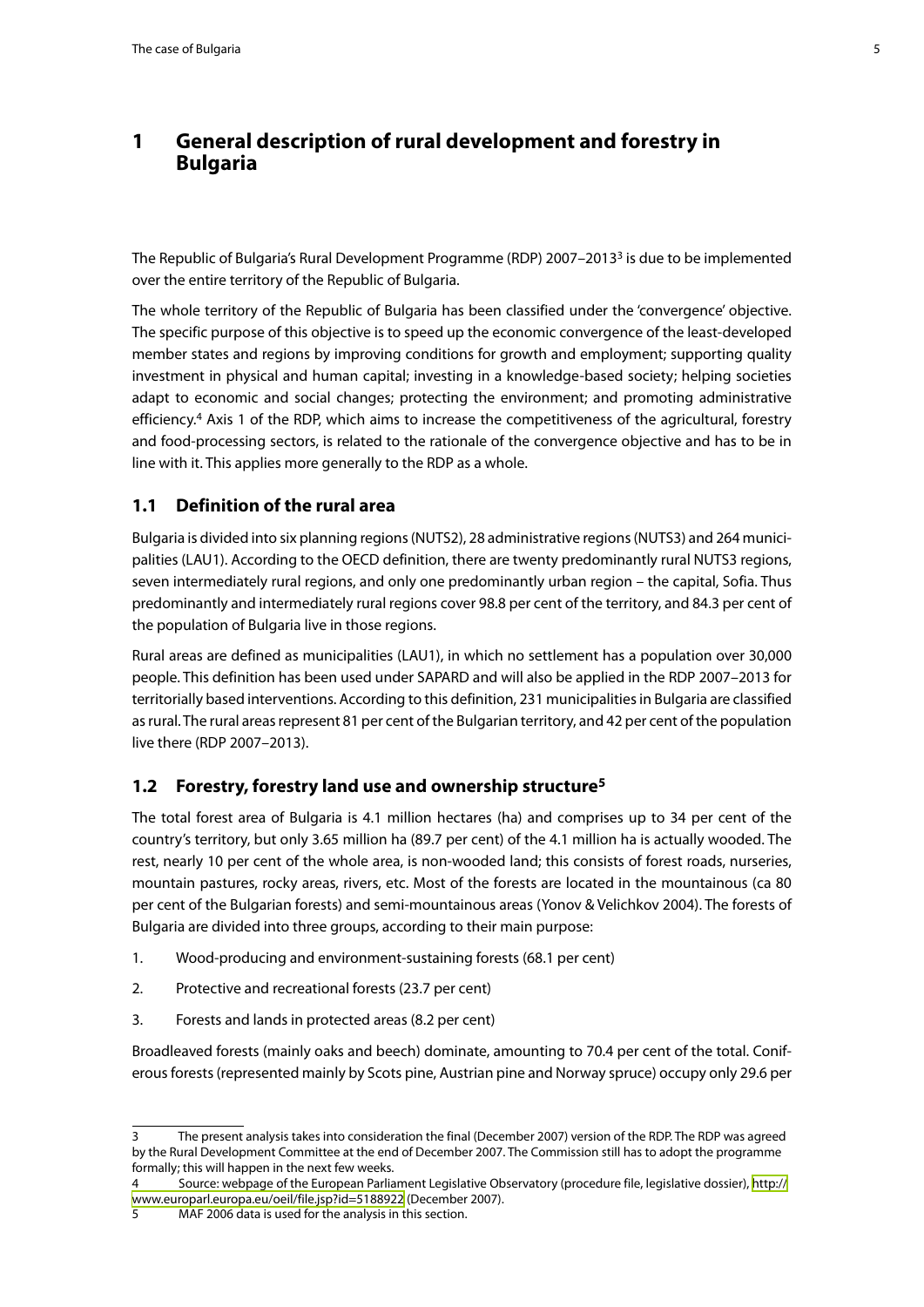# 1 General description of rural development and forestry in Bulgaria

The Republic of Bulgaria's Rural Development Programme (RDP) 2007–2013[3] is due to be implemented over the entire territory of the Republic of Bulgaria.

The whole territory of the Republic of Bulgaria has been classified under the 'convergence' objective. The specific purpose of this objective is to speed up the economic convergence of the least-developed member states and regions by improving conditions for growth and employment; supporting quality investment in physical and human capital; investing in a knowledge-based society; helping societies adapt to economic and social changes; protecting the environment; and promoting administrative efficiency.[4] Axis 1 of the RDP, which aims to increase the competitiveness of the agricultural, forestry and food-processing sectors, is related to the rationale of the convergence objective and has to be in line with it. This applies more generally to the RDP as a whole.

## 1.1 Definition of the rural area

Bulgaria is divided into six planning regions (NUTS2), 28 administrative regions (NUTS3) and 264 municipalities (LAU1). According to the OECD definition, there are twenty predominantly rural NUTS3 regions, seven intermediately rural regions, and only one predominantly urban region – the capital, Sofia. Thus predominantly and intermediately rural regions cover 98.8 per cent of the territory, and 84.3 per cent of the population of Bulgaria live in those regions.

Rural areas are defined as municipalities (LAU1), in which no settlement has a population over 30,000 people. This definition has been used under SAPARD and will also be applied in the RDP 2007–2013 for territorially based interventions. According to this definition, 231 municipalities in Bulgaria are classified as rural. The rural areas represent 81 per cent of the Bulgarian territory, and 42 per cent of the population live there (RDP 2007–2013).

## 1.2 Forestry, forestry land use and ownership structure[5]

The total forest area of Bulgaria is 4.1 million hectares (ha) and comprises up to 34 per cent of the country's territory, but only 3.65 million ha (89.7 per cent) of the 4.1 million ha is actually wooded. The rest, nearly 10 per cent of the whole area, is non-wooded land; this consists of forest roads, nurseries, mountain pastures, rocky areas, rivers, etc. Most of the forests are located in the mountainous (ca 80 per cent of the Bulgarian forests) and semi-mountainous areas (Yonov & Velichkov 2004). The forests of Bulgaria are divided into three groups, according to their main purpose:

1. Wood-producing and environment-sustaining forests (68.1 per cent)
2. Protective and recreational forests (23.7 per cent)
3. Forests and lands in protected areas (8.2 per cent)

Broadleaved forests (mainly oaks and beech) dominate, amounting to 70.4 per cent of the total. Coniferous forests (represented mainly by Scots pine, Austrian pine and Norway spruce) occupy only 29.6 per

---

[3] The present analysis takes into consideration the final (December 2007) version of the RDP. The RDP was agreed by the Rural Development Committee at the end of December 2007. The Commission still has to adopt the programme formally; this will happen in the next few weeks.

[4] Source: webpage of the European Parliament Legislative Observatory (procedure file, legislative dossier), http://www.europarl.europa.eu/oeil/file.jsp?id=5188922 (December 2007).

[5] MAF 2006 data is used for the analysis in this section.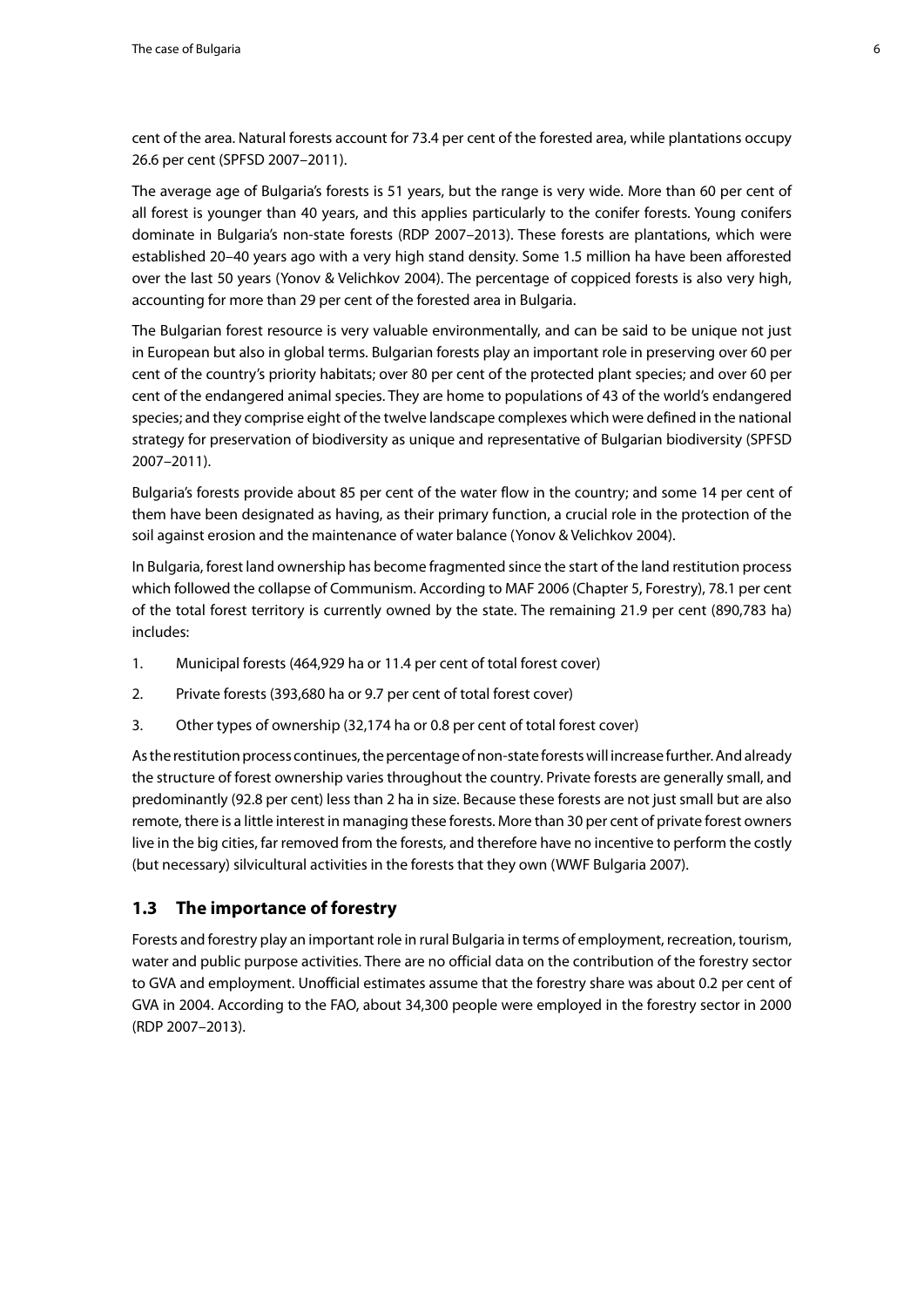cent of the area. Natural forests account for 73.4 per cent of the forested area, while plantations occupy 26.6 per cent (SPFSD 2007–2011).

The average age of Bulgaria's forests is 51 years, but the range is very wide. More than 60 per cent of all forest is younger than 40 years, and this applies particularly to the conifer forests. Young conifers dominate in Bulgaria's non-state forests (RDP 2007–2013). These forests are plantations, which were established 20–40 years ago with a very high stand density. Some 1.5 million ha have been afforested over the last 50 years (Yonov & Velichkov 2004). The percentage of coppiced forests is also very high, accounting for more than 29 per cent of the forested area in Bulgaria.

The Bulgarian forest resource is very valuable environmentally, and can be said to be unique not just in European but also in global terms. Bulgarian forests play an important role in preserving over 60 per cent of the country's priority habitats; over 80 per cent of the protected plant species; and over 60 per cent of the endangered animal species. They are home to populations of 43 of the world's endangered species; and they comprise eight of the twelve landscape complexes which were defined in the national strategy for preservation of biodiversity as unique and representative of Bulgarian biodiversity (SPFSD 2007–2011).

Bulgaria's forests provide about 85 per cent of the water flow in the country; and some 14 per cent of them have been designated as having, as their primary function, a crucial role in the protection of the soil against erosion and the maintenance of water balance (Yonov & Velichkov 2004).

In Bulgaria, forest land ownership has become fragmented since the start of the land restitution process which followed the collapse of Communism. According to MAF 2006 (Chapter 5, Forestry), 78.1 per cent of the total forest territory is currently owned by the state. The remaining 21.9 per cent (890,783 ha) includes:

1. Municipal forests (464,929 ha or 11.4 per cent of total forest cover)
2. Private forests (393,680 ha or 9.7 per cent of total forest cover)
3. Other types of ownership (32,174 ha or 0.8 per cent of total forest cover)

As the restitution process continues, the percentage of non-state forests will increase further. And already the structure of forest ownership varies throughout the country. Private forests are generally small, and predominantly (92.8 per cent) less than 2 ha in size. Because these forests are not just small but are also remote, there is a little interest in managing these forests. More than 30 per cent of private forest owners live in the big cities, far removed from the forests, and therefore have no incentive to perform the costly (but necessary) silvicultural activities in the forests that they own (WWF Bulgaria 2007).

## 1.3 The importance of forestry

Forests and forestry play an important role in rural Bulgaria in terms of employment, recreation, tourism, water and public purpose activities. There are no official data on the contribution of the forestry sector to GVA and employment. Unofficial estimates assume that the forestry share was about 0.2 per cent of GVA in 2004. According to the FAO, about 34,300 people were employed in the forestry sector in 2000 (RDP 2007–2013).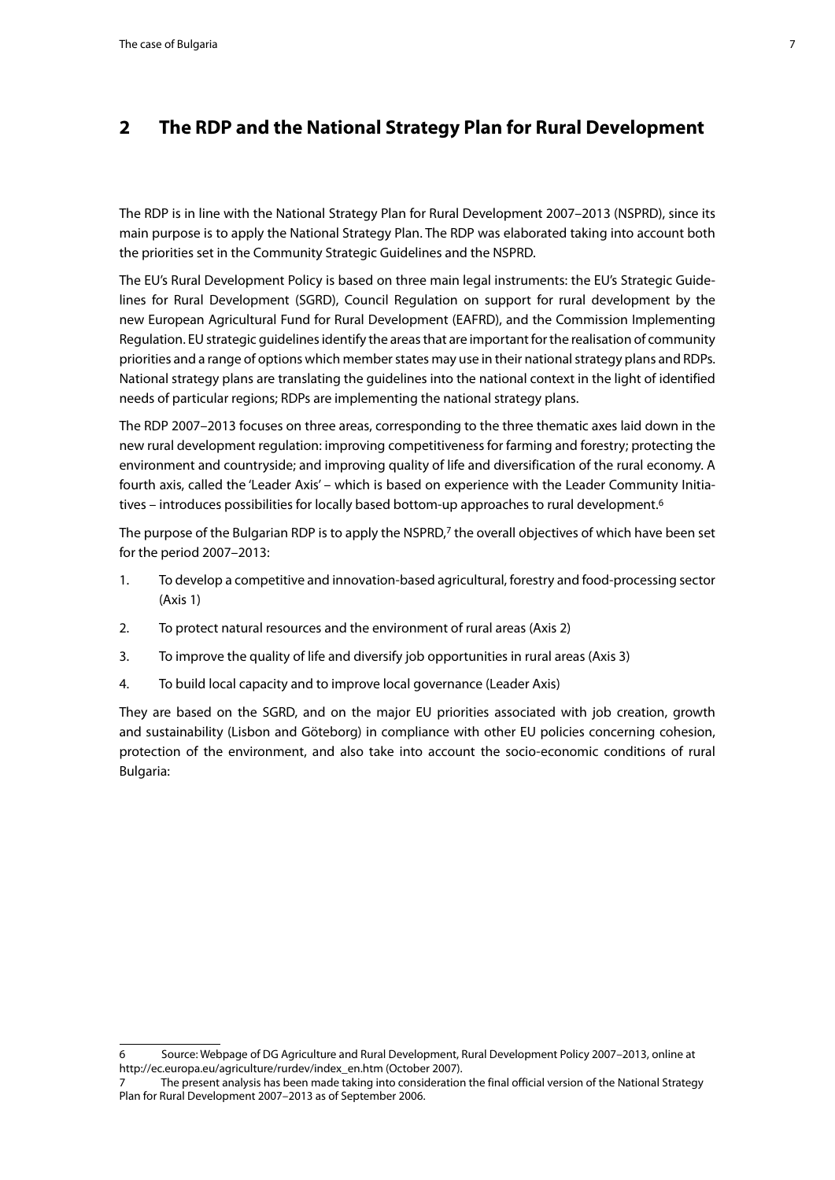## 2 The RDP and the National Strategy Plan for Rural Development

The RDP is in line with the National Strategy Plan for Rural Development 2007–2013 (NSPRD), since its main purpose is to apply the National Strategy Plan. The RDP was elaborated taking into account both the priorities set in the Community Strategic Guidelines and the NSPRD.

The EU's Rural Development Policy is based on three main legal instruments: the EU's Strategic Guidelines for Rural Development (SGRD), Council Regulation on support for rural development by the new European Agricultural Fund for Rural Development (EAFRD), and the Commission Implementing Regulation. EU strategic guidelines identify the areas that are important for the realisation of community priorities and a range of options which member states may use in their national strategy plans and RDPs. National strategy plans are translating the guidelines into the national context in the light of identified needs of particular regions; RDPs are implementing the national strategy plans.

The RDP 2007–2013 focuses on three areas, corresponding to the three thematic axes laid down in the new rural development regulation: improving competitiveness for farming and forestry; protecting the environment and countryside; and improving quality of life and diversification of the rural economy. A fourth axis, called the 'Leader Axis' – which is based on experience with the Leader Community Initiatives – introduces possibilities for locally based bottom-up approaches to rural development.[6]

The purpose of the Bulgarian RDP is to apply the NSPRD,[7] the overall objectives of which have been set for the period 2007–2013:

1. To develop a competitive and innovation-based agricultural, forestry and food-processing sector (Axis 1)
2. To protect natural resources and the environment of rural areas (Axis 2)
3. To improve the quality of life and diversify job opportunities in rural areas (Axis 3)
4. To build local capacity and to improve local governance (Leader Axis)

They are based on the SGRD, and on the major EU priorities associated with job creation, growth and sustainability (Lisbon and Göteborg) in compliance with other EU policies concerning cohesion, protection of the environment, and also take into account the socio-economic conditions of rural Bulgaria:

---

6 Source: Webpage of DG Agriculture and Rural Development, Rural Development Policy 2007–2013, online at http://ec.europa.eu/agriculture/rurdev/index_en.htm (October 2007).

7 The present analysis has been made taking into consideration the final official version of the National Strategy Plan for Rural Development 2007–2013 as of September 2006.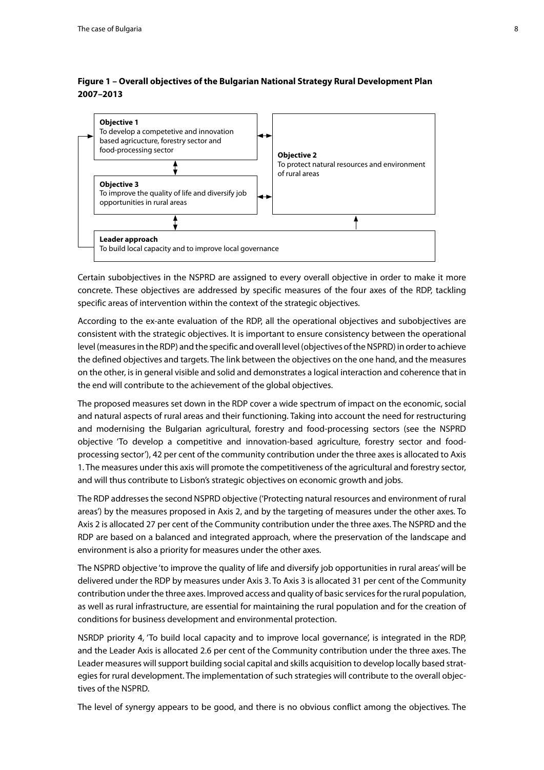**Figure 1 – Overall objectives of the Bulgarian National Strategy Rural Development Plan 2007–2013**

**Objective 1**
To develop a competetive and innovation based agricucture, forestry sector and food-processing sector

**Objective 2**
To protect natural resources and environment of rural areas

**Objective 3**
To improve the quality of life and diversify job opportunities in rural areas

**Leader approach**
To build local capacity and to improve local governance

Certain subobjectives in the NSPRD are assigned to every overall objective in order to make it more concrete. These objectives are addressed by specific measures of the four axes of the RDP, tackling specific areas of intervention within the context of the strategic objectives.

According to the ex-ante evaluation of the RDP, all the operational objectives and subobjectives are consistent with the strategic objectives. It is important to ensure consistency between the operational level (measures in the RDP) and the specific and overall level (objectives of the NSPRD) in order to achieve the defined objectives and targets. The link between the objectives on the one hand, and the measures on the other, is in general visible and solid and demonstrates a logical interaction and coherence that in the end will contribute to the achievement of the global objectives.

The proposed measures set down in the RDP cover a wide spectrum of impact on the economic, social and natural aspects of rural areas and their functioning. Taking into account the need for restructuring and modernising the Bulgarian agricultural, forestry and food-processing sectors (see the NSPRD objective 'To develop a competitive and innovation-based agriculture, forestry sector and food-processing sector'), 42 per cent of the community contribution under the three axes is allocated to Axis 1. The measures under this axis will promote the competitiveness of the agricultural and forestry sector, and will thus contribute to Lisbon's strategic objectives on economic growth and jobs.

The RDP addresses the second NSPRD objective ('Protecting natural resources and environment of rural areas') by the measures proposed in Axis 2, and by the targeting of measures under the other axes. To Axis 2 is allocated 27 per cent of the Community contribution under the three axes. The NSPRD and the RDP are based on a balanced and integrated approach, where the preservation of the landscape and environment is also a priority for measures under the other axes.

The NSPRD objective 'to improve the quality of life and diversify job opportunities in rural areas' will be delivered under the RDP by measures under Axis 3. To Axis 3 is allocated 31 per cent of the Community contribution under the three axes. Improved access and quality of basic services for the rural population, as well as rural infrastructure, are essential for maintaining the rural population and for the creation of conditions for business development and environmental protection.

NSRDP priority 4, 'To build local capacity and to improve local governance', is integrated in the RDP, and the Leader Axis is allocated 2.6 per cent of the Community contribution under the three axes. The Leader measures will support building social capital and skills acquisition to develop locally based strategies for rural development. The implementation of such strategies will contribute to the overall objectives of the NSPRD.

The level of synergy appears to be good, and there is no obvious conflict among the objectives. The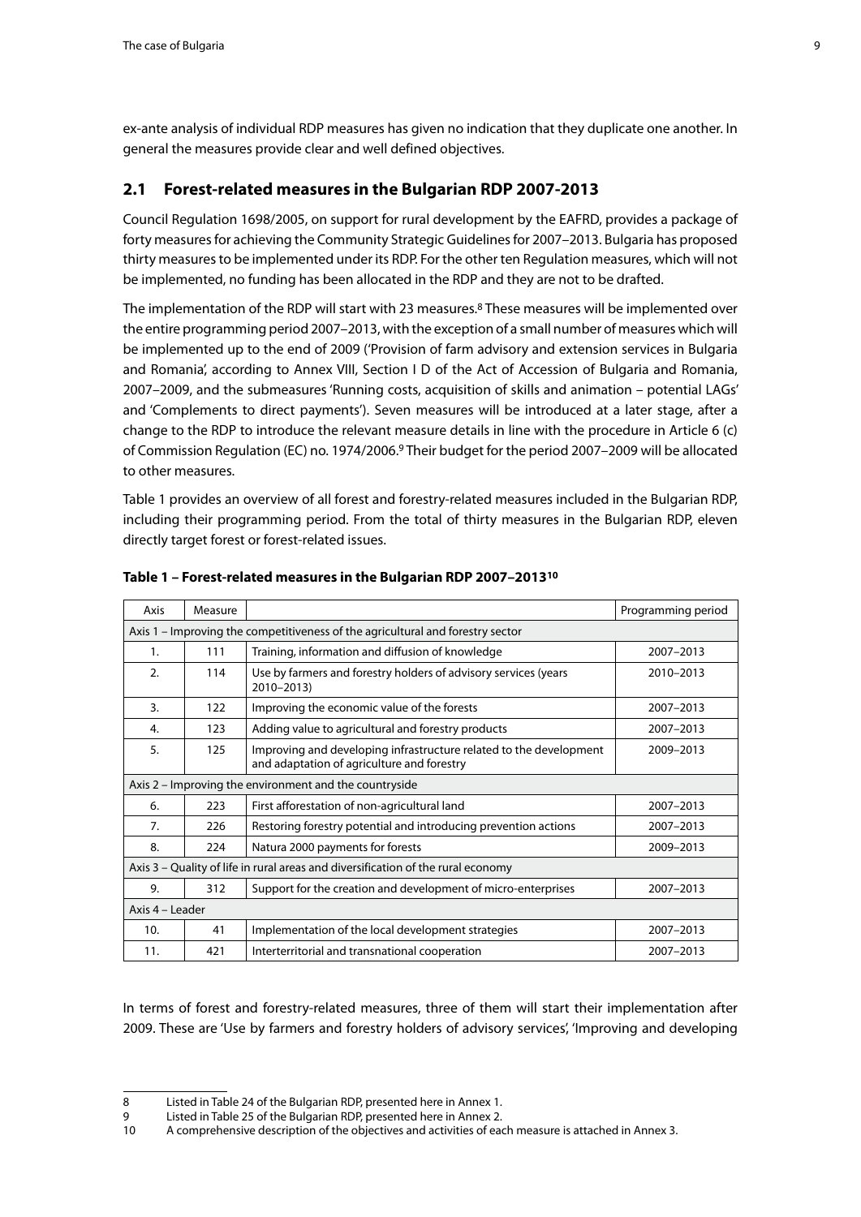ex-ante analysis of individual RDP measures has given no indication that they duplicate one another. In general the measures provide clear and well defined objectives.

## 2.1 Forest-related measures in the Bulgarian RDP 2007-2013

Council Regulation 1698/2005, on support for rural development by the EAFRD, provides a package of forty measures for achieving the Community Strategic Guidelines for 2007–2013. Bulgaria has proposed thirty measures to be implemented under its RDP. For the other ten Regulation measures, which will not be implemented, no funding has been allocated in the RDP and they are not to be drafted.

The implementation of the RDP will start with 23 measures.[8] These measures will be implemented over the entire programming period 2007–2013, with the exception of a small number of measures which will be implemented up to the end of 2009 ('Provision of farm advisory and extension services in Bulgaria and Romania', according to Annex VIII, Section I D of the Act of Accession of Bulgaria and Romania, 2007–2009, and the submeasures 'Running costs, acquisition of skills and animation – potential LAGs' and 'Complements to direct payments'). Seven measures will be introduced at a later stage, after a change to the RDP to introduce the relevant measure details in line with the procedure in Article 6 (c) of Commission Regulation (EC) no. 1974/2006.[9] Their budget for the period 2007–2009 will be allocated to other measures.

Table 1 provides an overview of all forest and forestry-related measures included in the Bulgarian RDP, including their programming period. From the total of thirty measures in the Bulgarian RDP, eleven directly target forest or forest-related issues.

**Table 1 – Forest-related measures in the Bulgarian RDP 2007–2013[10]**

| Axis | Measure | | Programming period |
|---|---|---|---|
| Axis 1 – Improving the competitiveness of the agricultural and forestry sector | | | |
| 1. | 111 | Training, information and diffusion of knowledge | 2007–2013 |
| 2. | 114 | Use by farmers and forestry holders of advisory services (years 2010–2013) | 2010–2013 |
| 3. | 122 | Improving the economic value of the forests | 2007–2013 |
| 4. | 123 | Adding value to agricultural and forestry products | 2007–2013 |
| 5. | 125 | Improving and developing infrastructure related to the development and adaptation of agriculture and forestry | 2009–2013 |
| Axis 2 – Improving the environment and the countryside | | | |
| 6. | 223 | First afforestation of non-agricultural land | 2007–2013 |
| 7. | 226 | Restoring forestry potential and introducing prevention actions | 2007–2013 |
| 8. | 224 | Natura 2000 payments for forests | 2009–2013 |
| Axis 3 – Quality of life in rural areas and diversification of the rural economy | | | |
| 9. | 312 | Support for the creation and development of micro-enterprises | 2007–2013 |
| Axis 4 – Leader | | | |
| 10. | 41 | Implementation of the local development strategies | 2007–2013 |
| 11. | 421 | Interterritorial and transnational cooperation | 2007–2013 |

In terms of forest and forestry-related measures, three of them will start their implementation after 2009. These are 'Use by farmers and forestry holders of advisory services', 'Improving and developing

---

8 Listed in Table 24 of the Bulgarian RDP, presented here in Annex 1.

9 Listed in Table 25 of the Bulgarian RDP, presented here in Annex 2.

10 A comprehensive description of the objectives and activities of each measure is attached in Annex 3.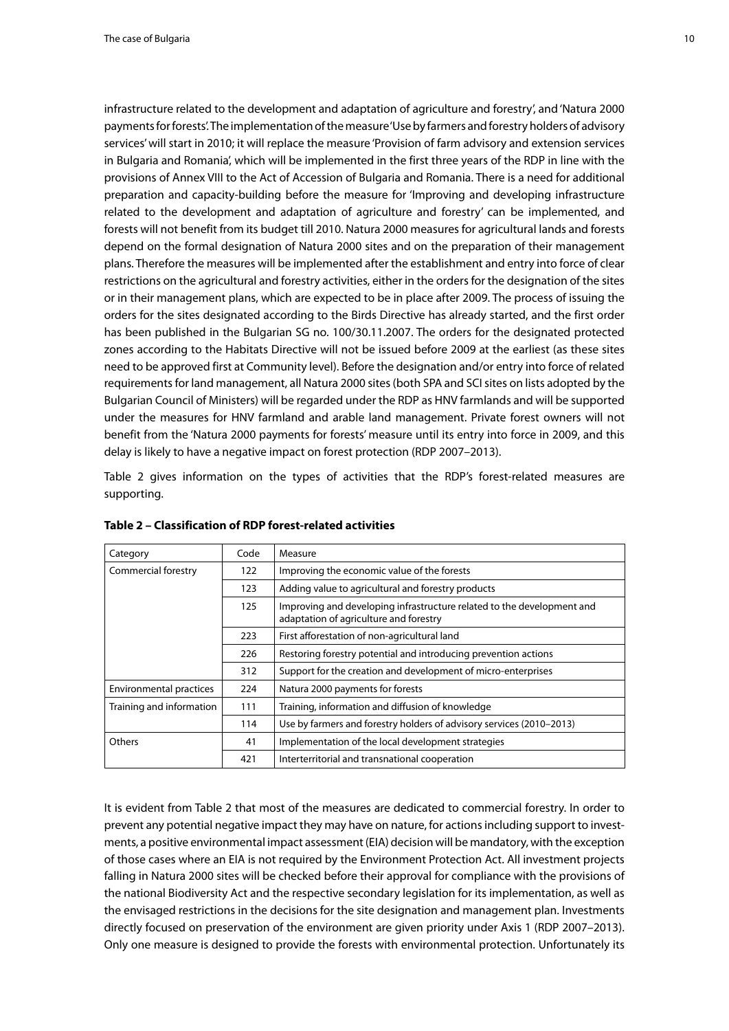infrastructure related to the development and adaptation of agriculture and forestry', and 'Natura 2000 payments for forests'. The implementation of the measure 'Use by farmers and forestry holders of advisory services' will start in 2010; it will replace the measure 'Provision of farm advisory and extension services in Bulgaria and Romania', which will be implemented in the first three years of the RDP in line with the provisions of Annex VIII to the Act of Accession of Bulgaria and Romania. There is a need for additional preparation and capacity-building before the measure for 'Improving and developing infrastructure related to the development and adaptation of agriculture and forestry' can be implemented, and forests will not benefit from its budget till 2010. Natura 2000 measures for agricultural lands and forests depend on the formal designation of Natura 2000 sites and on the preparation of their management plans. Therefore the measures will be implemented after the establishment and entry into force of clear restrictions on the agricultural and forestry activities, either in the orders for the designation of the sites or in their management plans, which are expected to be in place after 2009. The process of issuing the orders for the sites designated according to the Birds Directive has already started, and the first order has been published in the Bulgarian SG no. 100/30.11.2007. The orders for the designated protected zones according to the Habitats Directive will not be issued before 2009 at the earliest (as these sites need to be approved first at Community level). Before the designation and/or entry into force of related requirements for land management, all Natura 2000 sites (both SPA and SCI sites on lists adopted by the Bulgarian Council of Ministers) will be regarded under the RDP as HNV farmlands and will be supported under the measures for HNV farmland and arable land management. Private forest owners will not benefit from the 'Natura 2000 payments for forests' measure until its entry into force in 2009, and this delay is likely to have a negative impact on forest protection (RDP 2007–2013).

Table 2 gives information on the types of activities that the RDP's forest-related measures are supporting.

**Table 2 – Classification of RDP forest-related activities**

| Category | Code | Measure |
|---|---|---|
| Commercial forestry | 122 | Improving the economic value of the forests |
| | 123 | Adding value to agricultural and forestry products |
| | 125 | Improving and developing infrastructure related to the development and adaptation of agriculture and forestry |
| | 223 | First afforestation of non-agricultural land |
| | 226 | Restoring forestry potential and introducing prevention actions |
| | 312 | Support for the creation and development of micro-enterprises |
| Environmental practices | 224 | Natura 2000 payments for forests |
| Training and information | 111 | Training, information and diffusion of knowledge |
| | 114 | Use by farmers and forestry holders of advisory services (2010–2013) |
| Others | 41 | Implementation of the local development strategies |
| | 421 | Interterritorial and transnational cooperation |

It is evident from Table 2 that most of the measures are dedicated to commercial forestry. In order to prevent any potential negative impact they may have on nature, for actions including support to investments, a positive environmental impact assessment (EIA) decision will be mandatory, with the exception of those cases where an EIA is not required by the Environment Protection Act. All investment projects falling in Natura 2000 sites will be checked before their approval for compliance with the provisions of the national Biodiversity Act and the respective secondary legislation for its implementation, as well as the envisaged restrictions in the decisions for the site designation and management plan. Investments directly focused on preservation of the environment are given priority under Axis 1 (RDP 2007–2013). Only one measure is designed to provide the forests with environmental protection. Unfortunately its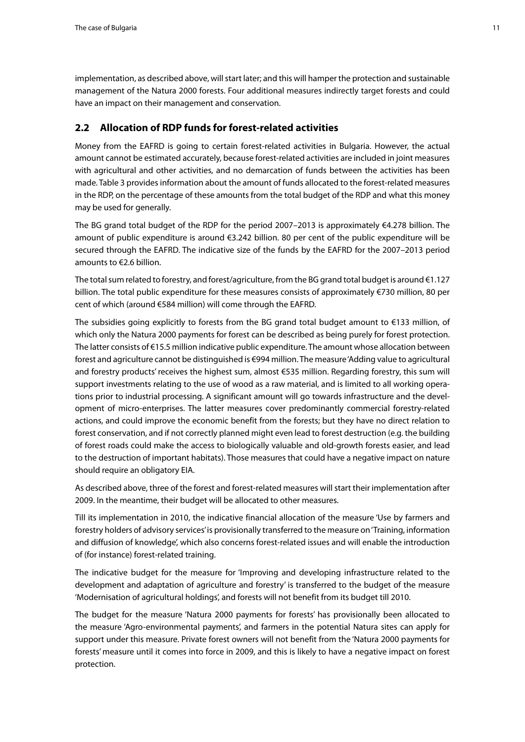implementation, as described above, will start later; and this will hamper the protection and sustainable management of the Natura 2000 forests. Four additional measures indirectly target forests and could have an impact on their management and conservation.

## 2.2 Allocation of RDP funds for forest-related activities

Money from the EAFRD is going to certain forest-related activities in Bulgaria. However, the actual amount cannot be estimated accurately, because forest-related activities are included in joint measures with agricultural and other activities, and no demarcation of funds between the activities has been made. Table 3 provides information about the amount of funds allocated to the forest-related measures in the RDP, on the percentage of these amounts from the total budget of the RDP and what this money may be used for generally.

The BG grand total budget of the RDP for the period 2007–2013 is approximately €4.278 billion. The amount of public expenditure is around €3.242 billion. 80 per cent of the public expenditure will be secured through the EAFRD. The indicative size of the funds by the EAFRD for the 2007–2013 period amounts to €2.6 billion.

The total sum related to forestry, and forest/agriculture, from the BG grand total budget is around €1.127 billion. The total public expenditure for these measures consists of approximately €730 million, 80 per cent of which (around €584 million) will come through the EAFRD.

The subsidies going explicitly to forests from the BG grand total budget amount to €133 million, of which only the Natura 2000 payments for forest can be described as being purely for forest protection. The latter consists of €15.5 million indicative public expenditure. The amount whose allocation between forest and agriculture cannot be distinguished is €994 million. The measure 'Adding value to agricultural and forestry products' receives the highest sum, almost €535 million. Regarding forestry, this sum will support investments relating to the use of wood as a raw material, and is limited to all working operations prior to industrial processing. A significant amount will go towards infrastructure and the development of micro-enterprises. The latter measures cover predominantly commercial forestry-related actions, and could improve the economic benefit from the forests; but they have no direct relation to forest conservation, and if not correctly planned might even lead to forest destruction (e.g. the building of forest roads could make the access to biologically valuable and old-growth forests easier, and lead to the destruction of important habitats). Those measures that could have a negative impact on nature should require an obligatory EIA.

As described above, three of the forest and forest-related measures will start their implementation after 2009. In the meantime, their budget will be allocated to other measures.

Till its implementation in 2010, the indicative financial allocation of the measure 'Use by farmers and forestry holders of advisory services' is provisionally transferred to the measure on 'Training, information and diffusion of knowledge', which also concerns forest-related issues and will enable the introduction of (for instance) forest-related training.

The indicative budget for the measure for 'Improving and developing infrastructure related to the development and adaptation of agriculture and forestry' is transferred to the budget of the measure 'Modernisation of agricultural holdings', and forests will not benefit from its budget till 2010.

The budget for the measure 'Natura 2000 payments for forests' has provisionally been allocated to the measure 'Agro-environmental payments', and farmers in the potential Natura sites can apply for support under this measure. Private forest owners will not benefit from the 'Natura 2000 payments for forests' measure until it comes into force in 2009, and this is likely to have a negative impact on forest protection.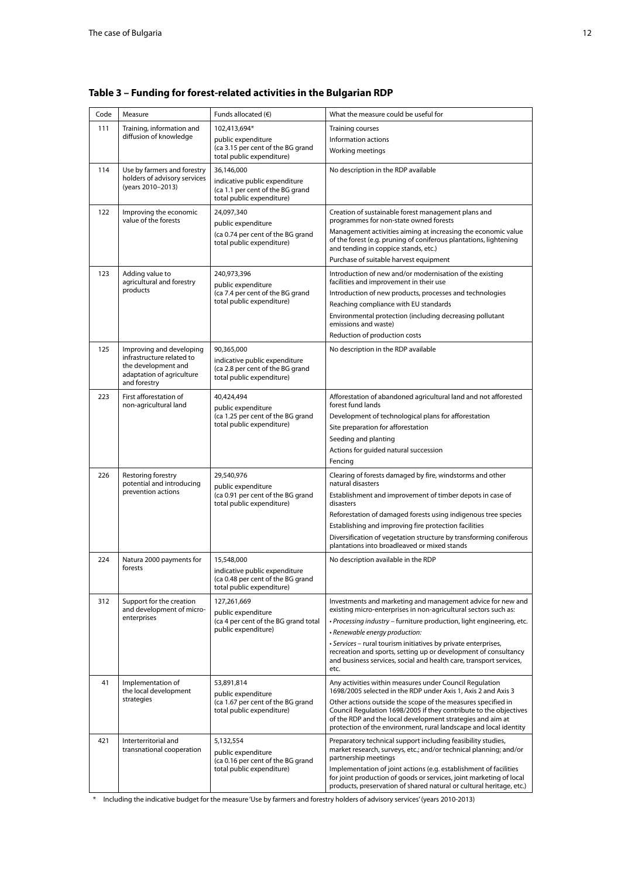## Table 3 – Funding for forest-related activities in the Bulgarian RDP

| Code | Measure | Funds allocated (€) | What the measure could be useful for |
|---|---|---|---|
| 111 | Training, information and diffusion of knowledge | 102,413,694* public expenditure (ca 3.15 per cent of the BG grand total public expenditure) | Training courses<br>Information actions<br>Working meetings |
| 114 | Use by farmers and forestry holders of advisory services (years 2010–2013) | 36,146,000 indicative public expenditure (ca 1.1 per cent of the BG grand total public expenditure) | No description in the RDP available |
| 122 | Improving the economic value of the forests | 24,097,340 public expenditure (ca 0.74 per cent of the BG grand total public expenditure) | Creation of sustainable forest management plans and programmes for non-state owned forests<br>Management activities aiming at increasing the economic value of the forest (e.g. pruning of coniferous plantations, lightening and tending in coppice stands, etc.)<br>Purchase of suitable harvest equipment |
| 123 | Adding value to agricultural and forestry products | 240,973,396 public expenditure (ca 7.4 per cent of the BG grand total public expenditure) | Introduction of new and/or modernisation of the existing facilities and improvement in their use<br>Introduction of new products, processes and technologies<br>Reaching compliance with EU standards<br>Environmental protection (including decreasing pollutant emissions and waste)<br>Reduction of production costs |
| 125 | Improving and developing infrastructure related to the development and adaptation of agriculture and forestry | 90,365,000 indicative public expenditure (ca 2.8 per cent of the BG grand total public expenditure) | No description in the RDP available |
| 223 | First afforestation of non-agricultural land | 40,424,494 public expenditure (ca 1.25 per cent of the BG grand total public expenditure) | Afforestation of abandoned agricultural land and not afforested forest fund lands<br>Development of technological plans for afforestation<br>Site preparation for afforestation<br>Seeding and planting<br>Actions for guided natural succession<br>Fencing |
| 226 | Restoring forestry potential and introducing prevention actions | 29,540,976 public expenditure (ca 0.91 per cent of the BG grand total public expenditure) | Clearing of forests damaged by fire, windstorms and other natural disasters<br>Establishment and improvement of timber depots in case of disasters<br>Reforestation of damaged forests using indigenous tree species<br>Establishing and improving fire protection facilities<br>Diversification of vegetation structure by transforming coniferous plantations into broadleaved or mixed stands |
| 224 | Natura 2000 payments for forests | 15,548,000 indicative public expenditure (ca 0.48 per cent of the BG grand total public expenditure) | No description available in the RDP |
| 312 | Support for the creation and development of micro-enterprises | 127,261,669 public expenditure (ca 4 per cent of the BG grand total public expenditure) | Investments and marketing and management advice for new and existing micro-enterprises in non-agricultural sectors such as:<br>• *Processing industry* – furniture production, light engineering, etc.<br>• *Renewable energy production:*<br>• *Services* – rural tourism initiatives by private enterprises, recreation and sports, setting up or development of consultancy and business services, social and health care, transport services, etc. |
| 41 | Implementation of the local development strategies | 53,891,814 public expenditure (ca 1.67 per cent of the BG grand total public expenditure) | Any activities within measures under Council Regulation 1698/2005 selected in the RDP under Axis 1, Axis 2 and Axis 3<br>Other actions outside the scope of the measures specified in Council Regulation 1698/2005 if they contribute to the objectives of the RDP and the local development strategies and aim at protection of the environment, rural landscape and local identity |
| 421 | Interterritorial and transnational cooperation | 5,132,554 public expenditure (ca 0.16 per cent of the BG grand total public expenditure) | Preparatory technical support including feasibility studies, market research, surveys, etc.; and/or technical planning; and/or partnership meetings<br>Implementation of joint actions (e.g. establishment of facilities for joint production of goods or services, joint marketing of local products, preservation of shared natural or cultural heritage, etc.) |

\* Including the indicative budget for the measure 'Use by farmers and forestry holders of advisory services' (years 2010-2013)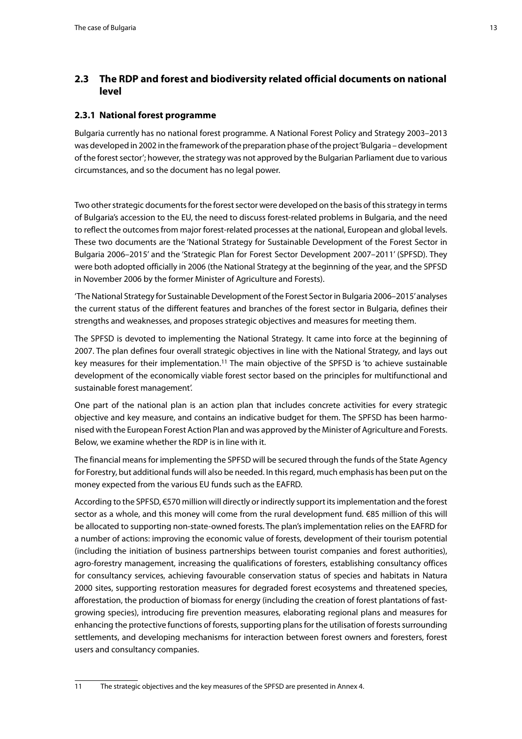## 2.3 The RDP and forest and biodiversity related official documents on national level

### 2.3.1 National forest programme

Bulgaria currently has no national forest programme. A National Forest Policy and Strategy 2003–2013 was developed in 2002 in the framework of the preparation phase of the project 'Bulgaria – development of the forest sector'; however, the strategy was not approved by the Bulgarian Parliament due to various circumstances, and so the document has no legal power.

Two other strategic documents for the forest sector were developed on the basis of this strategy in terms of Bulgaria's accession to the EU, the need to discuss forest-related problems in Bulgaria, and the need to reflect the outcomes from major forest-related processes at the national, European and global levels. These two documents are the 'National Strategy for Sustainable Development of the Forest Sector in Bulgaria 2006–2015' and the 'Strategic Plan for Forest Sector Development 2007–2011' (SPFSD). They were both adopted officially in 2006 (the National Strategy at the beginning of the year, and the SPFSD in November 2006 by the former Minister of Agriculture and Forests).

'The National Strategy for Sustainable Development of the Forest Sector in Bulgaria 2006–2015' analyses the current status of the different features and branches of the forest sector in Bulgaria, defines their strengths and weaknesses, and proposes strategic objectives and measures for meeting them.

The SPFSD is devoted to implementing the National Strategy. It came into force at the beginning of 2007. The plan defines four overall strategic objectives in line with the National Strategy, and lays out key measures for their implementation.[11] The main objective of the SPFSD is 'to achieve sustainable development of the economically viable forest sector based on the principles for multifunctional and sustainable forest management'.

One part of the national plan is an action plan that includes concrete activities for every strategic objective and key measure, and contains an indicative budget for them. The SPFSD has been harmonised with the European Forest Action Plan and was approved by the Minister of Agriculture and Forests. Below, we examine whether the RDP is in line with it.

The financial means for implementing the SPFSD will be secured through the funds of the State Agency for Forestry, but additional funds will also be needed. In this regard, much emphasis has been put on the money expected from the various EU funds such as the EAFRD.

According to the SPFSD, €570 million will directly or indirectly support its implementation and the forest sector as a whole, and this money will come from the rural development fund. €85 million of this will be allocated to supporting non-state-owned forests. The plan's implementation relies on the EAFRD for a number of actions: improving the economic value of forests, development of their tourism potential (including the initiation of business partnerships between tourist companies and forest authorities), agro-forestry management, increasing the qualifications of foresters, establishing consultancy offices for consultancy services, achieving favourable conservation status of species and habitats in Natura 2000 sites, supporting restoration measures for degraded forest ecosystems and threatened species, afforestation, the production of biomass for energy (including the creation of forest plantations of fast-growing species), introducing fire prevention measures, elaborating regional plans and measures for enhancing the protective functions of forests, supporting plans for the utilisation of forests surrounding settlements, and developing mechanisms for interaction between forest owners and foresters, forest users and consultancy companies.

11 The strategic objectives and the key measures of the SPFSD are presented in Annex 4.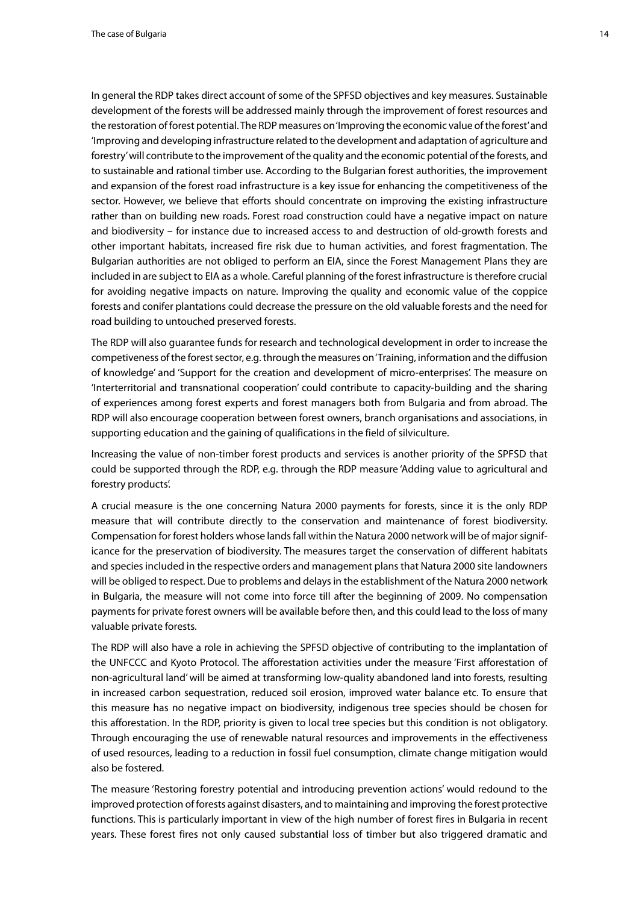In general the RDP takes direct account of some of the SPFSD objectives and key measures. Sustainable development of the forests will be addressed mainly through the improvement of forest resources and the restoration of forest potential. The RDP measures on 'Improving the economic value of the forest' and 'Improving and developing infrastructure related to the development and adaptation of agriculture and forestry' will contribute to the improvement of the quality and the economic potential of the forests, and to sustainable and rational timber use. According to the Bulgarian forest authorities, the improvement and expansion of the forest road infrastructure is a key issue for enhancing the competitiveness of the sector. However, we believe that efforts should concentrate on improving the existing infrastructure rather than on building new roads. Forest road construction could have a negative impact on nature and biodiversity – for instance due to increased access to and destruction of old-growth forests and other important habitats, increased fire risk due to human activities, and forest fragmentation. The Bulgarian authorities are not obliged to perform an EIA, since the Forest Management Plans they are included in are subject to EIA as a whole. Careful planning of the forest infrastructure is therefore crucial for avoiding negative impacts on nature. Improving the quality and economic value of the coppice forests and conifer plantations could decrease the pressure on the old valuable forests and the need for road building to untouched preserved forests.

The RDP will also guarantee funds for research and technological development in order to increase the competitiveness of the forest sector, e.g. through the measures on 'Training, information and the diffusion of knowledge' and 'Support for the creation and development of micro-enterprises'. The measure on 'Interterritorial and transnational cooperation' could contribute to capacity-building and the sharing of experiences among forest experts and forest managers both from Bulgaria and from abroad. The RDP will also encourage cooperation between forest owners, branch organisations and associations, in supporting education and the gaining of qualifications in the field of silviculture.

Increasing the value of non-timber forest products and services is another priority of the SPFSD that could be supported through the RDP, e.g. through the RDP measure 'Adding value to agricultural and forestry products'.

A crucial measure is the one concerning Natura 2000 payments for forests, since it is the only RDP measure that will contribute directly to the conservation and maintenance of forest biodiversity. Compensation for forest holders whose lands fall within the Natura 2000 network will be of major significance for the preservation of biodiversity. The measures target the conservation of different habitats and species included in the respective orders and management plans that Natura 2000 site landowners will be obliged to respect. Due to problems and delays in the establishment of the Natura 2000 network in Bulgaria, the measure will not come into force till after the beginning of 2009. No compensation payments for private forest owners will be available before then, and this could lead to the loss of many valuable private forests.

The RDP will also have a role in achieving the SPFSD objective of contributing to the implantation of the UNFCCC and Kyoto Protocol. The afforestation activities under the measure 'First afforestation of non-agricultural land' will be aimed at transforming low-quality abandoned land into forests, resulting in increased carbon sequestration, reduced soil erosion, improved water balance etc. To ensure that this measure has no negative impact on biodiversity, indigenous tree species should be chosen for this afforestation. In the RDP, priority is given to local tree species but this condition is not obligatory. Through encouraging the use of renewable natural resources and improvements in the effectiveness of used resources, leading to a reduction in fossil fuel consumption, climate change mitigation would also be fostered.

The measure 'Restoring forestry potential and introducing prevention actions' would redound to the improved protection of forests against disasters, and to maintaining and improving the forest protective functions. This is particularly important in view of the high number of forest fires in Bulgaria in recent years. These forest fires not only caused substantial loss of timber but also triggered dramatic and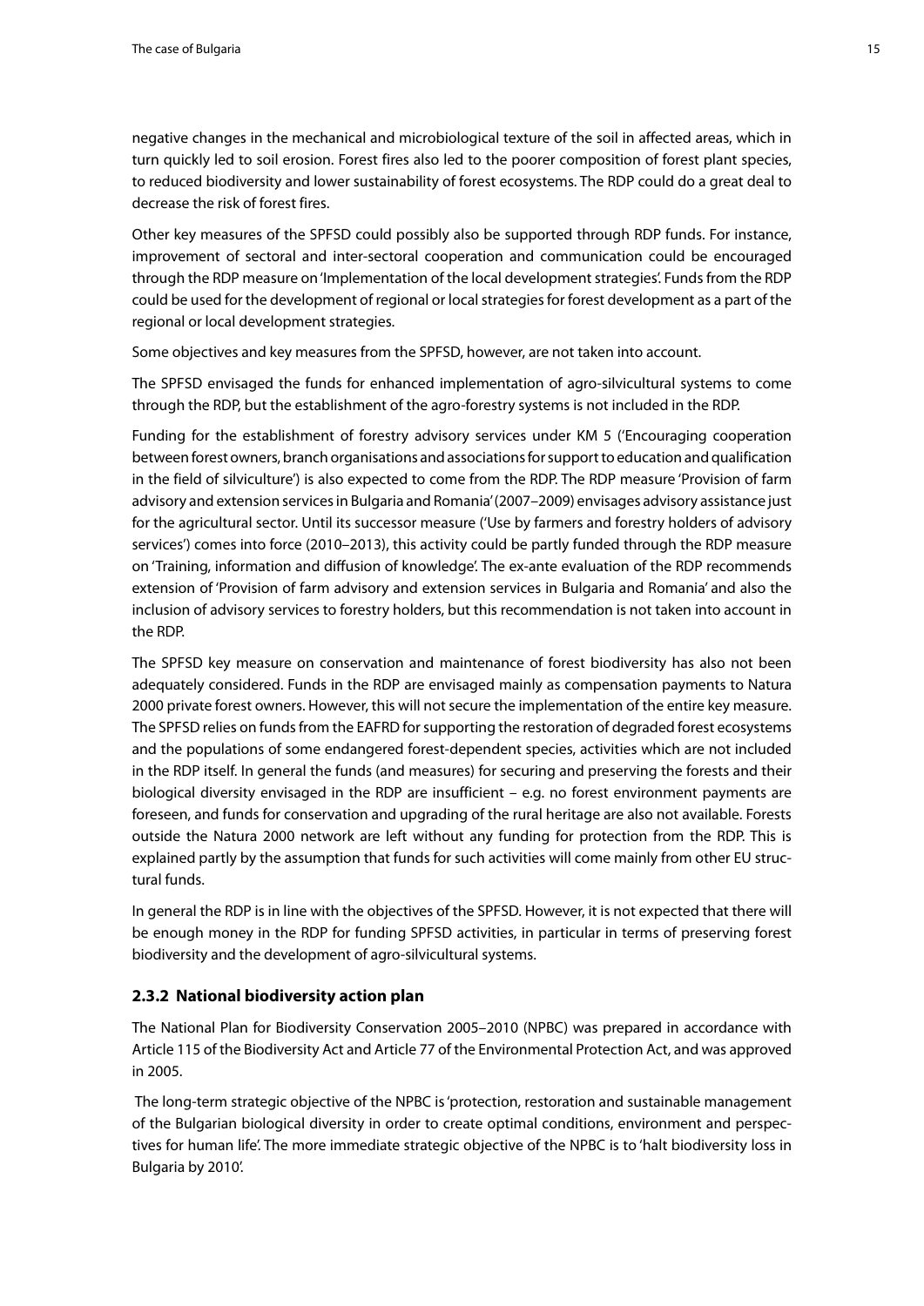negative changes in the mechanical and microbiological texture of the soil in affected areas, which in turn quickly led to soil erosion. Forest fires also led to the poorer composition of forest plant species, to reduced biodiversity and lower sustainability of forest ecosystems. The RDP could do a great deal to decrease the risk of forest fires.

Other key measures of the SPFSD could possibly also be supported through RDP funds. For instance, improvement of sectoral and inter-sectoral cooperation and communication could be encouraged through the RDP measure on 'Implementation of the local development strategies'. Funds from the RDP could be used for the development of regional or local strategies for forest development as a part of the regional or local development strategies.

Some objectives and key measures from the SPFSD, however, are not taken into account.

The SPFSD envisaged the funds for enhanced implementation of agro-silvicultural systems to come through the RDP, but the establishment of the agro-forestry systems is not included in the RDP.

Funding for the establishment of forestry advisory services under KM 5 ('Encouraging cooperation between forest owners, branch organisations and associations for support to education and qualification in the field of silviculture') is also expected to come from the RDP. The RDP measure 'Provision of farm advisory and extension services in Bulgaria and Romania' (2007–2009) envisages advisory assistance just for the agricultural sector. Until its successor measure ('Use by farmers and forestry holders of advisory services') comes into force (2010–2013), this activity could be partly funded through the RDP measure on 'Training, information and diffusion of knowledge'. The ex-ante evaluation of the RDP recommends extension of 'Provision of farm advisory and extension services in Bulgaria and Romania' and also the inclusion of advisory services to forestry holders, but this recommendation is not taken into account in the RDP.

The SPFSD key measure on conservation and maintenance of forest biodiversity has also not been adequately considered. Funds in the RDP are envisaged mainly as compensation payments to Natura 2000 private forest owners. However, this will not secure the implementation of the entire key measure. The SPFSD relies on funds from the EAFRD for supporting the restoration of degraded forest ecosystems and the populations of some endangered forest-dependent species, activities which are not included in the RDP itself. In general the funds (and measures) for securing and preserving the forests and their biological diversity envisaged in the RDP are insufficient – e.g. no forest environment payments are foreseen, and funds for conservation and upgrading of the rural heritage are also not available. Forests outside the Natura 2000 network are left without any funding for protection from the RDP. This is explained partly by the assumption that funds for such activities will come mainly from other EU structural funds.

In general the RDP is in line with the objectives of the SPFSD. However, it is not expected that there will be enough money in the RDP for funding SPFSD activities, in particular in terms of preserving forest biodiversity and the development of agro-silvicultural systems.

### 2.3.2 National biodiversity action plan

The National Plan for Biodiversity Conservation 2005–2010 (NPBC) was prepared in accordance with Article 115 of the Biodiversity Act and Article 77 of the Environmental Protection Act, and was approved in 2005.

The long-term strategic objective of the NPBC is 'protection, restoration and sustainable management of the Bulgarian biological diversity in order to create optimal conditions, environment and perspectives for human life'. The more immediate strategic objective of the NPBC is to 'halt biodiversity loss in Bulgaria by 2010'.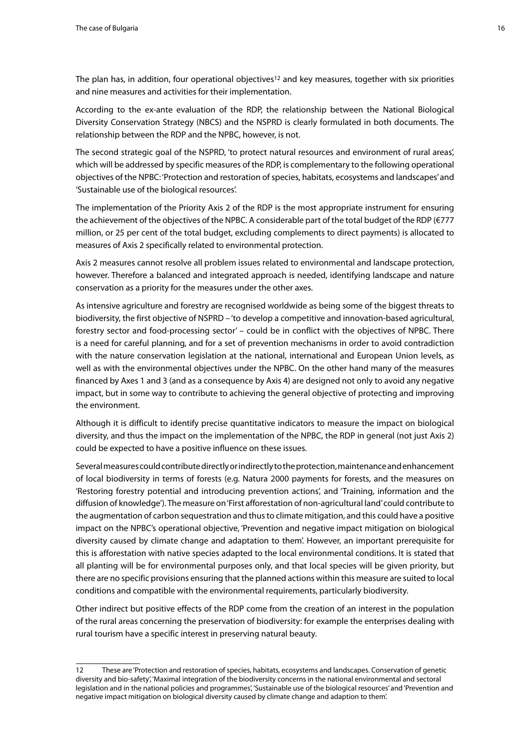The plan has, in addition, four operational objectives[12] and key measures, together with six priorities and nine measures and activities for their implementation.

According to the ex-ante evaluation of the RDP, the relationship between the National Biological Diversity Conservation Strategy (NBCS) and the NSPRD is clearly formulated in both documents. The relationship between the RDP and the NPBC, however, is not.

The second strategic goal of the NSPRD, 'to protect natural resources and environment of rural areas', which will be addressed by specific measures of the RDP, is complementary to the following operational objectives of the NPBC: 'Protection and restoration of species, habitats, ecosystems and landscapes' and 'Sustainable use of the biological resources'.

The implementation of the Priority Axis 2 of the RDP is the most appropriate instrument for ensuring the achievement of the objectives of the NPBC. A considerable part of the total budget of the RDP (€777 million, or 25 per cent of the total budget, excluding complements to direct payments) is allocated to measures of Axis 2 specifically related to environmental protection.

Axis 2 measures cannot resolve all problem issues related to environmental and landscape protection, however. Therefore a balanced and integrated approach is needed, identifying landscape and nature conservation as a priority for the measures under the other axes.

As intensive agriculture and forestry are recognised worldwide as being some of the biggest threats to biodiversity, the first objective of NSPRD – 'to develop a competitive and innovation-based agricultural, forestry sector and food-processing sector' – could be in conflict with the objectives of NPBC. There is a need for careful planning, and for a set of prevention mechanisms in order to avoid contradiction with the nature conservation legislation at the national, international and European Union levels, as well as with the environmental objectives under the NPBC. On the other hand many of the measures financed by Axes 1 and 3 (and as a consequence by Axis 4) are designed not only to avoid any negative impact, but in some way to contribute to achieving the general objective of protecting and improving the environment.

Although it is difficult to identify precise quantitative indicators to measure the impact on biological diversity, and thus the impact on the implementation of the NPBC, the RDP in general (not just Axis 2) could be expected to have a positive influence on these issues.

Several measures could contribute directly or indirectly to the protection, maintenance and enhancement of local biodiversity in terms of forests (e.g. Natura 2000 payments for forests, and the measures on 'Restoring forestry potential and introducing prevention actions', and 'Training, information and the diffusion of knowledge'). The measure on 'First afforestation of non-agricultural land' could contribute to the augmentation of carbon sequestration and thus to climate mitigation, and this could have a positive impact on the NPBC's operational objective, 'Prevention and negative impact mitigation on biological diversity caused by climate change and adaptation to them'. However, an important prerequisite for this is afforestation with native species adapted to the local environmental conditions. It is stated that all planting will be for environmental purposes only, and that local species will be given priority, but there are no specific provisions ensuring that the planned actions within this measure are suited to local conditions and compatible with the environmental requirements, particularly biodiversity.

Other indirect but positive effects of the RDP come from the creation of an interest in the population of the rural areas concerning the preservation of biodiversity: for example the enterprises dealing with rural tourism have a specific interest in preserving natural beauty.

---

12 These are 'Protection and restoration of species, habitats, ecosystems and landscapes. Conservation of genetic diversity and bio-safety', 'Maximal integration of the biodiversity concerns in the national environmental and sectoral legislation and in the national policies and programmes', 'Sustainable use of the biological resources' and 'Prevention and negative impact mitigation on biological diversity caused by climate change and adaption to them'.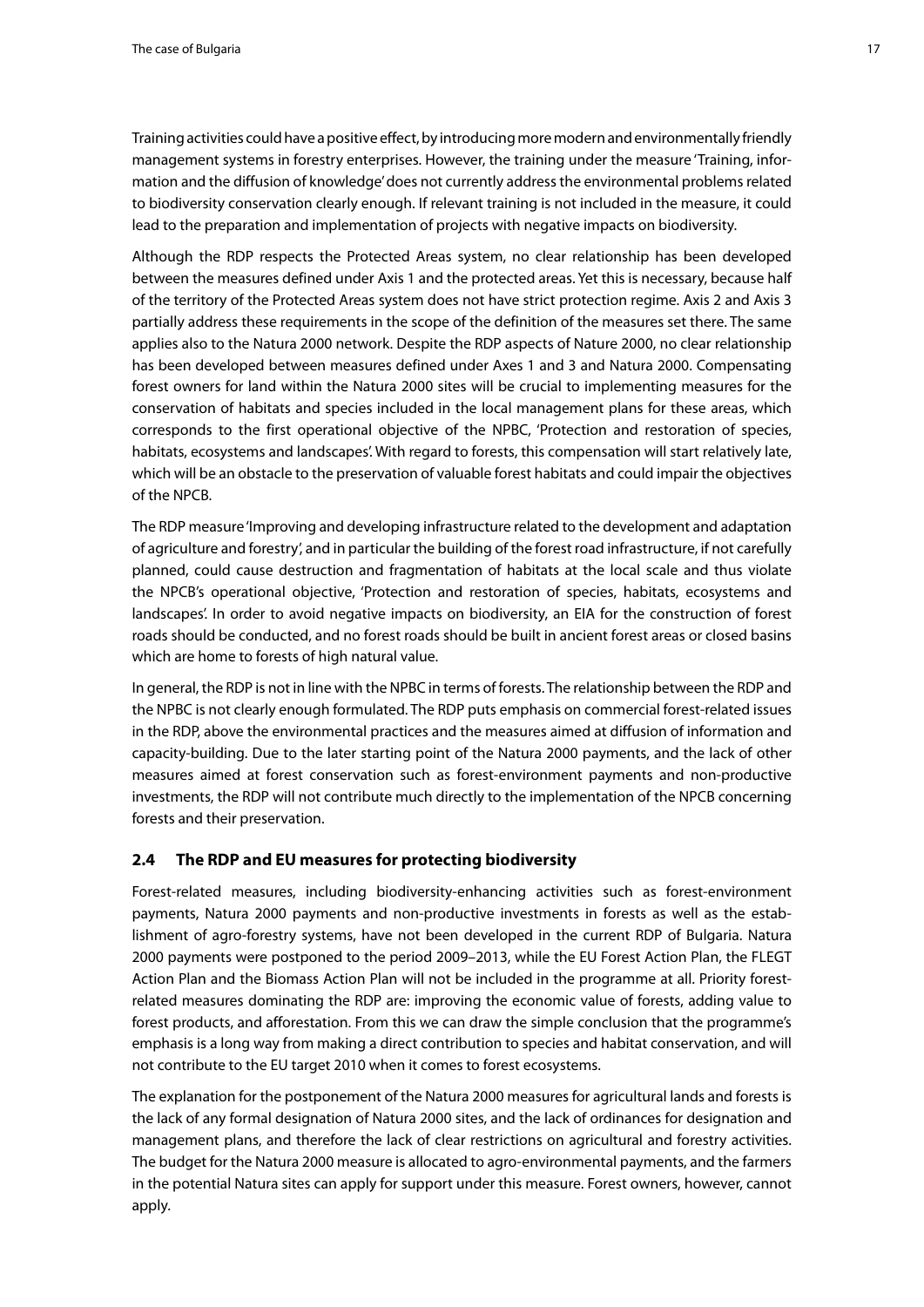Training activities could have a positive effect, by introducing more modern and environmentally friendly management systems in forestry enterprises. However, the training under the measure 'Training, information and the diffusion of knowledge' does not currently address the environmental problems related to biodiversity conservation clearly enough. If relevant training is not included in the measure, it could lead to the preparation and implementation of projects with negative impacts on biodiversity.

Although the RDP respects the Protected Areas system, no clear relationship has been developed between the measures defined under Axis 1 and the protected areas. Yet this is necessary, because half of the territory of the Protected Areas system does not have strict protection regime. Axis 2 and Axis 3 partially address these requirements in the scope of the definition of the measures set there. The same applies also to the Natura 2000 network. Despite the RDP aspects of Nature 2000, no clear relationship has been developed between measures defined under Axes 1 and 3 and Natura 2000. Compensating forest owners for land within the Natura 2000 sites will be crucial to implementing measures for the conservation of habitats and species included in the local management plans for these areas, which corresponds to the first operational objective of the NPBC, 'Protection and restoration of species, habitats, ecosystems and landscapes'. With regard to forests, this compensation will start relatively late, which will be an obstacle to the preservation of valuable forest habitats and could impair the objectives of the NPCB.

The RDP measure 'Improving and developing infrastructure related to the development and adaptation of agriculture and forestry', and in particular the building of the forest road infrastructure, if not carefully planned, could cause destruction and fragmentation of habitats at the local scale and thus violate the NPCB's operational objective, 'Protection and restoration of species, habitats, ecosystems and landscapes'. In order to avoid negative impacts on biodiversity, an EIA for the construction of forest roads should be conducted, and no forest roads should be built in ancient forest areas or closed basins which are home to forests of high natural value.

In general, the RDP is not in line with the NPBC in terms of forests. The relationship between the RDP and the NPBC is not clearly enough formulated. The RDP puts emphasis on commercial forest-related issues in the RDP, above the environmental practices and the measures aimed at diffusion of information and capacity-building. Due to the later starting point of the Natura 2000 payments, and the lack of other measures aimed at forest conservation such as forest-environment payments and non-productive investments, the RDP will not contribute much directly to the implementation of the NPCB concerning forests and their preservation.

## 2.4 The RDP and EU measures for protecting biodiversity

Forest-related measures, including biodiversity-enhancing activities such as forest-environment payments, Natura 2000 payments and non-productive investments in forests as well as the establishment of agro-forestry systems, have not been developed in the current RDP of Bulgaria. Natura 2000 payments were postponed to the period 2009–2013, while the EU Forest Action Plan, the FLEGT Action Plan and the Biomass Action Plan will not be included in the programme at all. Priority forest-related measures dominating the RDP are: improving the economic value of forests, adding value to forest products, and afforestation. From this we can draw the simple conclusion that the programme's emphasis is a long way from making a direct contribution to species and habitat conservation, and will not contribute to the EU target 2010 when it comes to forest ecosystems.

The explanation for the postponement of the Natura 2000 measures for agricultural lands and forests is the lack of any formal designation of Natura 2000 sites, and the lack of ordinances for designation and management plans, and therefore the lack of clear restrictions on agricultural and forestry activities. The budget for the Natura 2000 measure is allocated to agro-environmental payments, and the farmers in the potential Natura sites can apply for support under this measure. Forest owners, however, cannot apply.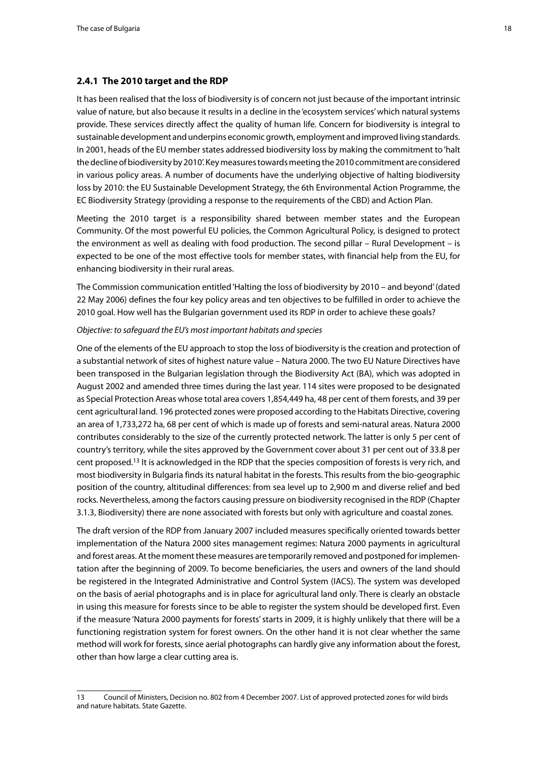### 2.4.1 The 2010 target and the RDP

It has been realised that the loss of biodiversity is of concern not just because of the important intrinsic value of nature, but also because it results in a decline in the 'ecosystem services' which natural systems provide. These services directly affect the quality of human life. Concern for biodiversity is integral to sustainable development and underpins economic growth, employment and improved living standards. In 2001, heads of the EU member states addressed biodiversity loss by making the commitment to 'halt the decline of biodiversity by 2010'. Key measures towards meeting the 2010 commitment are considered in various policy areas. A number of documents have the underlying objective of halting biodiversity loss by 2010: the EU Sustainable Development Strategy, the 6th Environmental Action Programme, the EC Biodiversity Strategy (providing a response to the requirements of the CBD) and Action Plan.

Meeting the 2010 target is a responsibility shared between member states and the European Community. Of the most powerful EU policies, the Common Agricultural Policy, is designed to protect the environment as well as dealing with food production. The second pillar – Rural Development – is expected to be one of the most effective tools for member states, with financial help from the EU, for enhancing biodiversity in their rural areas.

The Commission communication entitled 'Halting the loss of biodiversity by 2010 – and beyond' (dated 22 May 2006) defines the four key policy areas and ten objectives to be fulfilled in order to achieve the 2010 goal. How well has the Bulgarian government used its RDP in order to achieve these goals?

*Objective: to safeguard the EU's most important habitats and species*

One of the elements of the EU approach to stop the loss of biodiversity is the creation and protection of a substantial network of sites of highest nature value – Natura 2000. The two EU Nature Directives have been transposed in the Bulgarian legislation through the Biodiversity Act (BA), which was adopted in August 2002 and amended three times during the last year. 114 sites were proposed to be designated as Special Protection Areas whose total area covers 1,854,449 ha, 48 per cent of them forests, and 39 per cent agricultural land. 196 protected zones were proposed according to the Habitats Directive, covering an area of 1,733,272 ha, 68 per cent of which is made up of forests and semi-natural areas. Natura 2000 contributes considerably to the size of the currently protected network. The latter is only 5 per cent of country's territory, while the sites approved by the Government cover about 31 per cent out of 33.8 per cent proposed.[13] It is acknowledged in the RDP that the species composition of forests is very rich, and most biodiversity in Bulgaria finds its natural habitat in the forests. This results from the bio-geographic position of the country, altitudinal differences: from sea level up to 2,900 m and diverse relief and bed rocks. Nevertheless, among the factors causing pressure on biodiversity recognised in the RDP (Chapter 3.1.3, Biodiversity) there are none associated with forests but only with agriculture and coastal zones.

The draft version of the RDP from January 2007 included measures specifically oriented towards better implementation of the Natura 2000 sites management regimes: Natura 2000 payments in agricultural and forest areas. At the moment these measures are temporarily removed and postponed for implementation after the beginning of 2009. To become beneficiaries, the users and owners of the land should be registered in the Integrated Administrative and Control System (IACS). The system was developed on the basis of aerial photographs and is in place for agricultural land only. There is clearly an obstacle in using this measure for forests since to be able to register the system should be developed first. Even if the measure 'Natura 2000 payments for forests' starts in 2009, it is highly unlikely that there will be a functioning registration system for forest owners. On the other hand it is not clear whether the same method will work for forests, since aerial photographs can hardly give any information about the forest, other than how large a clear cutting area is.

13 Council of Ministers, Decision no. 802 from 4 December 2007. List of approved protected zones for wild birds and nature habitats. State Gazette.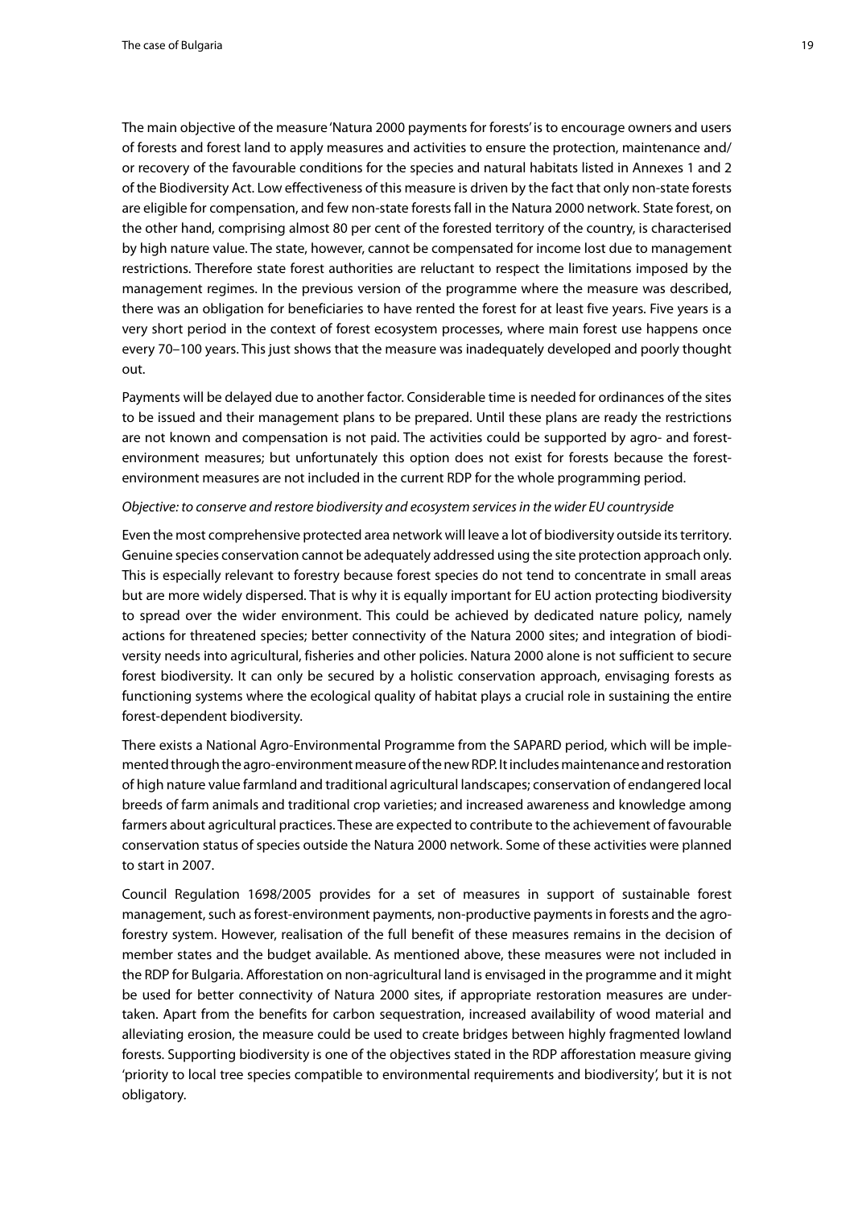The main objective of the measure 'Natura 2000 payments for forests' is to encourage owners and users of forests and forest land to apply measures and activities to ensure the protection, maintenance and/or recovery of the favourable conditions for the species and natural habitats listed in Annexes 1 and 2 of the Biodiversity Act. Low effectiveness of this measure is driven by the fact that only non-state forests are eligible for compensation, and few non-state forests fall in the Natura 2000 network. State forest, on the other hand, comprising almost 80 per cent of the forested territory of the country, is characterised by high nature value. The state, however, cannot be compensated for income lost due to management restrictions. Therefore state forest authorities are reluctant to respect the limitations imposed by the management regimes. In the previous version of the programme where the measure was described, there was an obligation for beneficiaries to have rented the forest for at least five years. Five years is a very short period in the context of forest ecosystem processes, where main forest use happens once every 70–100 years. This just shows that the measure was inadequately developed and poorly thought out.

Payments will be delayed due to another factor. Considerable time is needed for ordinances of the sites to be issued and their management plans to be prepared. Until these plans are ready the restrictions are not known and compensation is not paid. The activities could be supported by agro- and forest-environment measures; but unfortunately this option does not exist for forests because the forest-environment measures are not included in the current RDP for the whole programming period.

*Objective: to conserve and restore biodiversity and ecosystem services in the wider EU countryside*

Even the most comprehensive protected area network will leave a lot of biodiversity outside its territory. Genuine species conservation cannot be adequately addressed using the site protection approach only. This is especially relevant to forestry because forest species do not tend to concentrate in small areas but are more widely dispersed. That is why it is equally important for EU action protecting biodiversity to spread over the wider environment. This could be achieved by dedicated nature policy, namely actions for threatened species; better connectivity of the Natura 2000 sites; and integration of biodiversity needs into agricultural, fisheries and other policies. Natura 2000 alone is not sufficient to secure forest biodiversity. It can only be secured by a holistic conservation approach, envisaging forests as functioning systems where the ecological quality of habitat plays a crucial role in sustaining the entire forest-dependent biodiversity.

There exists a National Agro-Environmental Programme from the SAPARD period, which will be implemented through the agro-environment measure of the new RDP. It includes maintenance and restoration of high nature value farmland and traditional agricultural landscapes; conservation of endangered local breeds of farm animals and traditional crop varieties; and increased awareness and knowledge among farmers about agricultural practices. These are expected to contribute to the achievement of favourable conservation status of species outside the Natura 2000 network. Some of these activities were planned to start in 2007.

Council Regulation 1698/2005 provides for a set of measures in support of sustainable forest management, such as forest-environment payments, non-productive payments in forests and the agro-forestry system. However, realisation of the full benefit of these measures remains in the decision of member states and the budget available. As mentioned above, these measures were not included in the RDP for Bulgaria. Afforestation on non-agricultural land is envisaged in the programme and it might be used for better connectivity of Natura 2000 sites, if appropriate restoration measures are undertaken. Apart from the benefits for carbon sequestration, increased availability of wood material and alleviating erosion, the measure could be used to create bridges between highly fragmented lowland forests. Supporting biodiversity is one of the objectives stated in the RDP afforestation measure giving 'priority to local tree species compatible to environmental requirements and biodiversity', but it is not obligatory.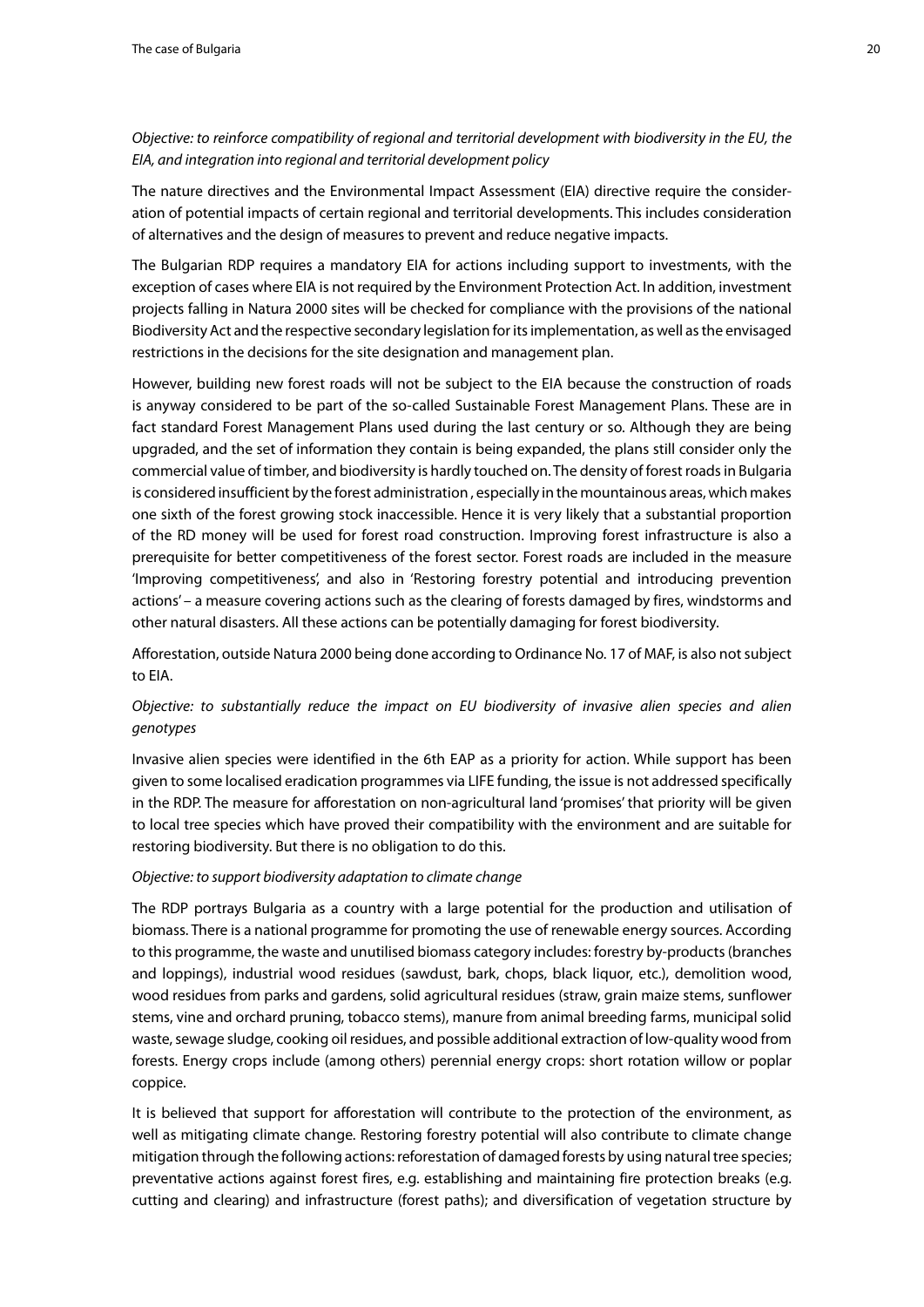*Objective: to reinforce compatibility of regional and territorial development with biodiversity in the EU, the EIA, and integration into regional and territorial development policy*

The nature directives and the Environmental Impact Assessment (EIA) directive require the consideration of potential impacts of certain regional and territorial developments. This includes consideration of alternatives and the design of measures to prevent and reduce negative impacts.

The Bulgarian RDP requires a mandatory EIA for actions including support to investments, with the exception of cases where EIA is not required by the Environment Protection Act. In addition, investment projects falling in Natura 2000 sites will be checked for compliance with the provisions of the national Biodiversity Act and the respective secondary legislation for its implementation, as well as the envisaged restrictions in the decisions for the site designation and management plan.

However, building new forest roads will not be subject to the EIA because the construction of roads is anyway considered to be part of the so-called Sustainable Forest Management Plans. These are in fact standard Forest Management Plans used during the last century or so. Although they are being upgraded, and the set of information they contain is being expanded, the plans still consider only the commercial value of timber, and biodiversity is hardly touched on. The density of forest roads in Bulgaria is considered insufficient by the forest administration , especially in the mountainous areas, which makes one sixth of the forest growing stock inaccessible. Hence it is very likely that a substantial proportion of the RD money will be used for forest road construction. Improving forest infrastructure is also a prerequisite for better competitiveness of the forest sector. Forest roads are included in the measure 'Improving competitiveness', and also in 'Restoring forestry potential and introducing prevention actions' – a measure covering actions such as the clearing of forests damaged by fires, windstorms and other natural disasters. All these actions can be potentially damaging for forest biodiversity.

Afforestation, outside Natura 2000 being done according to Ordinance No. 17 of MAF, is also not subject to EIA.

*Objective: to substantially reduce the impact on EU biodiversity of invasive alien species and alien genotypes*

Invasive alien species were identified in the 6th EAP as a priority for action. While support has been given to some localised eradication programmes via LIFE funding, the issue is not addressed specifically in the RDP. The measure for afforestation on non-agricultural land 'promises' that priority will be given to local tree species which have proved their compatibility with the environment and are suitable for restoring biodiversity. But there is no obligation to do this.

*Objective: to support biodiversity adaptation to climate change*

The RDP portrays Bulgaria as a country with a large potential for the production and utilisation of biomass. There is a national programme for promoting the use of renewable energy sources. According to this programme, the waste and unutilised biomass category includes: forestry by-products (branches and loppings), industrial wood residues (sawdust, bark, chops, black liquor, etc.), demolition wood, wood residues from parks and gardens, solid agricultural residues (straw, grain maize stems, sunflower stems, vine and orchard pruning, tobacco stems), manure from animal breeding farms, municipal solid waste, sewage sludge, cooking oil residues, and possible additional extraction of low-quality wood from forests. Energy crops include (among others) perennial energy crops: short rotation willow or poplar coppice.

It is believed that support for afforestation will contribute to the protection of the environment, as well as mitigating climate change. Restoring forestry potential will also contribute to climate change mitigation through the following actions: reforestation of damaged forests by using natural tree species; preventative actions against forest fires, e.g. establishing and maintaining fire protection breaks (e.g. cutting and clearing) and infrastructure (forest paths); and diversification of vegetation structure by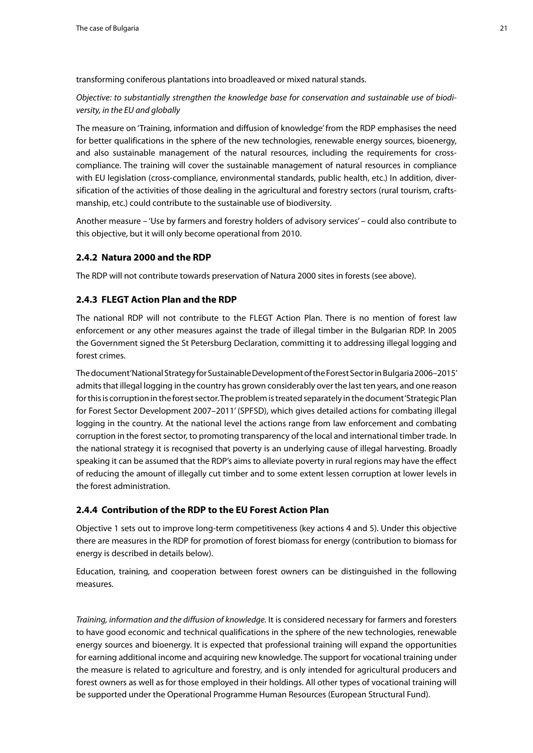transforming coniferous plantations into broadleaved or mixed natural stands.

*Objective: to substantially strengthen the knowledge base for conservation and sustainable use of biodiversity, in the EU and globally*

The measure on 'Training, information and diffusion of knowledge' from the RDP emphasises the need for better qualifications in the sphere of the new technologies, renewable energy sources, bioenergy, and also sustainable management of the natural resources, including the requirements for cross-compliance. The training will cover the sustainable management of natural resources in compliance with EU legislation (cross-compliance, environmental standards, public health, etc.) In addition, diversification of the activities of those dealing in the agricultural and forestry sectors (rural tourism, craftsmanship, etc.) could contribute to the sustainable use of biodiversity.

Another measure – 'Use by farmers and forestry holders of advisory services' – could also contribute to this objective, but it will only become operational from 2010.

### 2.4.2 Natura 2000 and the RDP

The RDP will not contribute towards preservation of Natura 2000 sites in forests (see above).

### 2.4.3 FLEGT Action Plan and the RDP

The national RDP will not contribute to the FLEGT Action Plan. There is no mention of forest law enforcement or any other measures against the trade of illegal timber in the Bulgarian RDP. In 2005 the Government signed the St Petersburg Declaration, committing it to addressing illegal logging and forest crimes.

The document 'National Strategy for Sustainable Development of the Forest Sector in Bulgaria 2006–2015' admits that illegal logging in the country has grown considerably over the last ten years, and one reason for this is corruption in the forest sector. The problem is treated separately in the document 'Strategic Plan for Forest Sector Development 2007–2011' (SPFSD), which gives detailed actions for combating illegal logging in the country. At the national level the actions range from law enforcement and combating corruption in the forest sector, to promoting transparency of the local and international timber trade. In the national strategy it is recognised that poverty is an underlying cause of illegal harvesting. Broadly speaking it can be assumed that the RDP's aims to alleviate poverty in rural regions may have the effect of reducing the amount of illegally cut timber and to some extent lessen corruption at lower levels in the forest administration.

### 2.4.4 Contribution of the RDP to the EU Forest Action Plan

Objective 1 sets out to improve long-term competitiveness (key actions 4 and 5). Under this objective there are measures in the RDP for promotion of forest biomass for energy (contribution to biomass for energy is described in details below).

Education, training, and cooperation between forest owners can be distinguished in the following measures.

*Training, information and the diffusion of knowledge.* It is considered necessary for farmers and foresters to have good economic and technical qualifications in the sphere of the new technologies, renewable energy sources and bioenergy. It is expected that professional training will expand the opportunities for earning additional income and acquiring new knowledge. The support for vocational training under the measure is related to agriculture and forestry, and is only intended for agricultural producers and forest owners as well as for those employed in their holdings. All other types of vocational training will be supported under the Operational Programme Human Resources (European Structural Fund).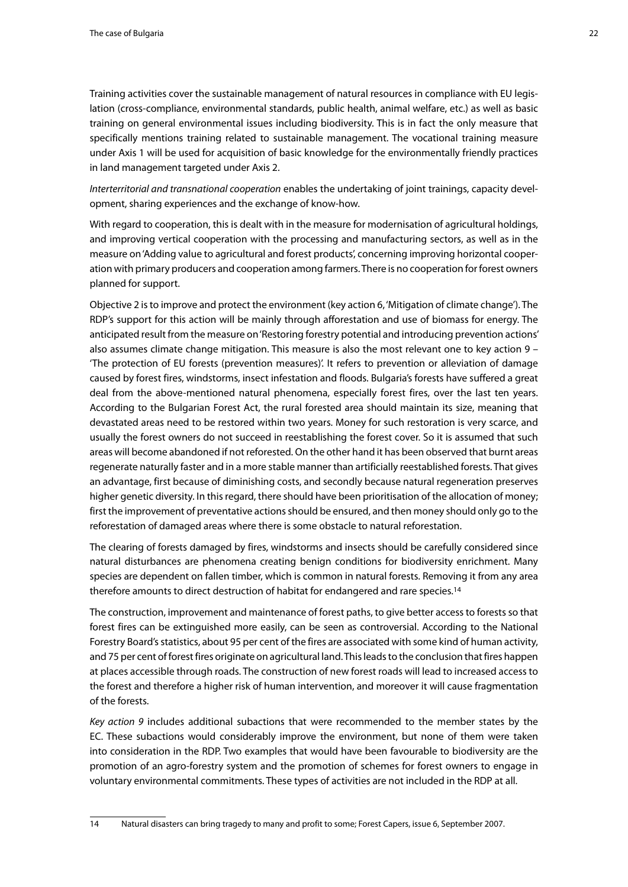Training activities cover the sustainable management of natural resources in compliance with EU legislation (cross-compliance, environmental standards, public health, animal welfare, etc.) as well as basic training on general environmental issues including biodiversity. This is in fact the only measure that specifically mentions training related to sustainable management. The vocational training measure under Axis 1 will be used for acquisition of basic knowledge for the environmentally friendly practices in land management targeted under Axis 2.

*Interterritorial and transnational cooperation* enables the undertaking of joint trainings, capacity development, sharing experiences and the exchange of know-how.

With regard to cooperation, this is dealt with in the measure for modernisation of agricultural holdings, and improving vertical cooperation with the processing and manufacturing sectors, as well as in the measure on 'Adding value to agricultural and forest products', concerning improving horizontal cooperation with primary producers and cooperation among farmers. There is no cooperation for forest owners planned for support.

Objective 2 is to improve and protect the environment (key action 6, 'Mitigation of climate change'). The RDP's support for this action will be mainly through afforestation and use of biomass for energy. The anticipated result from the measure on 'Restoring forestry potential and introducing prevention actions' also assumes climate change mitigation. This measure is also the most relevant one to key action 9 – 'The protection of EU forests (prevention measures)'. It refers to prevention or alleviation of damage caused by forest fires, windstorms, insect infestation and floods. Bulgaria's forests have suffered a great deal from the above-mentioned natural phenomena, especially forest fires, over the last ten years. According to the Bulgarian Forest Act, the rural forested area should maintain its size, meaning that devastated areas need to be restored within two years. Money for such restoration is very scarce, and usually the forest owners do not succeed in reestablishing the forest cover. So it is assumed that such areas will become abandoned if not reforested. On the other hand it has been observed that burnt areas regenerate naturally faster and in a more stable manner than artificially reestablished forests. That gives an advantage, first because of diminishing costs, and secondly because natural regeneration preserves higher genetic diversity. In this regard, there should have been prioritisation of the allocation of money; first the improvement of preventative actions should be ensured, and then money should only go to the reforestation of damaged areas where there is some obstacle to natural reforestation.

The clearing of forests damaged by fires, windstorms and insects should be carefully considered since natural disturbances are phenomena creating benign conditions for biodiversity enrichment. Many species are dependent on fallen timber, which is common in natural forests. Removing it from any area therefore amounts to direct destruction of habitat for endangered and rare species.[14]

The construction, improvement and maintenance of forest paths, to give better access to forests so that forest fires can be extinguished more easily, can be seen as controversial. According to the National Forestry Board's statistics, about 95 per cent of the fires are associated with some kind of human activity, and 75 per cent of forest fires originate on agricultural land. This leads to the conclusion that fires happen at places accessible through roads. The construction of new forest roads will lead to increased access to the forest and therefore a higher risk of human intervention, and moreover it will cause fragmentation of the forests.

*Key action 9* includes additional subactions that were recommended to the member states by the EC. These subactions would considerably improve the environment, but none of them were taken into consideration in the RDP. Two examples that would have been favourable to biodiversity are the promotion of an agro-forestry system and the promotion of schemes for forest owners to engage in voluntary environmental commitments. These types of activities are not included in the RDP at all.

---

14 Natural disasters can bring tragedy to many and profit to some; Forest Capers, issue 6, September 2007.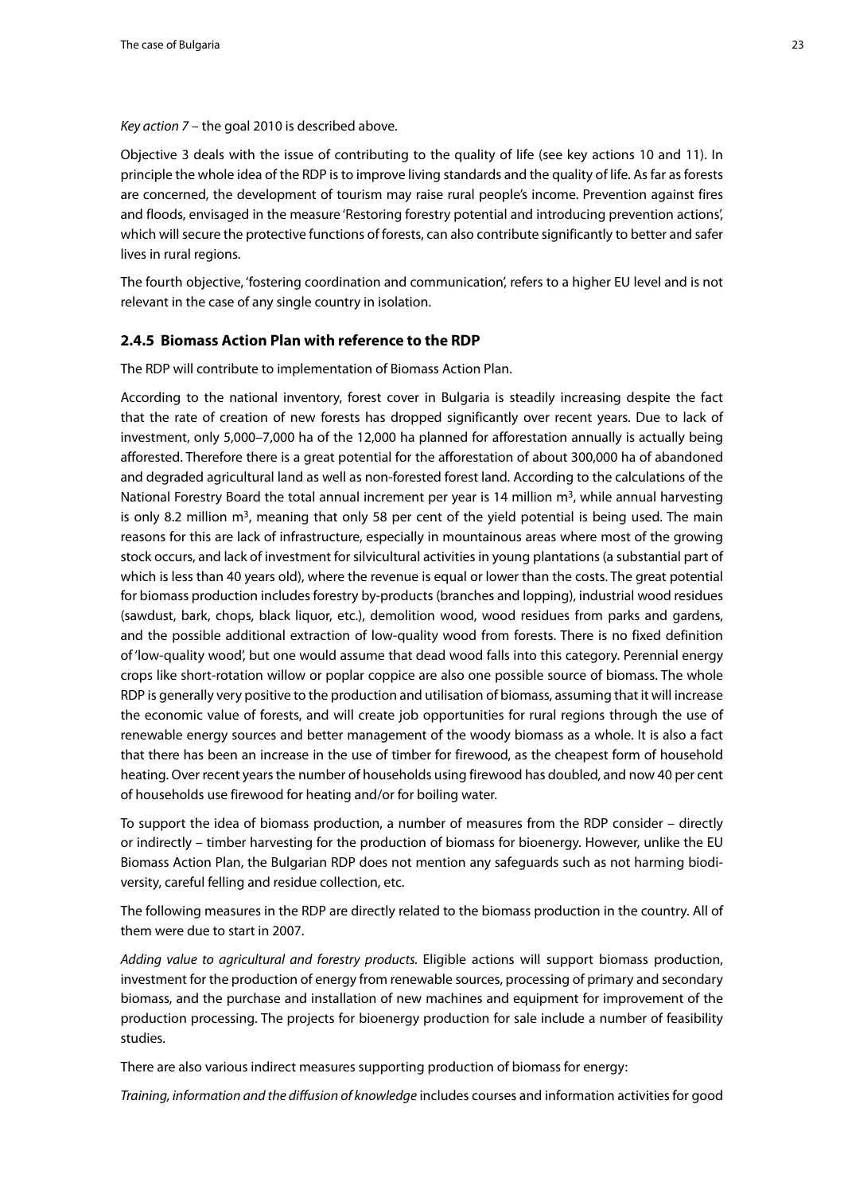*Key action 7* – the goal 2010 is described above.

Objective 3 deals with the issue of contributing to the quality of life (see key actions 10 and 11). In principle the whole idea of the RDP is to improve living standards and the quality of life. As far as forests are concerned, the development of tourism may raise rural people's income. Prevention against fires and floods, envisaged in the measure 'Restoring forestry potential and introducing prevention actions', which will secure the protective functions of forests, can also contribute significantly to better and safer lives in rural regions.

The fourth objective, 'fostering coordination and communication', refers to a higher EU level and is not relevant in the case of any single country in isolation.

### 2.4.5 Biomass Action Plan with reference to the RDP

The RDP will contribute to implementation of Biomass Action Plan.

According to the national inventory, forest cover in Bulgaria is steadily increasing despite the fact that the rate of creation of new forests has dropped significantly over recent years. Due to lack of investment, only 5,000–7,000 ha of the 12,000 ha planned for afforestation annually is actually being afforested. Therefore there is a great potential for the afforestation of about 300,000 ha of abandoned and degraded agricultural land as well as non-forested forest land. According to the calculations of the National Forestry Board the total annual increment per year is 14 million $m^3$, while annual harvesting is only 8.2 million $m^3$, meaning that only 58 per cent of the yield potential is being used. The main reasons for this are lack of infrastructure, especially in mountainous areas where most of the growing stock occurs, and lack of investment for silvicultural activities in young plantations (a substantial part of which is less than 40 years old), where the revenue is equal or lower than the costs. The great potential for biomass production includes forestry by-products (branches and lopping), industrial wood residues (sawdust, bark, chops, black liquor, etc.), demolition wood, wood residues from parks and gardens, and the possible additional extraction of low-quality wood from forests. There is no fixed definition of 'low-quality wood', but one would assume that dead wood falls into this category. Perennial energy crops like short-rotation willow or poplar coppice are also one possible source of biomass. The whole RDP is generally very positive to the production and utilisation of biomass, assuming that it will increase the economic value of forests, and will create job opportunities for rural regions through the use of renewable energy sources and better management of the woody biomass as a whole. It is also a fact that there has been an increase in the use of timber for firewood, as the cheapest form of household heating. Over recent years the number of households using firewood has doubled, and now 40 per cent of households use firewood for heating and/or for boiling water.

To support the idea of biomass production, a number of measures from the RDP consider – directly or indirectly – timber harvesting for the production of biomass for bioenergy. However, unlike the EU Biomass Action Plan, the Bulgarian RDP does not mention any safeguards such as not harming biodiversity, careful felling and residue collection, etc.

The following measures in the RDP are directly related to the biomass production in the country. All of them were due to start in 2007.

*Adding value to agricultural and forestry products.* Eligible actions will support biomass production, investment for the production of energy from renewable sources, processing of primary and secondary biomass, and the purchase and installation of new machines and equipment for improvement of the production processing. The projects for bioenergy production for sale include a number of feasibility studies.

There are also various indirect measures supporting production of biomass for energy:

*Training, information and the diffusion of knowledge* includes courses and information activities for good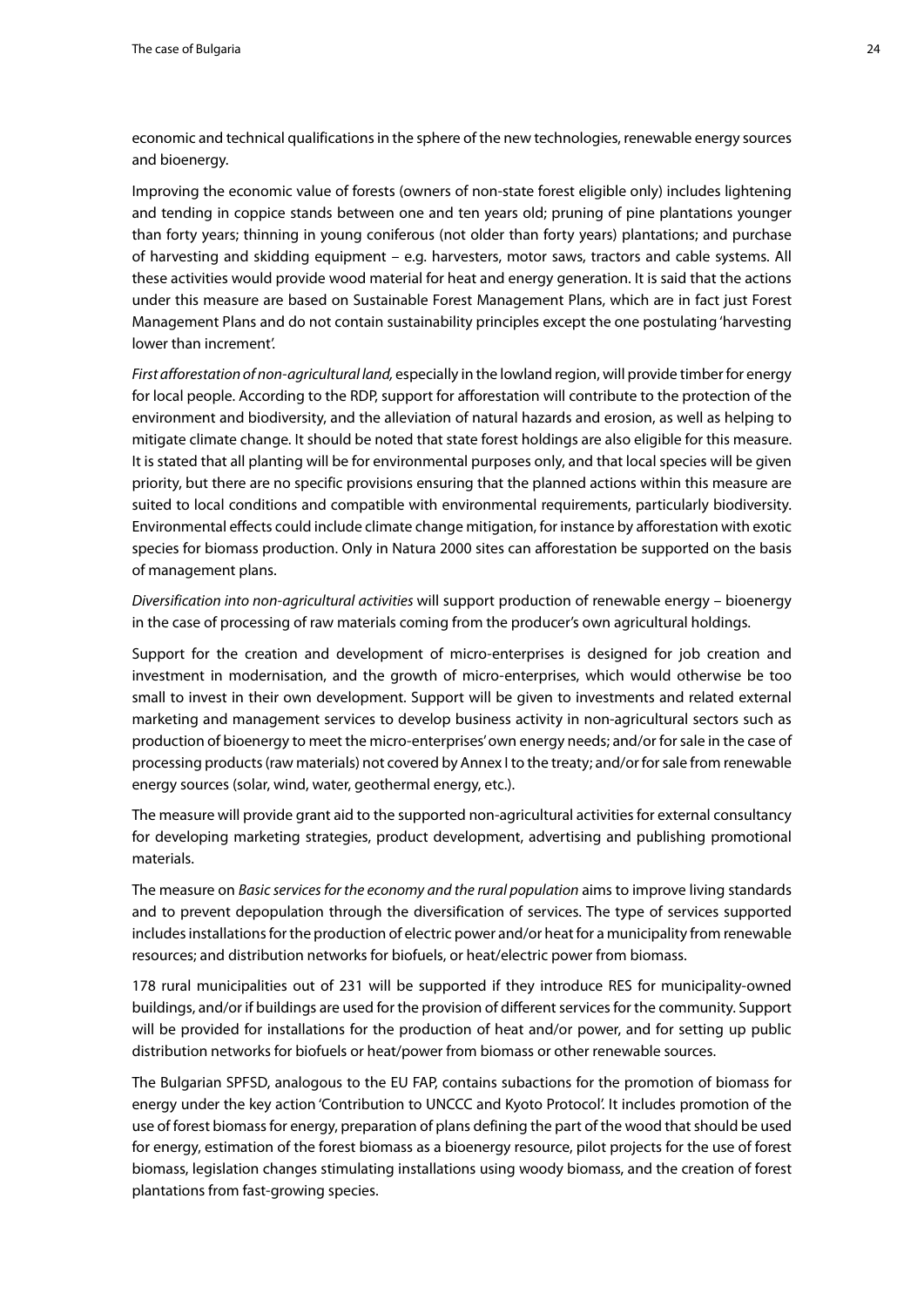economic and technical qualifications in the sphere of the new technologies, renewable energy sources and bioenergy.

Improving the economic value of forests (owners of non-state forest eligible only) includes lightening and tending in coppice stands between one and ten years old; pruning of pine plantations younger than forty years; thinning in young coniferous (not older than forty years) plantations; and purchase of harvesting and skidding equipment – e.g. harvesters, motor saws, tractors and cable systems. All these activities would provide wood material for heat and energy generation. It is said that the actions under this measure are based on Sustainable Forest Management Plans, which are in fact just Forest Management Plans and do not contain sustainability principles except the one postulating 'harvesting lower than increment'.

*First afforestation of non-agricultural land*, especially in the lowland region, will provide timber for energy for local people. According to the RDP, support for afforestation will contribute to the protection of the environment and biodiversity, and the alleviation of natural hazards and erosion, as well as helping to mitigate climate change. It should be noted that state forest holdings are also eligible for this measure. It is stated that all planting will be for environmental purposes only, and that local species will be given priority, but there are no specific provisions ensuring that the planned actions within this measure are suited to local conditions and compatible with environmental requirements, particularly biodiversity. Environmental effects could include climate change mitigation, for instance by afforestation with exotic species for biomass production. Only in Natura 2000 sites can afforestation be supported on the basis of management plans.

*Diversification into non-agricultural activities* will support production of renewable energy – bioenergy in the case of processing of raw materials coming from the producer's own agricultural holdings.

Support for the creation and development of micro-enterprises is designed for job creation and investment in modernisation, and the growth of micro-enterprises, which would otherwise be too small to invest in their own development. Support will be given to investments and related external marketing and management services to develop business activity in non-agricultural sectors such as production of bioenergy to meet the micro-enterprises' own energy needs; and/or for sale in the case of processing products (raw materials) not covered by Annex I to the treaty; and/or for sale from renewable energy sources (solar, wind, water, geothermal energy, etc.).

The measure will provide grant aid to the supported non-agricultural activities for external consultancy for developing marketing strategies, product development, advertising and publishing promotional materials.

The measure on *Basic services for the economy and the rural population* aims to improve living standards and to prevent depopulation through the diversification of services. The type of services supported includes installations for the production of electric power and/or heat for a municipality from renewable resources; and distribution networks for biofuels, or heat/electric power from biomass.

178 rural municipalities out of 231 will be supported if they introduce RES for municipality-owned buildings, and/or if buildings are used for the provision of different services for the community. Support will be provided for installations for the production of heat and/or power, and for setting up public distribution networks for biofuels or heat/power from biomass or other renewable sources.

The Bulgarian SPFSD, analogous to the EU FAP, contains subactions for the promotion of biomass for energy under the key action 'Contribution to UNCCC and Kyoto Protocol'. It includes promotion of the use of forest biomass for energy, preparation of plans defining the part of the wood that should be used for energy, estimation of the forest biomass as a bioenergy resource, pilot projects for the use of forest biomass, legislation changes stimulating installations using woody biomass, and the creation of forest plantations from fast-growing species.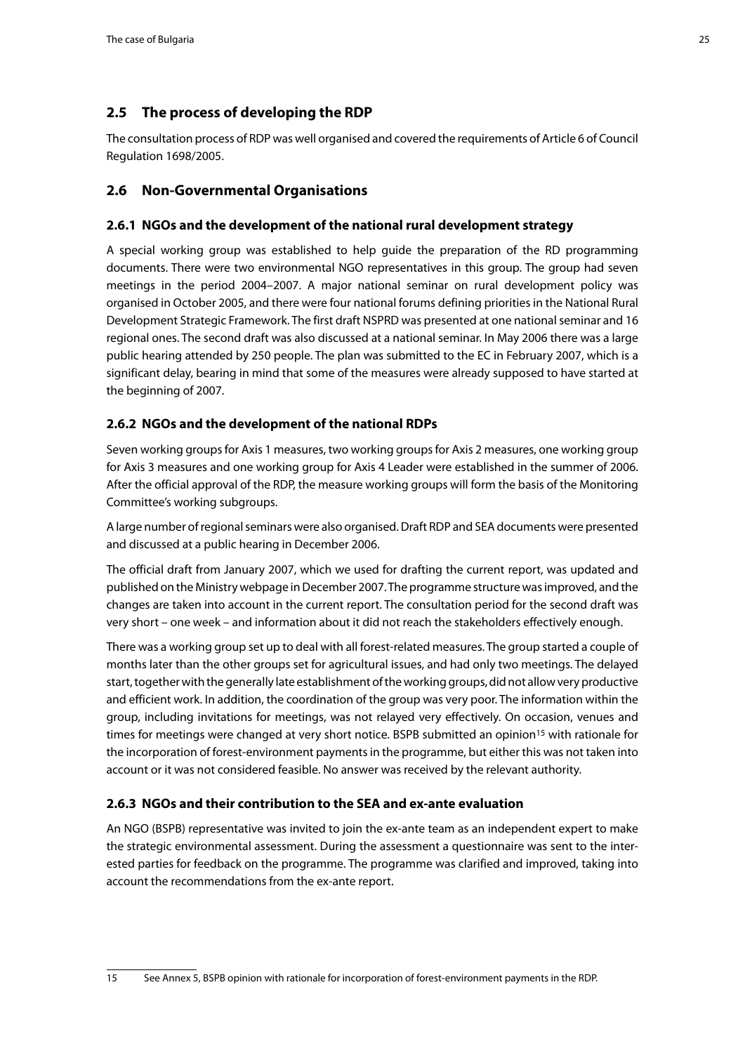## 2.5 The process of developing the RDP

The consultation process of RDP was well organised and covered the requirements of Article 6 of Council Regulation 1698/2005.

## 2.6 Non-Governmental Organisations

### 2.6.1 NGOs and the development of the national rural development strategy

A special working group was established to help guide the preparation of the RD programming documents. There were two environmental NGO representatives in this group. The group had seven meetings in the period 2004–2007. A major national seminar on rural development policy was organised in October 2005, and there were four national forums defining priorities in the National Rural Development Strategic Framework. The first draft NSPRD was presented at one national seminar and 16 regional ones. The second draft was also discussed at a national seminar. In May 2006 there was a large public hearing attended by 250 people. The plan was submitted to the EC in February 2007, which is a significant delay, bearing in mind that some of the measures were already supposed to have started at the beginning of 2007.

### 2.6.2 NGOs and the development of the national RDPs

Seven working groups for Axis 1 measures, two working groups for Axis 2 measures, one working group for Axis 3 measures and one working group for Axis 4 Leader were established in the summer of 2006. After the official approval of the RDP, the measure working groups will form the basis of the Monitoring Committee's working subgroups.

A large number of regional seminars were also organised. Draft RDP and SEA documents were presented and discussed at a public hearing in December 2006.

The official draft from January 2007, which we used for drafting the current report, was updated and published on the Ministry webpage in December 2007. The programme structure was improved, and the changes are taken into account in the current report. The consultation period for the second draft was very short – one week – and information about it did not reach the stakeholders effectively enough.

There was a working group set up to deal with all forest-related measures. The group started a couple of months later than the other groups set for agricultural issues, and had only two meetings. The delayed start, together with the generally late establishment of the working groups, did not allow very productive and efficient work. In addition, the coordination of the group was very poor. The information within the group, including invitations for meetings, was not relayed very effectively. On occasion, venues and times for meetings were changed at very short notice. BSPB submitted an opinion[15] with rationale for the incorporation of forest-environment payments in the programme, but either this was not taken into account or it was not considered feasible. No answer was received by the relevant authority.

### 2.6.3 NGOs and their contribution to the SEA and ex-ante evaluation

An NGO (BSPB) representative was invited to join the ex-ante team as an independent expert to make the strategic environmental assessment. During the assessment a questionnaire was sent to the interested parties for feedback on the programme. The programme was clarified and improved, taking into account the recommendations from the ex-ante report.

---

15 See Annex 5, BSPB opinion with rationale for incorporation of forest-environment payments in the RDP.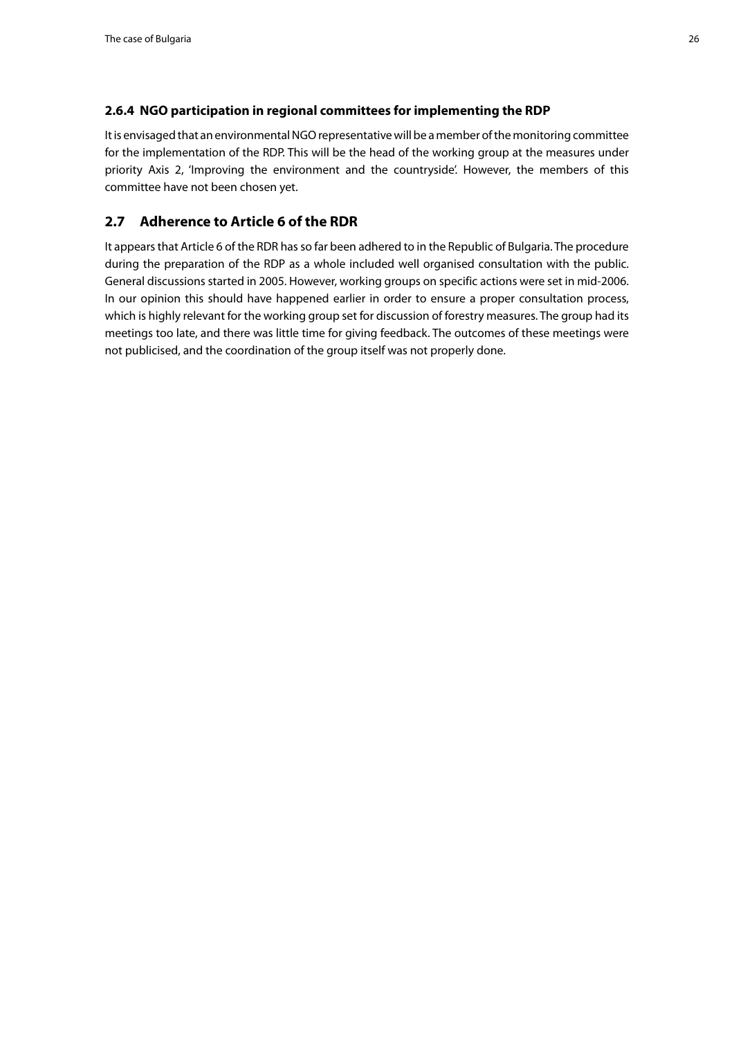### 2.6.4 NGO participation in regional committees for implementing the RDP

It is envisaged that an environmental NGO representative will be a member of the monitoring committee for the implementation of the RDP. This will be the head of the working group at the measures under priority Axis 2, 'Improving the environment and the countryside'. However, the members of this committee have not been chosen yet.

## 2.7 Adherence to Article 6 of the RDR

It appears that Article 6 of the RDR has so far been adhered to in the Republic of Bulgaria. The procedure during the preparation of the RDP as a whole included well organised consultation with the public. General discussions started in 2005. However, working groups on specific actions were set in mid-2006. In our opinion this should have happened earlier in order to ensure a proper consultation process, which is highly relevant for the working group set for discussion of forestry measures. The group had its meetings too late, and there was little time for giving feedback. The outcomes of these meetings were not publicised, and the coordination of the group itself was not properly done.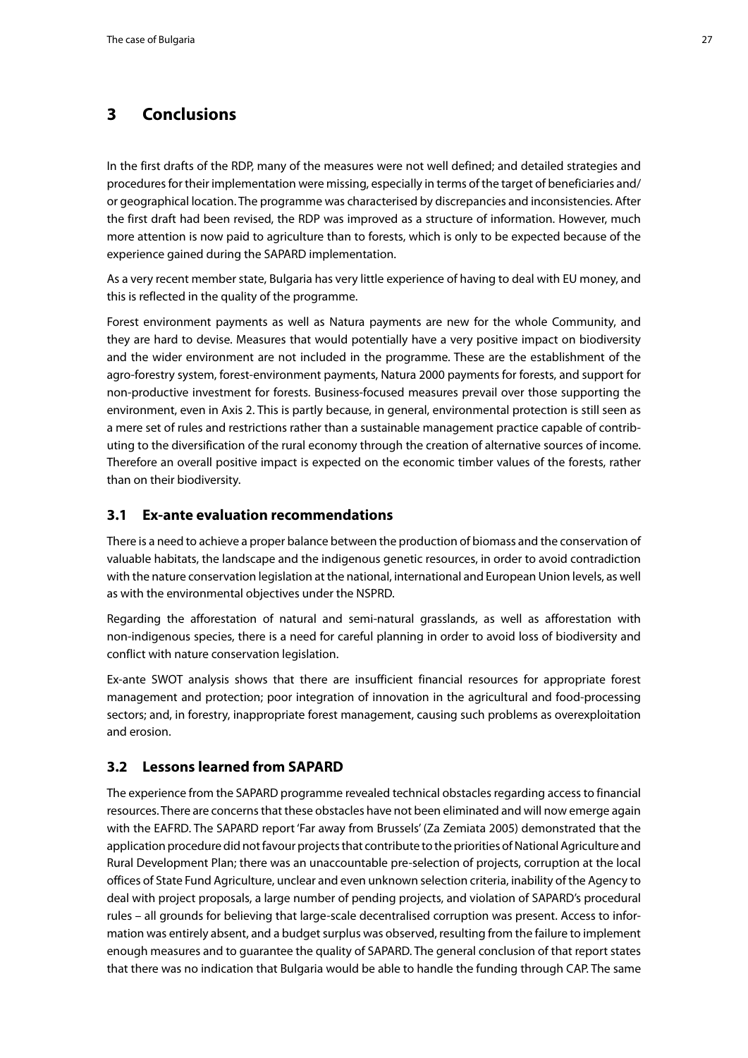# 3 Conclusions

In the first drafts of the RDP, many of the measures were not well defined; and detailed strategies and procedures for their implementation were missing, especially in terms of the target of beneficiaries and/or geographical location. The programme was characterised by discrepancies and inconsistencies. After the first draft had been revised, the RDP was improved as a structure of information. However, much more attention is now paid to agriculture than to forests, which is only to be expected because of the experience gained during the SAPARD implementation.

As a very recent member state, Bulgaria has very little experience of having to deal with EU money, and this is reflected in the quality of the programme.

Forest environment payments as well as Natura payments are new for the whole Community, and they are hard to devise. Measures that would potentially have a very positive impact on biodiversity and the wider environment are not included in the programme. These are the establishment of the agro-forestry system, forest-environment payments, Natura 2000 payments for forests, and support for non-productive investment for forests. Business-focused measures prevail over those supporting the environment, even in Axis 2. This is partly because, in general, environmental protection is still seen as a mere set of rules and restrictions rather than a sustainable management practice capable of contributing to the diversification of the rural economy through the creation of alternative sources of income. Therefore an overall positive impact is expected on the economic timber values of the forests, rather than on their biodiversity.

## 3.1 Ex-ante evaluation recommendations

There is a need to achieve a proper balance between the production of biomass and the conservation of valuable habitats, the landscape and the indigenous genetic resources, in order to avoid contradiction with the nature conservation legislation at the national, international and European Union levels, as well as with the environmental objectives under the NSPRD.

Regarding the afforestation of natural and semi-natural grasslands, as well as afforestation with non-indigenous species, there is a need for careful planning in order to avoid loss of biodiversity and conflict with nature conservation legislation.

Ex-ante SWOT analysis shows that there are insufficient financial resources for appropriate forest management and protection; poor integration of innovation in the agricultural and food-processing sectors; and, in forestry, inappropriate forest management, causing such problems as overexploitation and erosion.

## 3.2 Lessons learned from SAPARD

The experience from the SAPARD programme revealed technical obstacles regarding access to financial resources. There are concerns that these obstacles have not been eliminated and will now emerge again with the EAFRD. The SAPARD report 'Far away from Brussels' (Za Zemiata 2005) demonstrated that the application procedure did not favour projects that contribute to the priorities of National Agriculture and Rural Development Plan; there was an unaccountable pre-selection of projects, corruption at the local offices of State Fund Agriculture, unclear and even unknown selection criteria, inability of the Agency to deal with project proposals, a large number of pending projects, and violation of SAPARD's procedural rules – all grounds for believing that large-scale decentralised corruption was present. Access to information was entirely absent, and a budget surplus was observed, resulting from the failure to implement enough measures and to guarantee the quality of SAPARD. The general conclusion of that report states that there was no indication that Bulgaria would be able to handle the funding through CAP. The same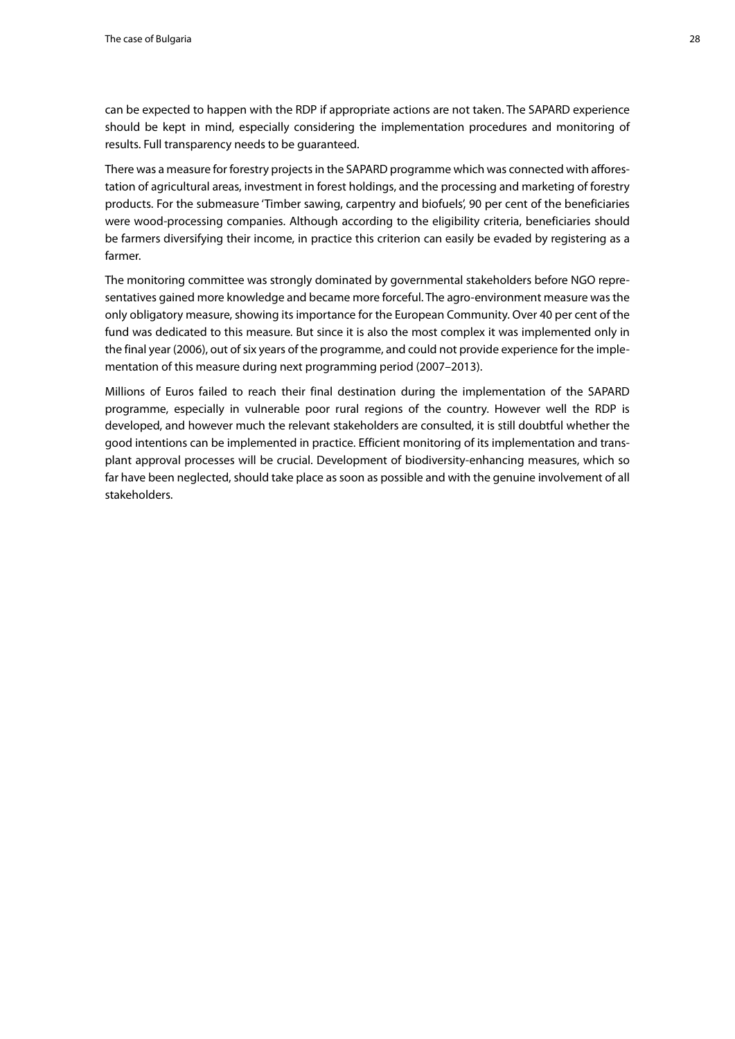can be expected to happen with the RDP if appropriate actions are not taken. The SAPARD experience should be kept in mind, especially considering the implementation procedures and monitoring of results. Full transparency needs to be guaranteed.

There was a measure for forestry projects in the SAPARD programme which was connected with afforestation of agricultural areas, investment in forest holdings, and the processing and marketing of forestry products. For the submeasure 'Timber sawing, carpentry and biofuels', 90 per cent of the beneficiaries were wood-processing companies. Although according to the eligibility criteria, beneficiaries should be farmers diversifying their income, in practice this criterion can easily be evaded by registering as a farmer.

The monitoring committee was strongly dominated by governmental stakeholders before NGO representatives gained more knowledge and became more forceful. The agro-environment measure was the only obligatory measure, showing its importance for the European Community. Over 40 per cent of the fund was dedicated to this measure. But since it is also the most complex it was implemented only in the final year (2006), out of six years of the programme, and could not provide experience for the implementation of this measure during next programming period (2007–2013).

Millions of Euros failed to reach their final destination during the implementation of the SAPARD programme, especially in vulnerable poor rural regions of the country. However well the RDP is developed, and however much the relevant stakeholders are consulted, it is still doubtful whether the good intentions can be implemented in practice. Efficient monitoring of its implementation and transplant approval processes will be crucial. Development of biodiversity-enhancing measures, which so far have been neglected, should take place as soon as possible and with the genuine involvement of all stakeholders.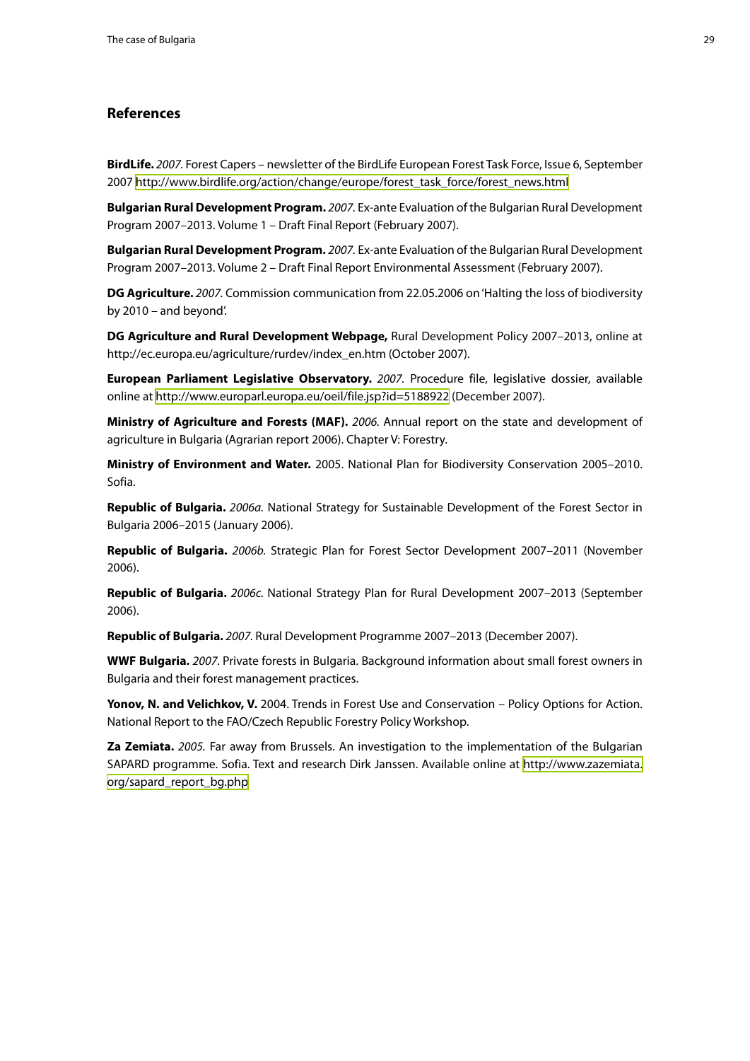## References

**BirdLife.** *2007.* Forest Capers – newsletter of the BirdLife European Forest Task Force, Issue 6, September 2007 http://www.birdlife.org/action/change/europe/forest_task_force/forest_news.html

**Bulgarian Rural Development Program.** *2007.* Ex-ante Evaluation of the Bulgarian Rural Development Program 2007–2013. Volume 1 – Draft Final Report (February 2007).

**Bulgarian Rural Development Program.** *2007.* Ex-ante Evaluation of the Bulgarian Rural Development Program 2007–2013. Volume 2 – Draft Final Report Environmental Assessment (February 2007).

**DG Agriculture.** *2007.* Commission communication from 22.05.2006 on 'Halting the loss of biodiversity by 2010 – and beyond'.

**DG Agriculture and Rural Development Webpage,** Rural Development Policy 2007–2013, online at http://ec.europa.eu/agriculture/rurdev/index_en.htm (October 2007).

**European Parliament Legislative Observatory.** *2007.* Procedure file, legislative dossier, available online at http://www.europarl.europa.eu/oeil/file.jsp?id=5188922 (December 2007).

**Ministry of Agriculture and Forests (MAF).** *2006.* Annual report on the state and development of agriculture in Bulgaria (Agrarian report 2006). Chapter V: Forestry.

**Ministry of Environment and Water.** 2005. National Plan for Biodiversity Conservation 2005–2010. Sofia.

**Republic of Bulgaria.** *2006a.* National Strategy for Sustainable Development of the Forest Sector in Bulgaria 2006–2015 (January 2006).

**Republic of Bulgaria.** *2006b.* Strategic Plan for Forest Sector Development 2007–2011 (November 2006).

**Republic of Bulgaria.** *2006c.* National Strategy Plan for Rural Development 2007–2013 (September 2006).

**Republic of Bulgaria.** *2007.* Rural Development Programme 2007–2013 (December 2007).

**WWF Bulgaria.** *2007.* Private forests in Bulgaria. Background information about small forest owners in Bulgaria and their forest management practices.

**Yonov, N. and Velichkov, V.** 2004. Trends in Forest Use and Conservation – Policy Options for Action. National Report to the FAO/Czech Republic Forestry Policy Workshop.

**Za Zemiata.** *2005.* Far away from Brussels. An investigation to the implementation of the Bulgarian SAPARD programme. Sofia. Text and research Dirk Janssen. Available online at http://www.zazemiata.org/sapard_report_bg.php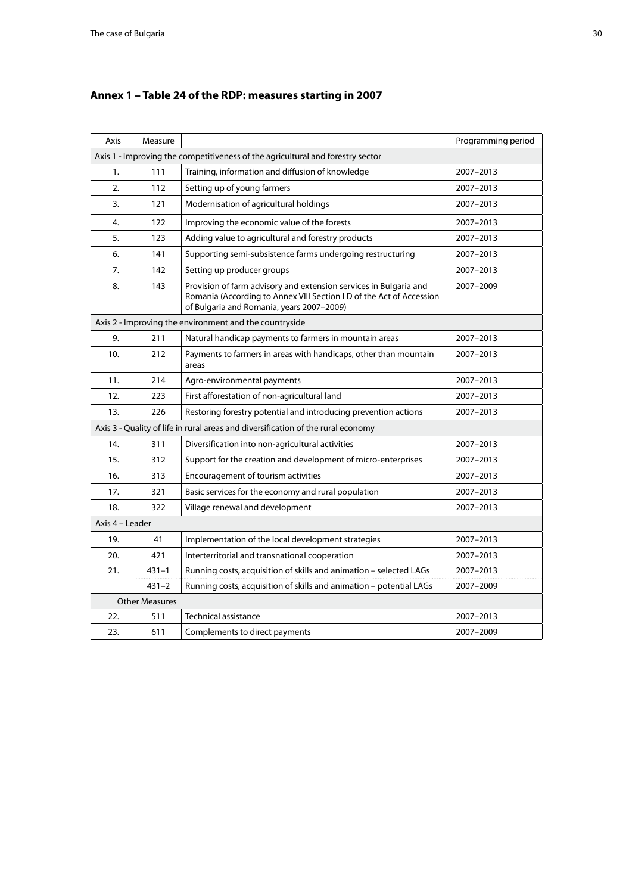## Annex 1 – Table 24 of the RDP: measures starting in 2007

| Axis | Measure | | Programming period |
|---|---|---|---|
| Axis 1 - Improving the competitiveness of the agricultural and forestry sector | | | |
| 1. | 111 | Training, information and diffusion of knowledge | 2007–2013 |
| 2. | 112 | Setting up of young farmers | 2007–2013 |
| 3. | 121 | Modernisation of agricultural holdings | 2007–2013 |
| 4. | 122 | Improving the economic value of the forests | 2007–2013 |
| 5. | 123 | Adding value to agricultural and forestry products | 2007–2013 |
| 6. | 141 | Supporting semi-subsistence farms undergoing restructuring | 2007–2013 |
| 7. | 142 | Setting up producer groups | 2007–2013 |
| 8. | 143 | Provision of farm advisory and extension services in Bulgaria and Romania (According to Annex VIII Section I D of the Act of Accession of Bulgaria and Romania, years 2007–2009) | 2007–2009 |
| Axis 2 - Improving the environment and the countryside | | | |
| 9. | 211 | Natural handicap payments to farmers in mountain areas | 2007–2013 |
| 10. | 212 | Payments to farmers in areas with handicaps, other than mountain areas | 2007–2013 |
| 11. | 214 | Agro-environmental payments | 2007–2013 |
| 12. | 223 | First afforestation of non-agricultural land | 2007–2013 |
| 13. | 226 | Restoring forestry potential and introducing prevention actions | 2007–2013 |
| Axis 3 - Quality of life in rural areas and diversification of the rural economy | | | |
| 14. | 311 | Diversification into non-agricultural activities | 2007–2013 |
| 15. | 312 | Support for the creation and development of micro-enterprises | 2007–2013 |
| 16. | 313 | Encouragement of tourism activities | 2007–2013 |
| 17. | 321 | Basic services for the economy and rural population | 2007–2013 |
| 18. | 322 | Village renewal and development | 2007–2013 |
| Axis 4 – Leader | | | |
| 19. | 41 | Implementation of the local development strategies | 2007–2013 |
| 20. | 421 | Interterritorial and transnational cooperation | 2007–2013 |
| 21. | 431–1 | Running costs, acquisition of skills and animation – selected LAGs | 2007–2013 |
| | 431–2 | Running costs, acquisition of skills and animation – potential LAGs | 2007–2009 |
| Other Measures | | | |
| 22. | 511 | Technical assistance | 2007–2013 |
| 23. | 611 | Complements to direct payments | 2007–2009 |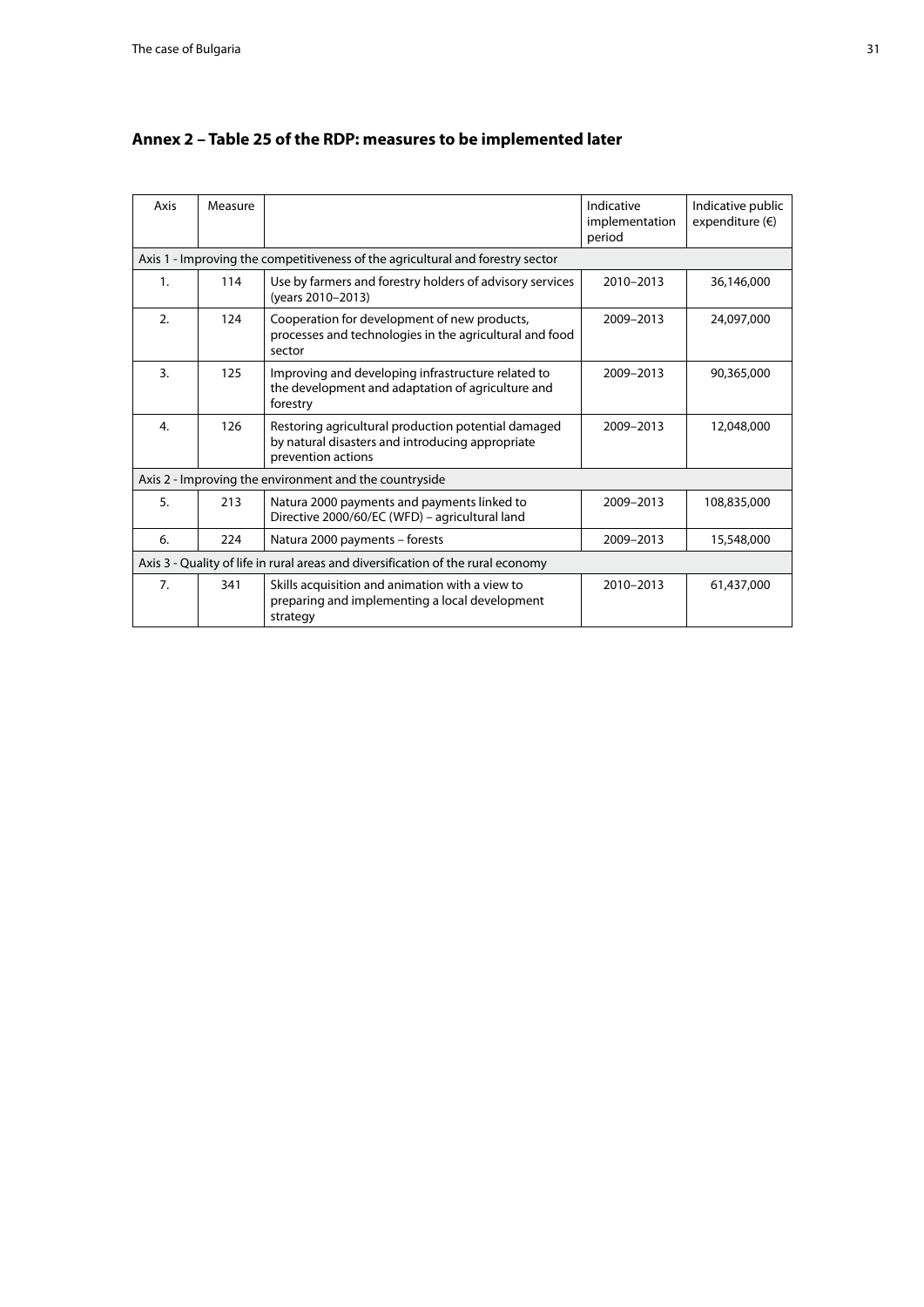## Annex 2 – Table 25 of the RDP: measures to be implemented later

| Axis | Measure | | Indicative implementation period | Indicative public expenditure (€) |
|---|---|---|---|---|
| Axis 1 - Improving the competitiveness of the agricultural and forestry sector | | | | |
| 1. | 114 | Use by farmers and forestry holders of advisory services (years 2010–2013) | 2010–2013 | 36,146,000 |
| 2. | 124 | Cooperation for development of new products, processes and technologies in the agricultural and food sector | 2009–2013 | 24,097,000 |
| 3. | 125 | Improving and developing infrastructure related to the development and adaptation of agriculture and forestry | 2009–2013 | 90,365,000 |
| 4. | 126 | Restoring agricultural production potential damaged by natural disasters and introducing appropriate prevention actions | 2009–2013 | 12,048,000 |
| Axis 2 - Improving the environment and the countryside | | | | |
| 5. | 213 | Natura 2000 payments and payments linked to Directive 2000/60/EC (WFD) – agricultural land | 2009–2013 | 108,835,000 |
| 6. | 224 | Natura 2000 payments – forests | 2009–2013 | 15,548,000 |
| Axis 3 - Quality of life in rural areas and diversification of the rural economy | | | | |
| 7. | 341 | Skills acquisition and animation with a view to preparing and implementing a local development strategy | 2010–2013 | 61,437,000 |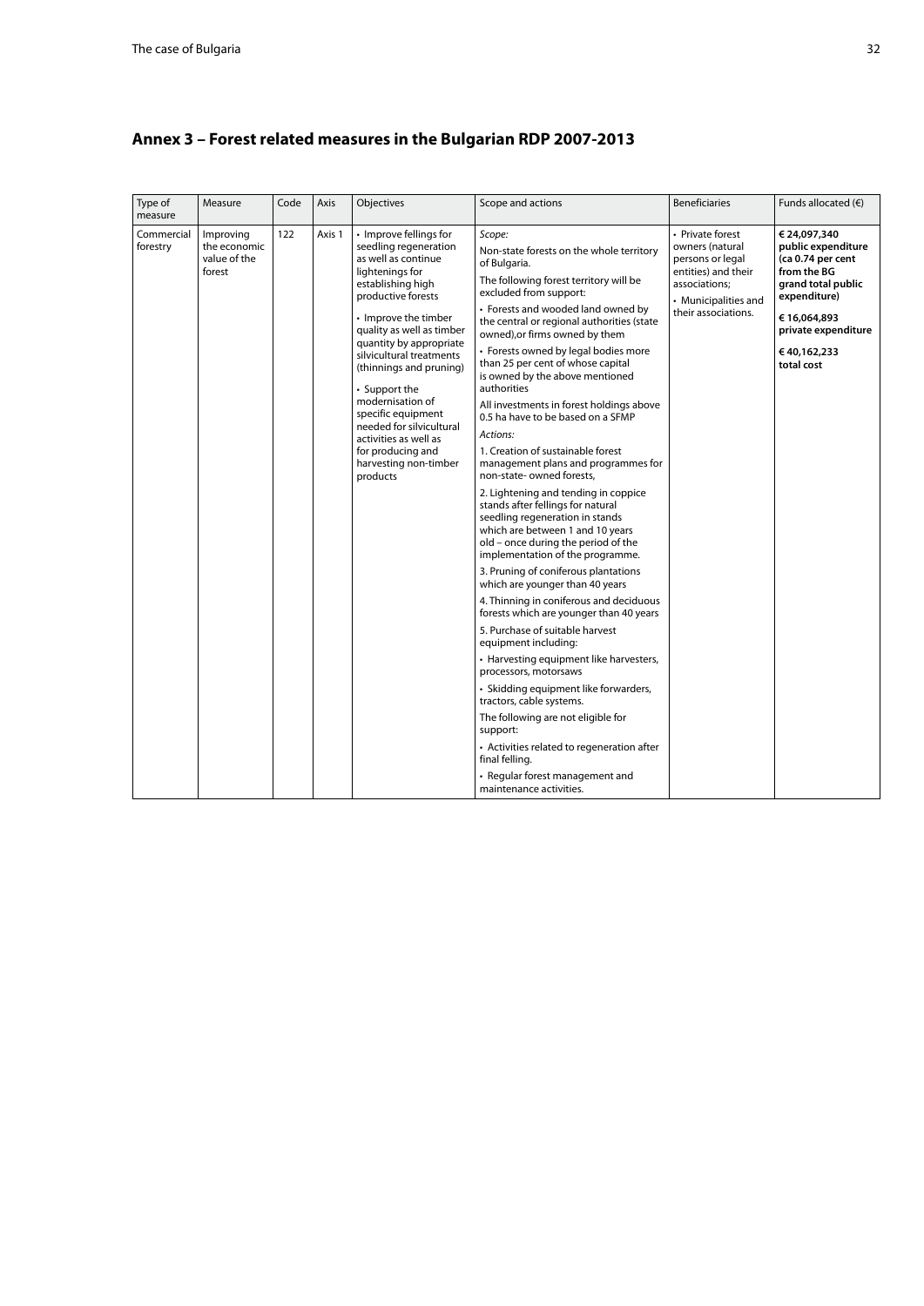## Annex 3 – Forest related measures in the Bulgarian RDP 2007-2013

| Type of measure | Measure | Code | Axis | Objectives | Scope and actions | Beneficiaries | Funds allocated (€) |
|---|---|---|---|---|---|---|---|
| Commercial forestry | Improving the economic value of the forest | 122 | Axis 1 | • Improve fellings for seedling regeneration as well as continue lightenings for establishing high productive forests<br><br>• Improve the timber quality as well as timber quantity by appropriate silvicultural treatments (thinnings and pruning)<br><br>• Support the modernisation of specific equipment needed for silvicultural activities as well as for producing and harvesting non-timber products | *Scope:*<br>Non-state forests on the whole territory of Bulgaria.<br>The following forest territory will be excluded from support:<br>• Forests and wooded land owned by the central or regional authorities (state owned),or firms owned by them<br>• Forests owned by legal bodies more than 25 per cent of whose capital is owned by the above mentioned authorities<br>All investments in forest holdings above 0.5 ha have to be based on a SFMP<br>*Actions:*<br>1. Creation of sustainable forest management plans and programmes for non-state- owned forests,<br>2. Lightening and tending in coppice stands after fellings for natural seedling regeneration in stands which are between 1 and 10 years old – once during the period of the implementation of the programme.<br>3. Pruning of coniferous plantations which are younger than 40 years<br>4. Thinning in coniferous and deciduous forests which are younger than 40 years<br>5. Purchase of suitable harvest equipment including:<br>• Harvesting equipment like harvesters, processors, motorsaws<br>• Skidding equipment like forwarders, tractors, cable systems.<br>The following are not eligible for support:<br>• Activities related to regeneration after final felling.<br>• Regular forest management and maintenance activities. | • Private forest owners (natural persons or legal entities) and their associations;<br>• Municipalities and their associations. | **€ 24,097,340 public expenditure (ca 0.74 per cent from the BG grand total public expenditure)**<br><br>**€ 16,064,893 private expenditure**<br><br>**€ 40,162,233 total cost** |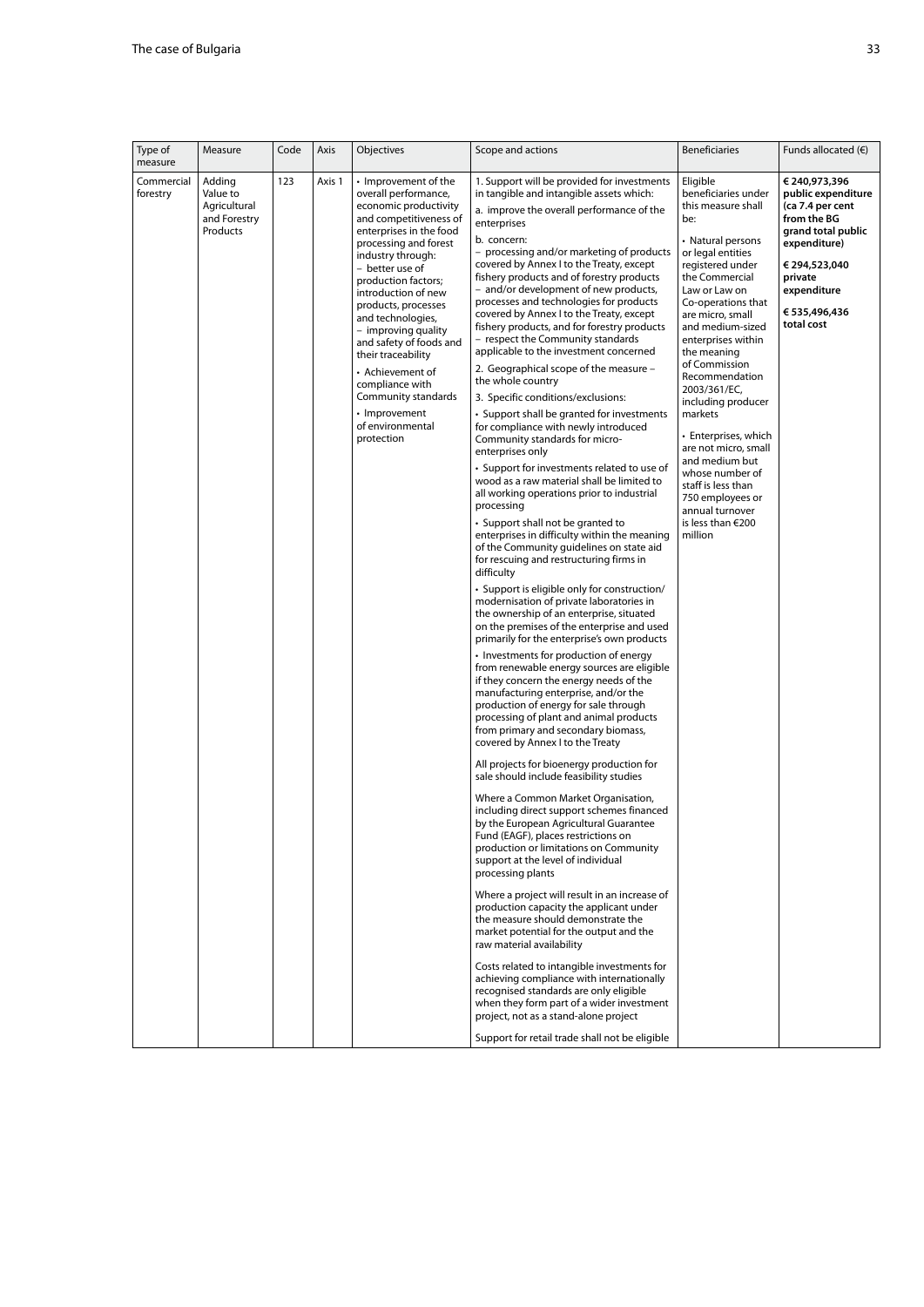| Type of measure | Measure | Code | Axis | Objectives | Scope and actions | Beneficiaries | Funds allocated (€) |
|---|---|---|---|---|---|---|---|
| Commercial forestry | Adding Value to Agricultural and Forestry Products | 123 | Axis 1 | • Improvement of the overall performance, economic productivity and competitiveness of enterprises in the food processing and forest industry through: <br> – better use of production factors; introduction of new products, processes and technologies, <br> – improving quality and safety of foods and their traceability <br> • Achievement of compliance with Community standards <br> • Improvement of environmental protection | 1. Support will be provided for investments in tangible and intangible assets which: <br> a. improve the overall performance of the enterprises <br> b. concern: <br> – processing and/or marketing of products covered by Annex I to the Treaty, except fishery products and of forestry products <br> – and/or development of new products, processes and technologies for products covered by Annex I to the Treaty, except fishery products, and for forestry products <br> – respect the Community standards applicable to the investment concerned <br> 2. Geographical scope of the measure – the whole country <br> 3. Specific conditions/exclusions: <br> • Support shall be granted for investments for compliance with newly introduced Community standards for micro-enterprises only <br> • Support for investments related to use of wood as a raw material shall be limited to all working operations prior to industrial processing <br> • Support shall not be granted to enterprises in difficulty within the meaning of the Community guidelines on state aid for rescuing and restructuring firms in difficulty <br> • Support is eligible only for construction/modernisation of private laboratories in the ownership of an enterprise, situated on the premises of the enterprise and used primarily for the enterprise's own products <br> • Investments for production of energy from renewable energy sources are eligible if they concern the energy needs of the manufacturing enterprise, and/or the production of energy for sale through processing of plant and animal products from primary and secondary biomass, covered by Annex I to the Treaty <br> All projects for bioenergy production for sale should include feasibility studies <br> Where a Common Market Organisation, including direct support schemes financed by the European Agricultural Guarantee Fund (EAGF), places restrictions on production or limitations on Community support at the level of individual processing plants <br> Where a project will result in an increase of production capacity the applicant under the measure should demonstrate the market potential for the output and the raw material availability <br> Costs related to intangible investments for achieving compliance with internationally recognised standards are only eligible when they form part of a wider investment project, not as a stand-alone project <br> Support for retail trade shall not be eligible | Eligible beneficiaries under this measure shall be: <br> • Natural persons or legal entities registered under the Commercial Law or Law on Co-operations that are micro, small and medium-sized enterprises within the meaning of Commission Recommendation 2003/361/EC, including producer markets <br> • Enterprises, which are not micro, small and medium but whose number of staff is less than 750 employees or annual turnover is less than €200 million | **€ 240,973,396 public expenditure (ca 7.4 per cent from the BG grand total public expenditure)** <br> **€ 294,523,040 private expenditure** <br> **€ 535,496,436 total cost** |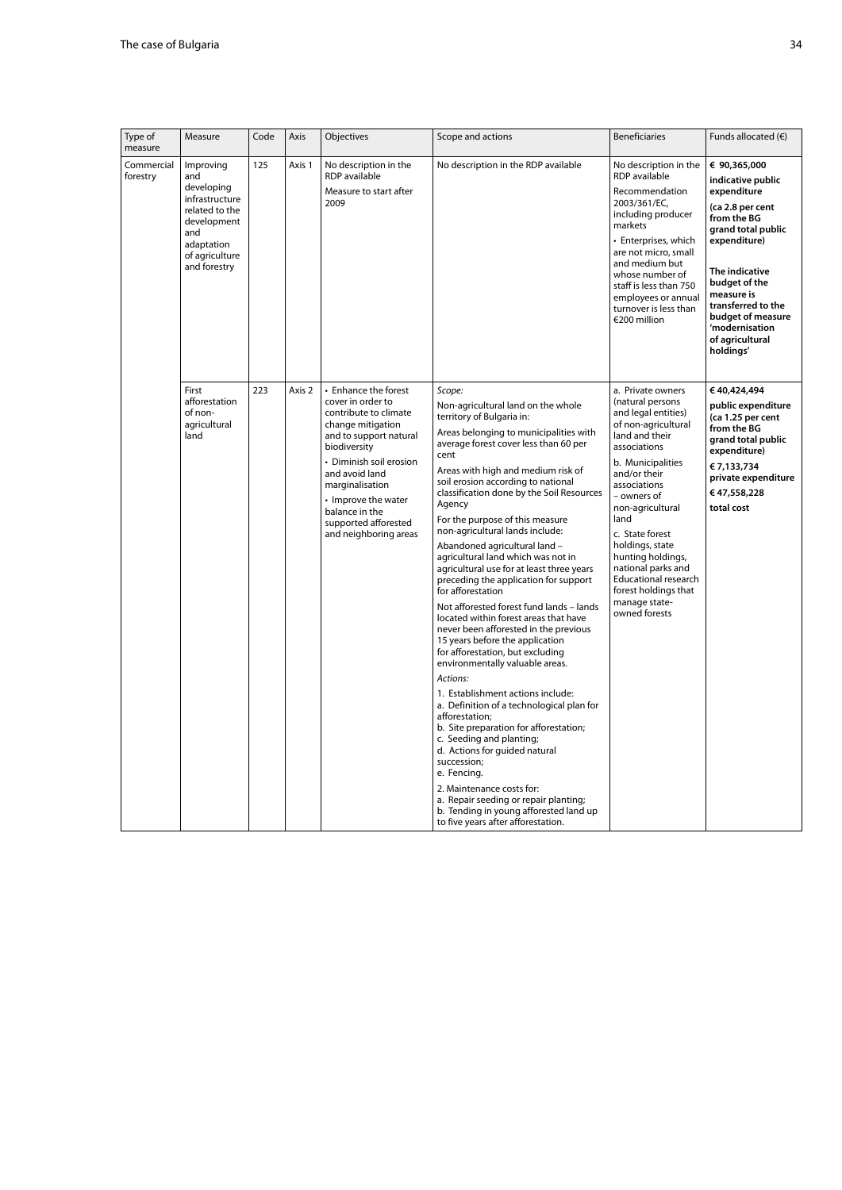| Type of measure | Measure | Code | Axis | Objectives | Scope and actions | Beneficiaries | Funds allocated (€) |
|---|---|---|---|---|---|---|---|
| Commercial forestry | Improving and developing infrastructure related to the development and adaptation of agriculture and forestry | 125 | Axis 1 | No description in the RDP available<br><br>Measure to start after 2009 | No description in the RDP available | No description in the RDP available<br><br>Recommendation 2003/361/EC, including producer markets<br><br>• Enterprises, which are not micro, small and medium but whose number of staff is less than 750 employees or annual turnover is less than €200 million | **€ 90,365,000 indicative public expenditure**<br><br>**(ca 2.8 per cent from the BG grand total public expenditure)**<br><br>**The indicative budget of the measure is transferred to the budget of measure 'modernisation of agricultural holdings'** |
| | First afforestation of non-agricultural land | 223 | Axis 2 | • Enhance the forest cover in order to contribute to climate change mitigation and to support natural biodiversity<br><br>• Diminish soil erosion and avoid land marginalisation<br><br>• Improve the water balance in the supported afforested and neighboring areas | *Scope:*<br><br>Non-agricultural land on the whole territory of Bulgaria in:<br><br>Areas belonging to municipalities with average forest cover less than 60 per cent<br><br>Areas with high and medium risk of soil erosion according to national classification done by the Soil Resources Agency<br><br>For the purpose of this measure non-agricultural lands include:<br><br>Abandoned agricultural land – agricultural land which was not in agricultural use for at least three years preceding the application for support for afforestation<br><br>Not afforested forest fund lands – lands located within forest areas that have never been afforested in the previous 15 years before the application for afforestation, but excluding environmentally valuable areas.<br><br>*Actions:*<br><br>1. Establishment actions include:<br>a. Definition of a technological plan for afforestation;<br>b. Site preparation for afforestation;<br>c. Seeding and planting;<br>d. Actions for guided natural succession;<br>e. Fencing.<br><br>2. Maintenance costs for:<br>a. Repair seeding or repair planting;<br>b. Tending in young afforested land up to five years after afforestation. | a. Private owners (natural persons and legal entities) of non-agricultural land and their associations<br><br>b. Municipalities and/or their associations – owners of non-agricultural land<br><br>c. State forest holdings, state hunting holdings, national parks and Educational research forest holdings that manage state-owned forests | **€ 40,424,494 public expenditure (ca 1.25 per cent from the BG grand total public expenditure)**<br><br>**€ 7,133,734 private expenditure**<br><br>**€ 47,558,228 total cost** |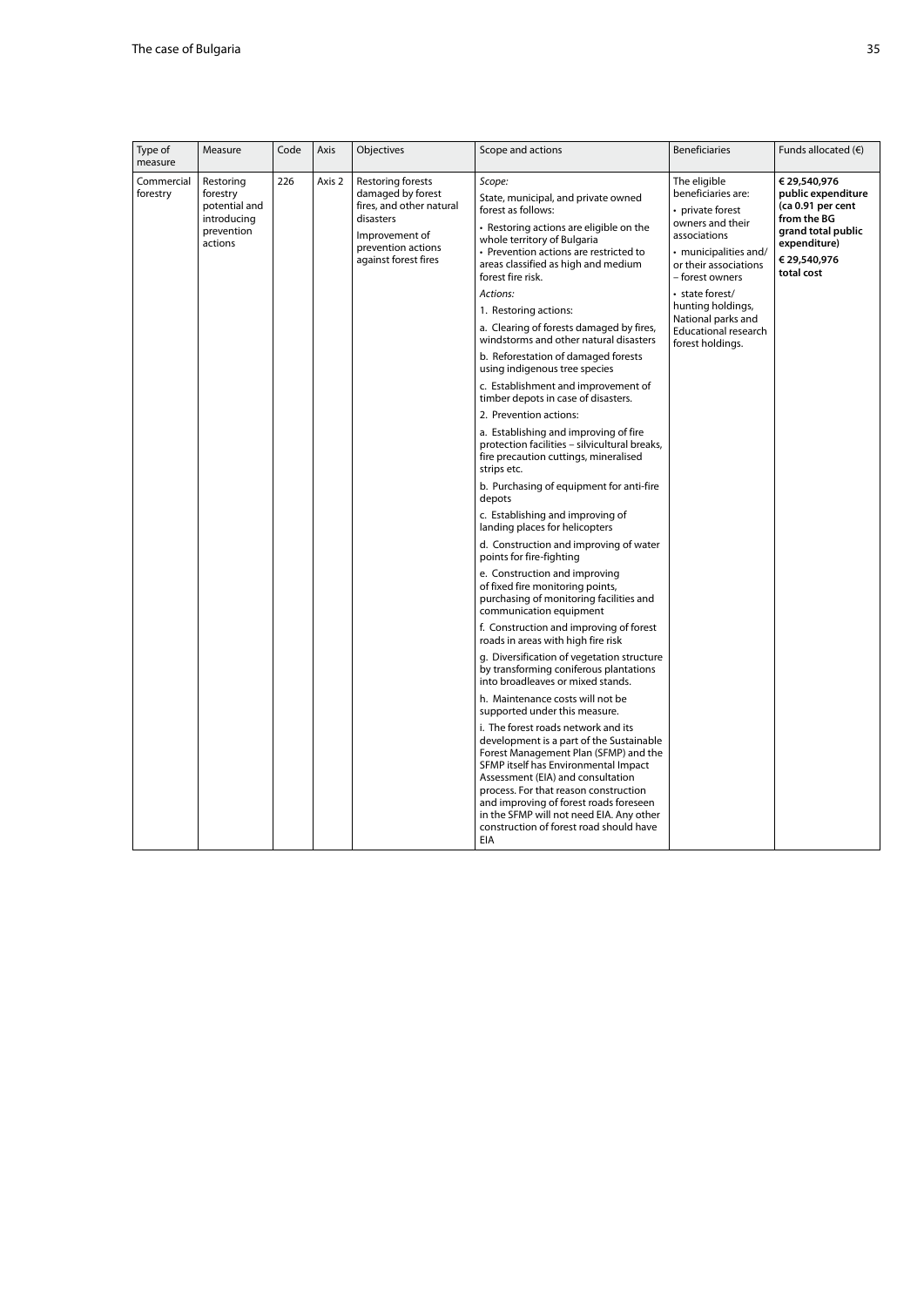| Type of measure | Measure | Code | Axis | Objectives | Scope and actions | Beneficiaries | Funds allocated (€) |
|---|---|---|---|---|---|---|---|
| Commercial forestry | Restoring forestry potential and introducing prevention actions | 226 | Axis 2 | Restoring forests damaged by forest fires, and other natural disasters<br>Improvement of prevention actions against forest fires | *Scope:*<br>State, municipal, and private owned forest as follows:<br>• Restoring actions are eligible on the whole territory of Bulgaria<br>• Prevention actions are restricted to areas classified as high and medium forest fire risk.<br>*Actions:*<br>1. Restoring actions:<br>a. Clearing of forests damaged by fires, windstorms and other natural disasters<br>b. Reforestation of damaged forests using indigenous tree species<br>c. Establishment and improvement of timber depots in case of disasters.<br>2. Prevention actions:<br>a. Establishing and improving of fire protection facilities – silvicultural breaks, fire precaution cuttings, mineralised strips etc.<br>b. Purchasing of equipment for anti-fire depots<br>c. Establishing and improving of landing places for helicopters<br>d. Construction and improving of water points for fire-fighting<br>e. Construction and improving of fixed fire monitoring points, purchasing of monitoring facilities and communication equipment<br>f. Construction and improving of forest roads in areas with high fire risk<br>g. Diversification of vegetation structure by transforming coniferous plantations into broadleaves or mixed stands.<br>h. Maintenance costs will not be supported under this measure.<br>i. The forest roads network and its development is a part of the Sustainable Forest Management Plan (SFMP) and the SFMP itself has Environmental Impact Assessment (EIA) and consultation process. For that reason construction and improving of forest roads foreseen in the SFMP will not need EIA. Any other construction of forest road should have EIA | The eligible beneficiaries are:<br>• private forest owners and their associations<br>• municipalities and/or their associations – forest owners<br>• state forest/hunting holdings, National parks and Educational research forest holdings. | **€ 29,540,976 public expenditure (ca 0.91 per cent from the BG grand total public expenditure)**<br>**€ 29,540,976 total cost** |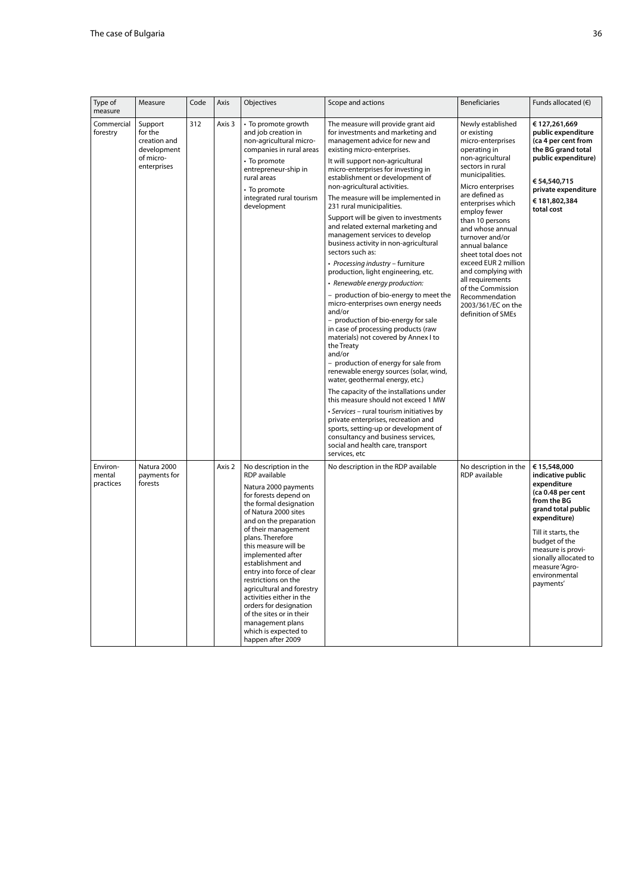| Type of measure | Measure | Code | Axis | Objectives | Scope and actions | Beneficiaries | Funds allocated (€) |
|---|---|---|---|---|---|---|---|
| Commercial forestry | Support for the creation and development of micro-enterprises | 312 | Axis 3 | • To promote growth and job creation in non-agricultural micro-companies in rural areas<br>• To promote entrepreneur-ship in rural areas<br>• To promote integrated rural tourism development | The measure will provide grant aid for investments and marketing and management advice for new and existing micro-enterprises.<br>It will support non-agricultural micro-enterprises for investing in establishment or development of non-agricultural activities.<br>The measure will be implemented in 231 rural municipalities.<br>Support will be given to investments and related external marketing and management services to develop business activity in non-agricultural sectors such as:<br>• *Processing industry* – furniture production, light engineering, etc.<br>• *Renewable energy production:*<br>– production of bio-energy to meet the micro-enterprises own energy needs and/or<br>– production of bio-energy for sale in case of processing products (raw materials) not covered by Annex I to the Treaty and/or<br>– production of energy for sale from renewable energy sources (solar, wind, water, geothermal energy, etc.)<br>The capacity of the installations under this measure should not exceed 1 MW<br>• *Services* – rural tourism initiatives by private enterprises, recreation and sports, setting-up or development of consultancy and business services, social and health care, transport services, etc | Newly established or existing micro-enterprises operating in non-agricultural sectors in rural municipalities.<br>Micro enterprises are defined as enterprises which employ fewer than 10 persons and whose annual turnover and/or annual balance sheet total does not exceed EUR 2 million and complying with all requirements of the Commission Recommendation 2003/361/EC on the definition of SMEs | **€ 127,261,669 public expenditure (ca 4 per cent from the BG grand total public expenditure)**<br>**€ 54,540,715 private expenditure**<br>**€ 181,802,384 total cost** |
| Environ-mental practices | Natura 2000 payments for forests | | Axis 2 | No description in the RDP available<br>Natura 2000 payments for forests depend on the formal designation of Natura 2000 sites and on the preparation of their management plans. Therefore this measure will be implemented after establishment and entry into force of clear restrictions on the agricultural and forestry activities either in the orders for designation of the sites or in their management plans which is expected to happen after 2009 | No description in the RDP available | No description in the RDP available | **€ 15,548,000 indicative public expenditure (ca 0.48 per cent from the BG grand total public expenditure)**<br>Till it starts, the budget of the measure is provi-sionally allocated to measure 'Agro-environmental payments' |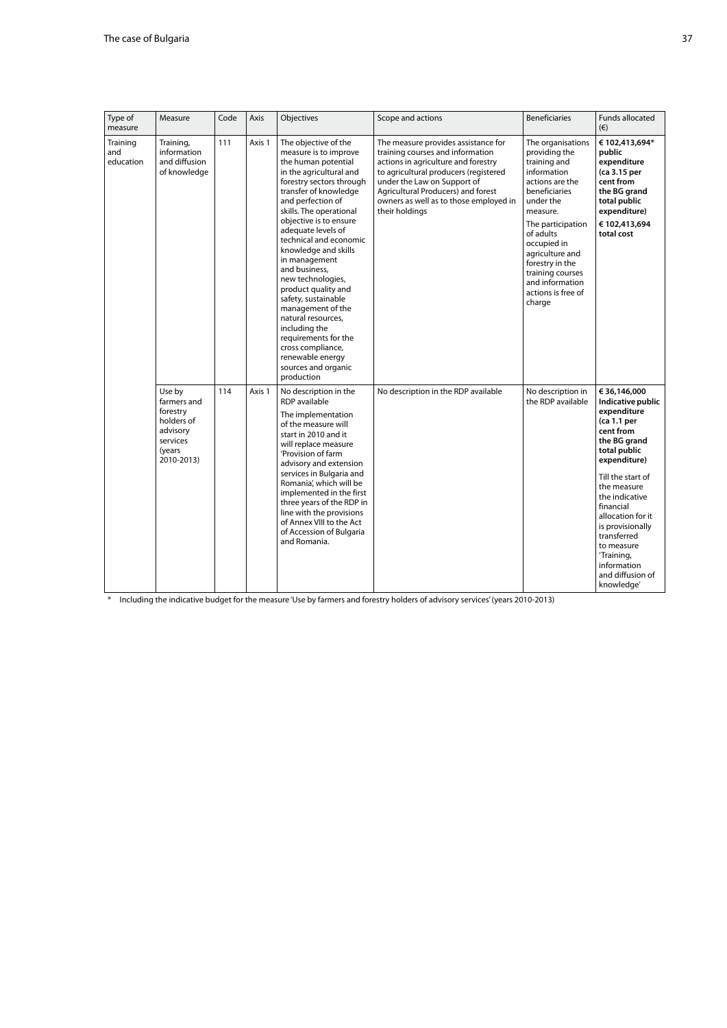| Type of measure | Measure | Code | Axis | Objectives | Scope and actions | Beneficiaries | Funds allocated (€) |
|---|---|---|---|---|---|---|---|
| Training and education | Training, information and diffusion of knowledge | 111 | Axis 1 | The objective of the measure is to improve the human potential in the agricultural and forestry sectors through transfer of knowledge and perfection of skills. The operational objective is to ensure adequate levels of technical and economic knowledge and skills in management and business, new technologies, product quality and safety, sustainable management of the natural resources, including the requirements for the cross compliance, renewable energy sources and organic production | The measure provides assistance for training courses and information actions in agriculture and forestry to agricultural producers (registered under the Law on Support of Agricultural Producers) and forest owners as well as to those employed in their holdings | The organisations providing the training and information actions are the beneficiaries under the measure. The participation of adults occupied in agriculture and forestry in the training courses and information actions is free of charge | **€ 102,413,694\* public expenditure (ca 3.15 per cent from the BG grand total public expenditure)** **€ 102,413,694 total cost** |
| | Use by farmers and forestry holders of advisory services (years 2010-2013) | 114 | Axis 1 | No description in the RDP available. The implementation of the measure will start in 2010 and it will replace measure 'Provision of farm advisory and extension services in Bulgaria and Romania', which will be implemented in the first three years of the RDP in line with the provisions of Annex VIII to the Act of Accession of Bulgaria and Romania. | No description in the RDP available | No description in the RDP available | **€ 36,146,000 Indicative public expenditure (ca 1.1 per cent from the BG grand total public expenditure)** Till the start of the measure the indicative financial allocation for it is provisionally transferred to measure 'Training, information and diffusion of knowledge' |

\* Including the indicative budget for the measure 'Use by farmers and forestry holders of advisory services' (years 2010-2013)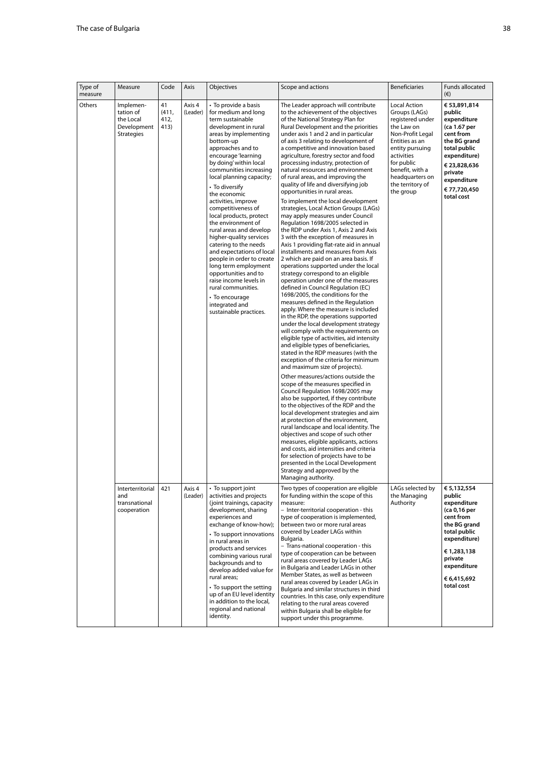| Type of measure | Measure | Code | Axis | Objectives | Scope and actions | Beneficiaries | Funds allocated (€) |
|---|---|---|---|---|---|---|---|
| Others | Implementation of the Local Development Strategies | 41 (411, 412, 413) | Axis 4 (Leader) | • To provide a basis for medium and long term sustainable development in rural areas by implementing bottom-up approaches and to encourage 'learning by doing' within local communities increasing local planning capacity;<br>• To diversify the economic activities, improve competitiveness of local products, protect the environment of rural areas and develop higher-quality services catering to the needs and expectations of local people in order to create long term employment opportunities and to raise income levels in rural communities.<br>• To encourage integrated and sustainable practices. | The Leader approach will contribute to the achievement of the objectives of the National Strategy Plan for Rural Development and the priorities under axis 1 and 2 and in particular of axis 3 relating to development of a competitive and innovation based agriculture, forestry sector and food processing industry, protection of natural resources and environment of rural areas, and improving the quality of life and diversifying job opportunities in rural areas.<br>To implement the local development strategies, Local Action Groups (LAGs) may apply measures under Council Regulation 1698/2005 selected in the RDP under Axis 1, Axis 2 and Axis 3 with the exception of measures in Axis 1 providing flat-rate aid in annual installments and measures from Axis 2 which are paid on an area basis. If operations supported under the local strategy correspond to an eligible operation under one of the measures defined in Council Regulation (EC) 1698/2005, the conditions for the measures defined in the Regulation apply. Where the measure is included in the RDP, the operations supported under the local development strategy will comply with the requirements on eligible type of activities, aid intensity and eligible types of beneficiaries, stated in the RDP measures (with the exception of the criteria for minimum and maximum size of projects).<br>Other measures/actions outside the scope of the measures specified in Council Regulation 1698/2005 may also be supported, if they contribute to the objectives of the RDP and the local development strategies and aim at protection of the environment, rural landscape and local identity. The objectives and scope of such other measures, eligible applicants, actions and costs, aid intensities and criteria for selection of projects have to be presented in the Local Development Strategy and approved by the Managing authority. | Local Action Groups (LAGs) registered under the Law on Non-Profit Legal Entities as an entity pursuing activities for public benefit, with a headquarters on the territory of the group | **€ 53,891,814 public expenditure (ca 1.67 per cent from the BG grand total public expenditure)**<br>**€ 23,828,636 private expenditure**<br>**€ 77,720,450 total cost** |
| | Interterritorial and transnational cooperation | 421 | Axis 4 (Leader) | • To support joint activities and projects (joint trainings, capacity development, sharing experiences and exchange of know-how);<br>• To support innovations in rural areas in products and services combining various rural backgrounds and to develop added value for rural areas;<br>• To support the setting up of an EU level identity in addition to the local, regional and national identity. | Two types of cooperation are eligible for funding within the scope of this measure:<br>– Inter-territorial cooperation - this type of cooperation is implemented, between two or more rural areas covered by Leader LAGs within Bulgaria.<br>– Trans-national cooperation - this type of cooperation can be between rural areas covered by Leader LAGs in Bulgaria and Leader LAGs in other Member States, as well as between rural areas covered by Leader LAGs in Bulgaria and similar structures in third countries. In this case, only expenditure relating to the rural areas covered within Bulgaria shall be eligible for support under this programme. | LAGs selected by the Managing Authority | **€ 5,132,554 public expenditure (ca 0,16 per cent from the BG grand total public expenditure)**<br>**€ 1,283,138 private expenditure**<br>**€ 6,415,692 total cost** |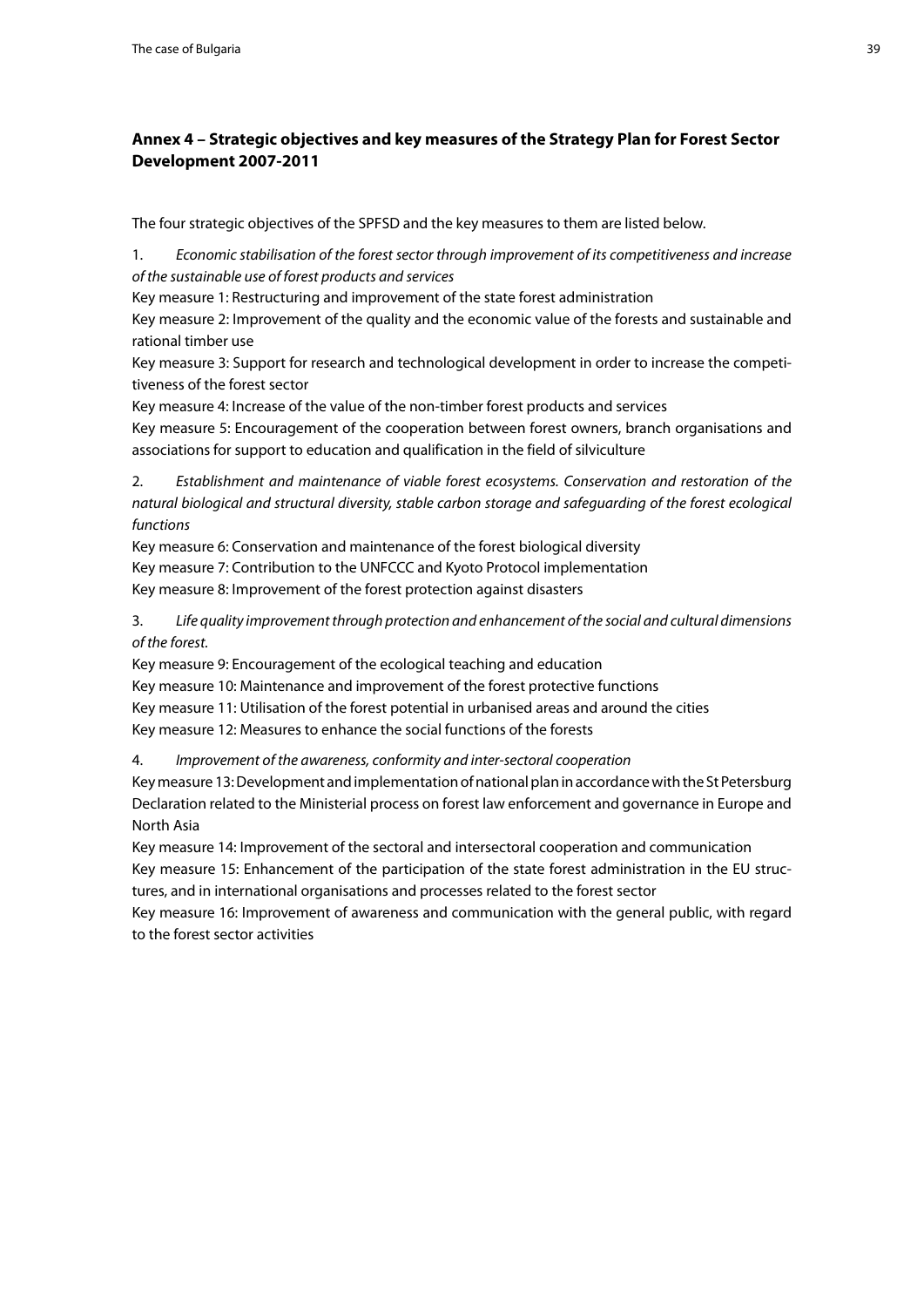## Annex 4 – Strategic objectives and key measures of the Strategy Plan for Forest Sector Development 2007-2011

The four strategic objectives of the SPFSD and the key measures to them are listed below.

1. *Economic stabilisation of the forest sector through improvement of its competitiveness and increase of the sustainable use of forest products and services*

Key measure 1: Restructuring and improvement of the state forest administration
Key measure 2: Improvement of the quality and the economic value of the forests and sustainable and rational timber use
Key measure 3: Support for research and technological development in order to increase the competitiveness of the forest sector
Key measure 4: Increase of the value of the non-timber forest products and services
Key measure 5: Encouragement of the cooperation between forest owners, branch organisations and associations for support to education and qualification in the field of silviculture

2. *Establishment and maintenance of viable forest ecosystems. Conservation and restoration of the natural biological and structural diversity, stable carbon storage and safeguarding of the forest ecological functions*

Key measure 6: Conservation and maintenance of the forest biological diversity
Key measure 7: Contribution to the UNFCCC and Kyoto Protocol implementation
Key measure 8: Improvement of the forest protection against disasters

3. *Life quality improvement through protection and enhancement of the social and cultural dimensions of the forest.*

Key measure 9: Encouragement of the ecological teaching and education
Key measure 10: Maintenance and improvement of the forest protective functions
Key measure 11: Utilisation of the forest potential in urbanised areas and around the cities
Key measure 12: Measures to enhance the social functions of the forests

4. *Improvement of the awareness, conformity and inter-sectoral cooperation*

Key measure 13: Development and implementation of national plan in accordance with the St Petersburg Declaration related to the Ministerial process on forest law enforcement and governance in Europe and North Asia
Key measure 14: Improvement of the sectoral and intersectoral cooperation and communication
Key measure 15: Enhancement of the participation of the state forest administration in the EU structures, and in international organisations and processes related to the forest sector
Key measure 16: Improvement of awareness and communication with the general public, with regard to the forest sector activities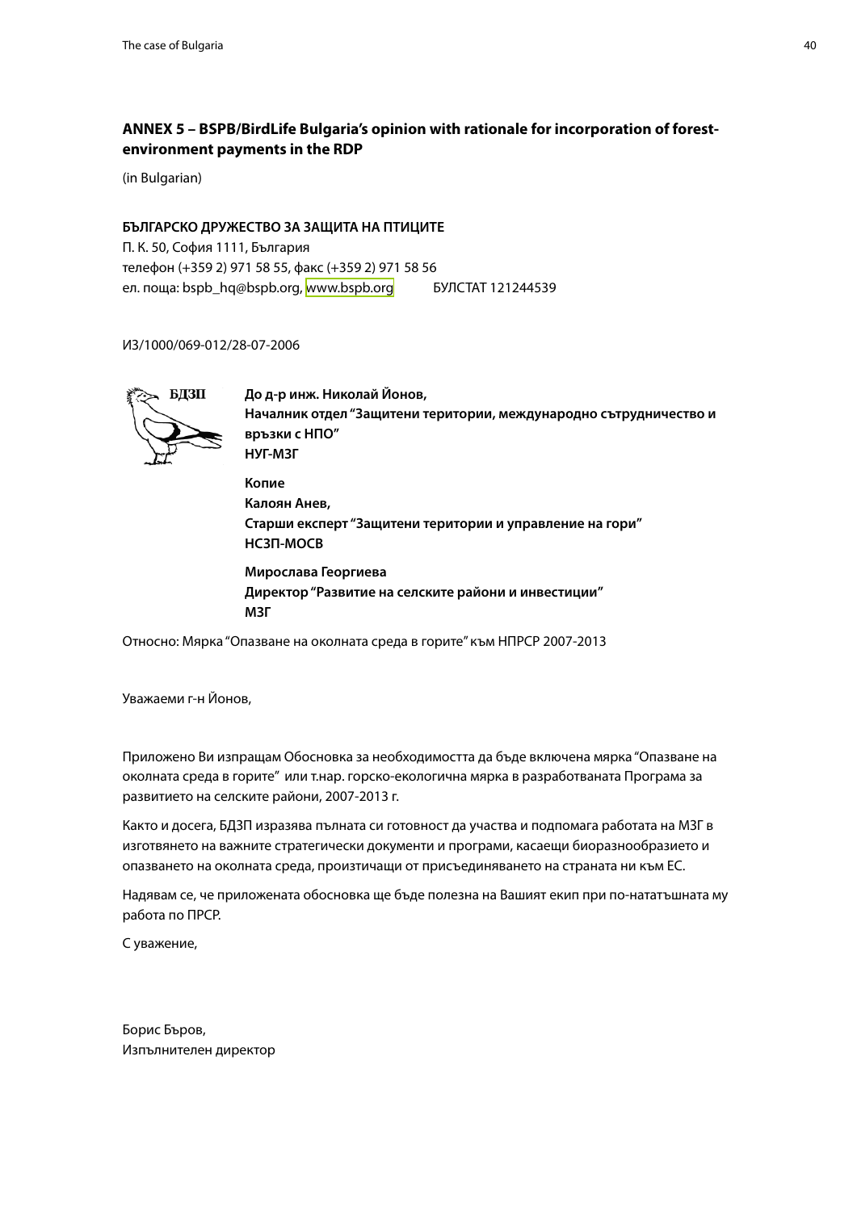## ANNEX 5 – BSPB/BirdLife Bulgaria's opinion with rationale for incorporation of forest-environment payments in the RDP

(in Bulgarian)

**БЪЛГАРСКО ДРУЖЕСТВО ЗА ЗАЩИТА НА ПТИЦИТЕ**
П. К. 50, София 1111, България
телефон (+359 2) 971 58 55, факс (+359 2) 971 58 56
ел. поща: bspb_hq@bspb.org, www.bspb.org БУЛСТАТ 121244539

ИЗ/1000/069-012/28-07-2006

БДЗП

**До д-р инж. Николай Йонов,**
**Началник отдел "Защитени територии, международно сътрудничество и връзки с НПО"**
**НУГ-МЗГ**

**Копие**
**Калоян Анев,**
**Старши експерт "Защитени територии и управление на гори"**
**НСЗП-МОСВ**

**Мирослава Георгиева**
**Директор "Развитие на селските райони и инвестиции"**
**МЗГ**

Относно: Мярка "Опазване на околната среда в горите" към НПРСР 2007-2013

Уважаеми г-н Йонов,

Приложено Ви изпращам Обосновка за необходимостта да бъде включена мярка "Опазване на околната среда в горите" или т.нар. горско-екологична мярка в разработваната Програма за развитието на селските райони, 2007-2013 г.

Както и досега, БДЗП изразява пълната си готовност да участва и подпомага работата на МЗГ в изготвянето на важните стратегически документи и програми, касаещи биоразнообразието и опазването на околната среда, произтичащи от присъединяването на страната ни към ЕС.

Надявам се, че приложената обосновка ще бъде полезна на Вашият екип при по-нататъшната му работа по ПРСР.

С уважение,

Борис Бъров,
Изпълнителен директор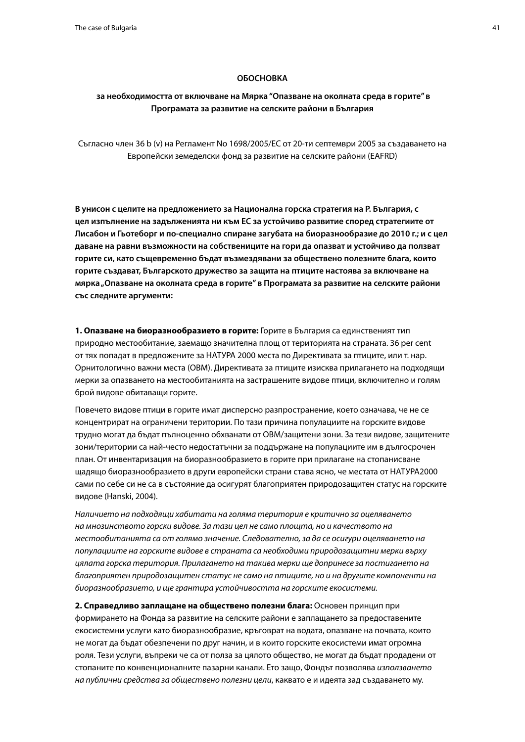**ОБОСНОВКА**

**за необходимостта от включване на Мярка "Опазване на околната среда в горите" в Програмата за развитие на селските райони в България**

Съгласно член 36 b (v) на Регламент No 1698/2005/ЕС от 20-ти септември 2005 за създаването на Европейски земеделски фонд за развитие на селските райони (EAFRD)

**В унисон с целите на предложението за Национална горска стратегия на Р. България, с цел изпълнение на задълженията ни към ЕС за устойчиво развитие според стратегиите от Лисабон и Гьотеборг и по-специално спиране загубата на биоразнообразие до 2010 г.; и с цел даване на равни възможности на собствениците на гори да опазват и устойчиво да ползват горите си, като същевременно бъдат възмездявани за обществено полезните блага, които горите създават, Българското дружество за защита на птиците настоява за включване на мярка „Опазване на околната среда в горите" в Програмата за развитие на селските райони със следните аргументи:**

**1. Опазване на биоразнообразието в горите:** Горите в България са единственият тип природно местообитание, заемащо значителна площ от територията на страната. 36 per cent от тях попадат в предложените за НАТУРА 2000 места по Директивата за птиците, или т. нар. Орнитологично важни места (ОВМ). Директивата за птиците изисква прилагането на подходящи мерки за опазването на местообитанията на застрашените видове птици, включително и голям брой видове обитаващи горите.

Повечето видове птици в горите имат дисперсно разпространение, което означава, че не се концентрират на ограничени територии. По тази причина популациите на горските видове трудно могат да бъдат пълноценно обхванати от ОВМ/защитени зони. За тези видове, защитените зони/територии са най-често недостатъчни за поддържане на популациите им в дългосрочен план. От инвентаризация на биоразнообразието в горите при прилагане на стопанисване щадящо биоразнообразието в други европейски страни става ясно, че местата от НАТУРА2000 сами по себе си не са в състояние да осигурят благоприятен природозащитен статус на горските видове (Hanski, 2004).

*Наличието на подходящи хабитати на голяма територия е критично за оцеляването на множинството горски видове. За тази цел не само площта, но и качеството на местообитанията са от голямо значение. Следователно, за да се осигури оцеляването на популациите на горските видове в страната са необходими природозащитни мерки върху цялата горска територия. Прилагането на такива мерки ще допринесе за постигането на благоприятен природозащитен статус не само на птиците, но и на другите компоненти на биоразнообразието, и ще гарантира устойчивостта на горските екосистеми.*

**2. Справедливо заплащане на обществено полезни блага:** Основен принцип при формирането на Фонда за развитие на селските райони е заплащането за предоставените екосистемни услуги като биоразнообразие, кръговрат на водата, опазване на почвата, които не могат да бъдат обезпечени по друг начин, и в които горските екосистеми имат огромна роля. Тези услуги, въпреки че са от полза за цялото общество, не могат да бъдат продадени от стопаните по конвенционалните пазарни канали. Ето защо, Фондът позволява *използването на публични средства за обществено полезни цели*, каквато е и идеята зад създаването му.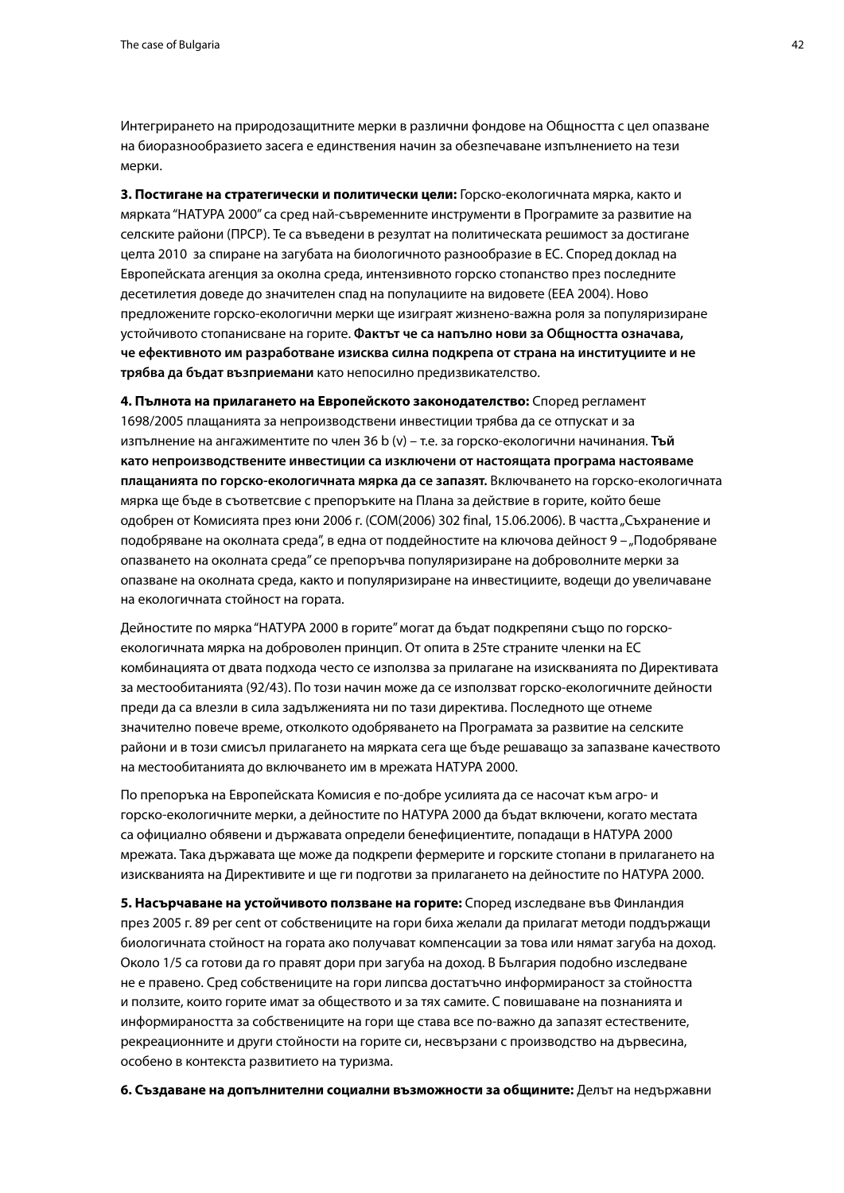Интегрирането на природозащитните мерки в различни фондове на Общността с цел опазване на биоразнообразието засега е единствения начин за обезпечаване изпълнението на тези мерки.

**3. Постигане на стратегически и политически цели:** Горско-екологичната мярка, както и мярката "НАТУРА 2000" са сред най-съвременните инструменти в Програмите за развитие на селските райони (ПРСР). Те са въведени в резултат на политическата решимост за достигане целта 2010 за спиране на загубата на биологичното разнообразие в ЕС. Според доклад на Европейската агенция за околна среда, интензивното горско стопанство през последните десетилетия доведе до значителен спад на популациите на видовете (EEA 2004). Ново предложените горско-екологични мерки ще изиграят жизнено-важна роля за популяризиране устойчивото стопанисване на горите. **Фактът че са напълно нови за Общността означава, че ефективното им разработване изисква силна подкрепа от страна на институциите и не трябва да бъдат възприемани** като непосилно предизвикателство.

**4. Пълнота на прилагането на Европейското законодателство:** Според регламент 1698/2005 плащанията за непроизводствени инвестиции трябва да се отпускат и за изпълнение на ангажиментите по член 36 b (v) – т.е. за горско-екологични начинания. **Тъй като непроизводствените инвестиции са изключени от настоящата програма настояваме плащанията по горско-екологичната мярка да се запазят.** Включването на горско-екологичната мярка ще бъде в съответсвие с препоръките на Плана за действие в горите, който беше одобрен от Комисията през юни 2006 г. (COM(2006) 302 final, 15.06.2006). В частта „Съхранение и подобряване на околната среда", в една от поддейностите на ключова дейност 9 – „Подобряване опазването на околната среда" се препоръчва популяризиране на доброволните мерки за опазване на околната среда, както и популяризиране на инвестициите, водещи до увеличаване на екологичната стойност на гората.

Дейностите по мярка "НАТУРА 2000 в горите" могат да бъдат подкрепяни също по горско-екологичната мярка на доброволен принцип. От опита в 25те страните членки на ЕС комбинацията от двата подхода често се използва за прилагане на изискванията по Директивата за местообитанията (92/43). По този начин може да се използват горско-екологичните дейности преди да са влезли в сила задълженията ни по тази директива. Последното ще отнеме значително повече време, отколкото одобряването на Програмата за развитие на селските райони и в този смисъл прилагането на мярката сега ще бъде решаващо за запазване качеството на местообитанията до включването им в мрежата НАТУРА 2000.

По препоръка на Европейската Комисия е по-добре усилията да се насочат към агро- и горско-екологичните мерки, а дейностите по НАТУРА 2000 да бъдат включени, когато местата са официално обявени и държавата определи бенефициентите, попадащи в НАТУРА 2000 мрежата. Така държавата ще може да подкрепи фермерите и горските стопани в прилагането на изискванията на Директивите и ще ги подготви за прилагането на дейностите по НАТУРА 2000.

**5. Насърчаване на устойчивото ползване на горите:** Според изследване във Финландия през 2005 г. 89 per cent от собствениците на гори биха желали да прилагат методи поддържащи биологичната стойност на гората ако получават компенсации за това или нямат загуба на доход. Около 1/5 са готови да го правят дори при загуба на доход. В България подобно изследване не е правено. Сред собствениците на гори липсва достатъчно информираност за стойността и ползите, които горите имат за обществото и за тях самите. С повишаване на познанията и информираността за собствениците на гори ще става все по-важно да запазят естествените, рекреационните и други стойности на горите си, несвързани с производство на дървесина, особено в контекста развитието на туризма.

**6. Създаване на допълнителни социални възможности за общините:** Делът на недържавни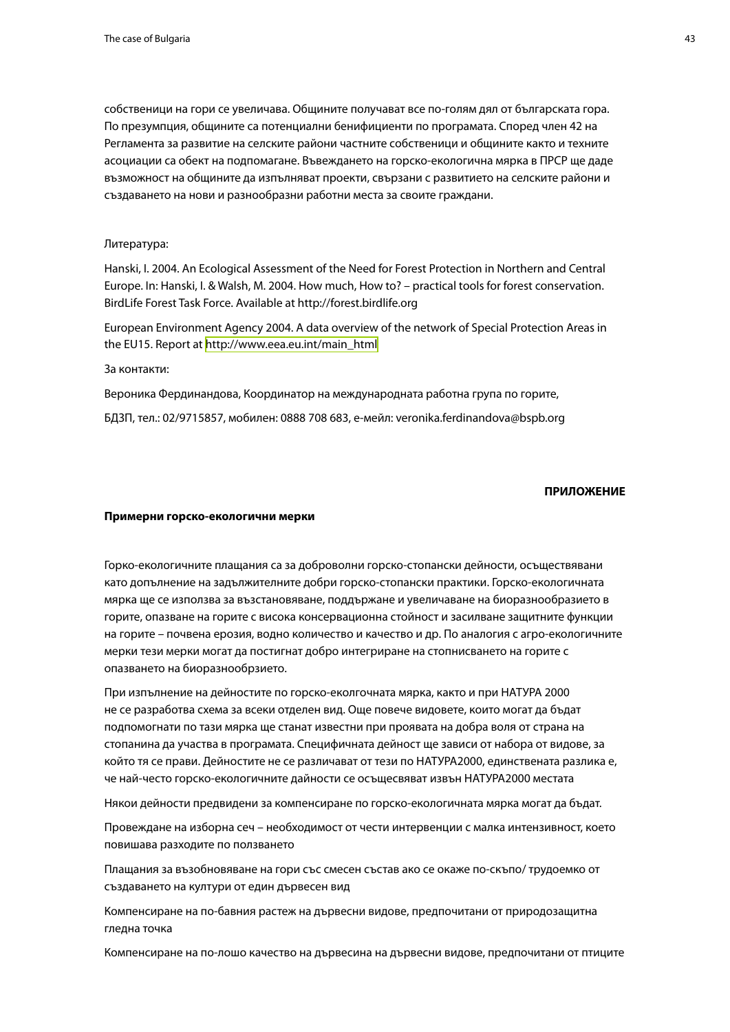собственици на гори се увеличава. Общините получават все по-голям дял от българската гора. По презумпция, общините са потенциални бенифициенти по програмата. Според член 42 на Регламента за развитие на селските райони частните собственици и общините както и техните асоциации са обект на подпомагане. Въвеждането на горско-екологична мярка в ПРСР ще даде възможност на общините да изпълняват проекти, свързани с развитието на селските райони и създаването на нови и разнообразни работни места за своите граждани.

Литература:

Hanski, I. 2004. An Ecological Assessment of the Need for Forest Protection in Northern and Central Europe. In: Hanski, I. & Walsh, M. 2004. How much, How to? – practical tools for forest conservation. BirdLife Forest Task Force. Available at http://forest.birdlife.org

European Environment Agency 2004. A data overview of the network of Special Protection Areas in the EU15. Report at http://www.eea.eu.int/main_html

За контакти:

Вероника Фердинандова, Координатор на международната работна група по горите,

БДЗП, тел.: 02/9715857, мобилен: 0888 708 683, е-мейл: veronika.ferdinandova@bspb.org

**ПРИЛОЖЕНИЕ**

**Примерни горско-екологични мерки**

Горко-екологичните плащания са за доброволни горско-стопански дейности, осъществявани като допълнение на задължителните добри горско-стопански практики. Горско-екологичната мярка ще се използва за възстановяване, поддържане и увеличаване на биоразнообразието в горите, опазване на горите с висока консервационна стойност и засилване защитните функции на горите – почвена ерозия, водно количество и качество и др. По аналогия с агро-екологичните мерки тези мерки могат да постигнат добро интегриране на стопнисването на горите с опазването на биоразнообрзието.

При изпълнение на дейностите по горско-еколгочната мярка, както и при НАТУРА 2000 не се разработва схема за всеки отделен вид. Още повече видовете, които могат да бъдат подпомогнати по тази мярка ще станат известни при проявата на добра воля от страна на стопанина да участва в програмата. Специфичната дейност ще зависи от набора от видове, за който тя се прави. Дейностите не се различават от тези по НАТУРА2000, единствената разлика е, че най-често горско-екологичните дайности се осъщесвяват извън НАТУРА2000 местата

Някои дейности предвидени за компенсиране по горско-екологичната мярка могат да бъдат.

Провеждане на изборна сеч – необходимост от чести интервенции с малка интензивност, което повишава разходите по ползването

Плащания за възобновяване на гори със смесен състав ако се окаже по-скъпо/ трудоемко от създаването на култури от един дървесен вид

Компенсиране на по-бавния растеж на дървесни видове, предпочитани от природозащитна гледна точка

Компенсиране на по-лошо качество на дървесина на дървесни видове, предпочитани от птиците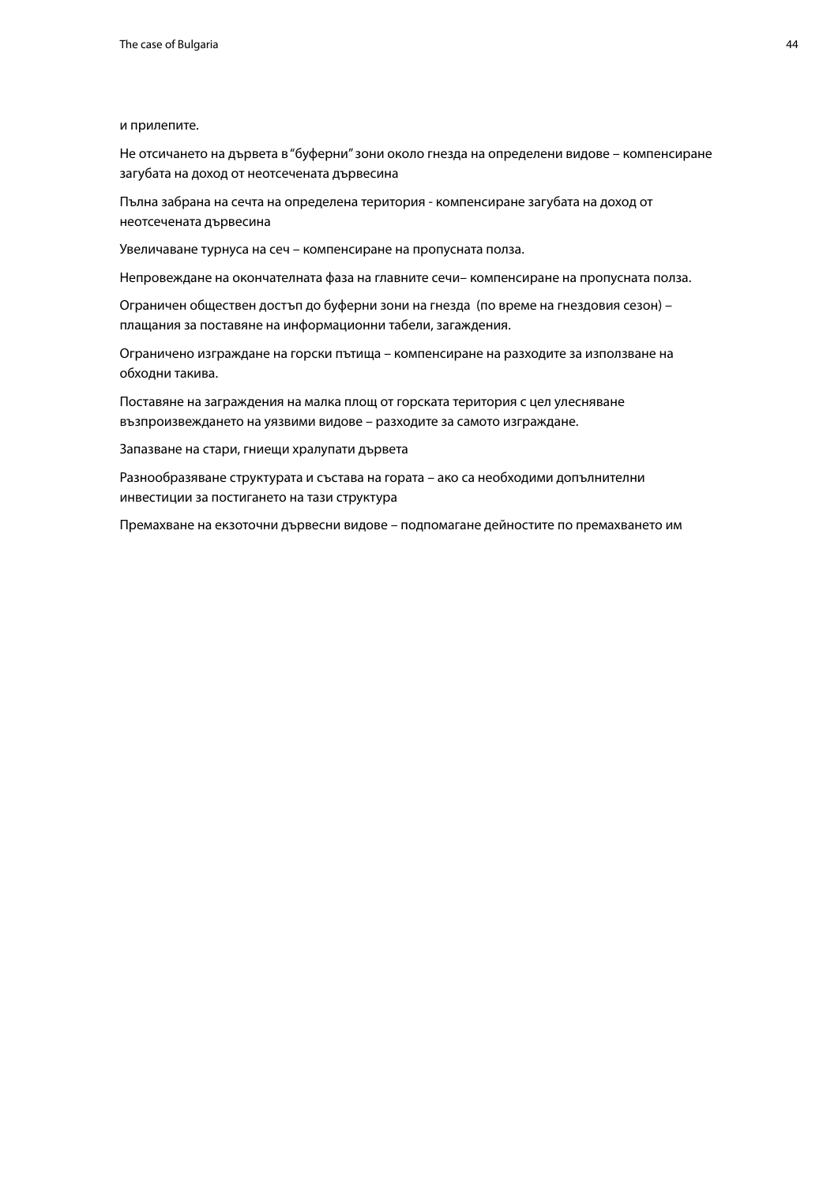и прилепите.

Не отсичането на дървета в “буферни” зони около гнезда на определени видове – компенсиране загубата на доход от неотсечената дървесина

Пълна забрана на сечта на определена територия - компенсиране загубата на доход от неотсечената дървесина

Увеличаване турнуса на сеч – компенсиране на пропусната полза.

Непровеждане на окончателната фаза на главните сечи– компенсиране на пропусната полза.

Ограничен обществен достъп до буферни зони на гнезда (по време на гнездовия сезон) – плащания за поставяне на информационни табели, загаждения.

Ограничено изграждане на горски пътища – компенсиране на разходите за използване на обходни такива.

Поставяне на заграждения на малка площ от горската територия с цел улесняване възпроизвеждането на уязвими видове – разходите за самото изграждане.

Запазване на стари, гниещи хралупати дървета

Разнообразяване структурата и състава на гората – ако са необходими допълнителни инвестиции за постигането на тази структура

Премахване на екзоточни дървесни видове – подпомагане дейностите по премахването им